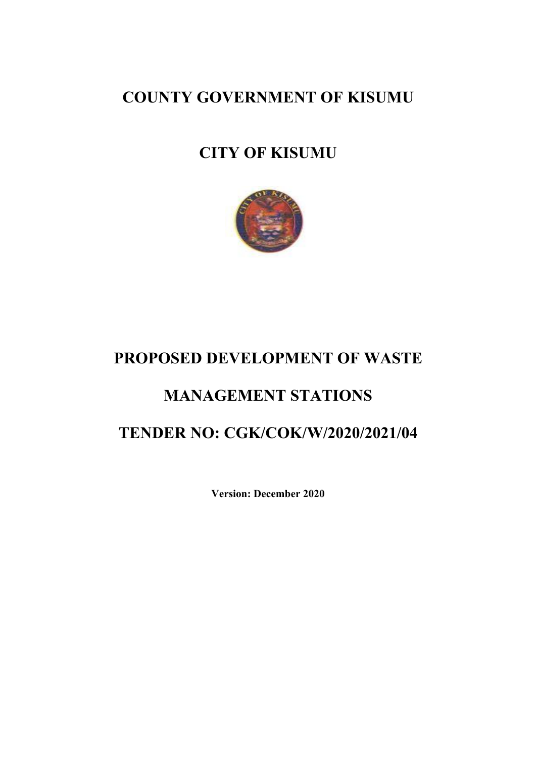# COUNTY GOVERNMENT OF KISUMU

# CITY OF KISUMU

# PROPOSED DEVELOPMENT OF WASTE MANAGEMENT STATIONS

# TENDER NO: CGK/COK/W/2020/2021/04

**Version: December 2020**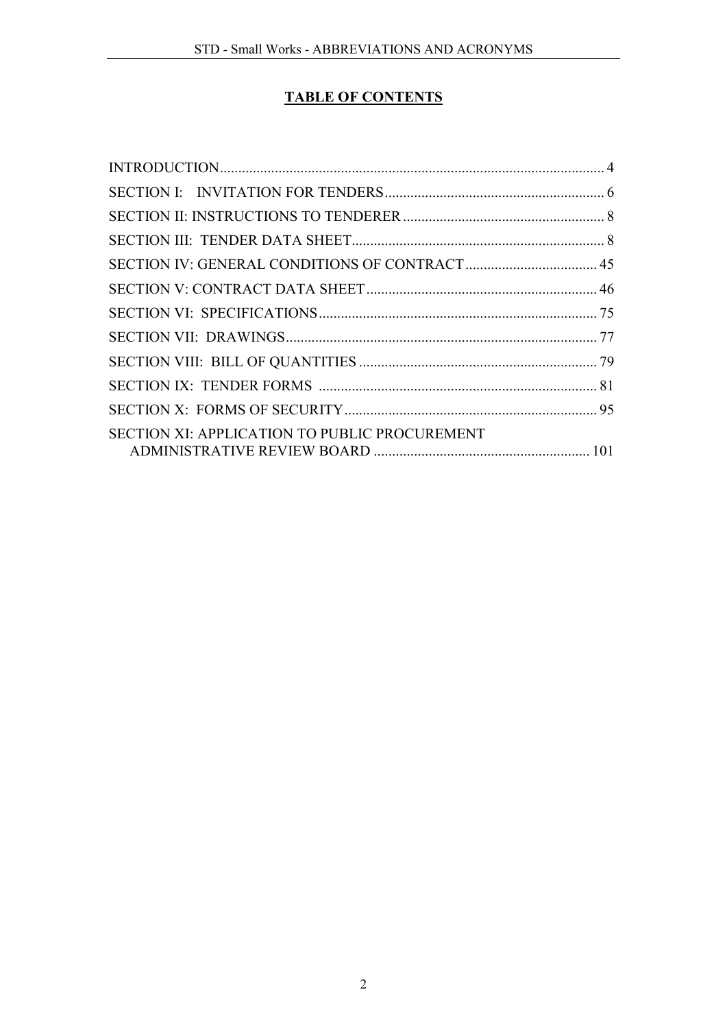# TABLE OF CONTENTS

INTRODUCTION.......................................................................................................... 4

SECTION I: INVITATION FOR TENDERS............................................................ 6

SECTION II: INSTRUCTIONS TO TENDERER....................................................... 8

SECTION III: TENDER DATA SHEET..................................................................... 8

SECTION IV: GENERAL CONDITIONS OF CONTRACT.................................... 45

SECTION V: CONTRACT DATA SHEET............................................................... 46

SECTION VI: SPECIFICATIONS............................................................................ 75

SECTION VII: DRAWINGS..................................................................................... 77

SECTION VIII: BILL OF QUANTITIES................................................................. 79

SECTION IX: TENDER FORMS ........................................................................... 81

SECTION X: FORMS OF SECURITY..................................................................... 95

SECTION XI: APPLICATION TO PUBLIC PROCUREMENT ADMINISTRATIVE REVIEW BOARD ........................................................... 101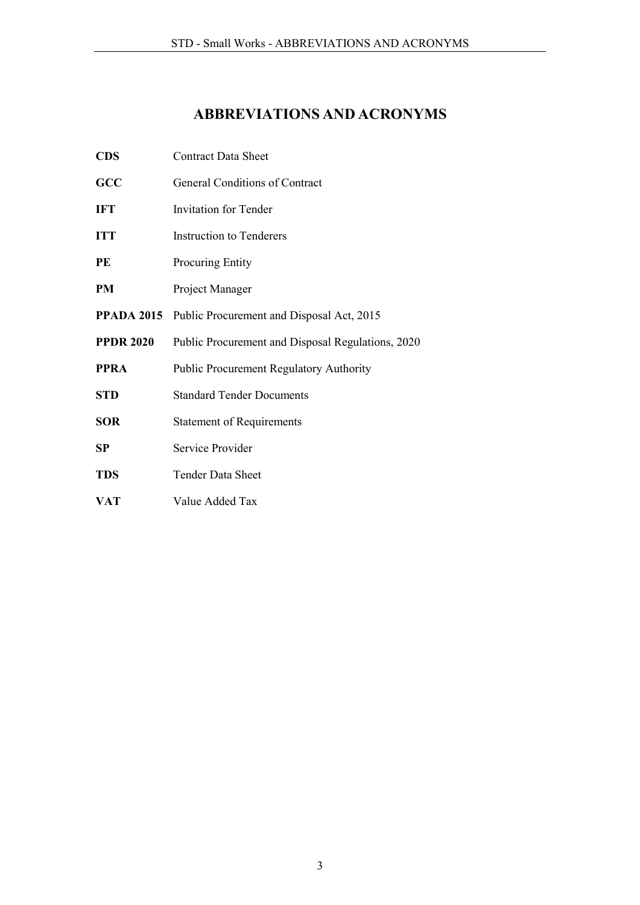# ABBREVIATIONS AND ACRONYMS

| | |
|---|---|
| **CDS** | Contract Data Sheet |
| **GCC** | General Conditions of Contract |
| **IFT** | Invitation for Tender |
| **ITT** | Instruction to Tenderers |
| **PE** | Procuring Entity |
| **PM** | Project Manager |
| **PPADA 2015** | Public Procurement and Disposal Act, 2015 |
| **PPDR 2020** | Public Procurement and Disposal Regulations, 2020 |
| **PPRA** | Public Procurement Regulatory Authority |
| **STD** | Standard Tender Documents |
| **SOR** | Statement of Requirements |
| **SP** | Service Provider |
| **TDS** | Tender Data Sheet |
| **VAT** | Value Added Tax |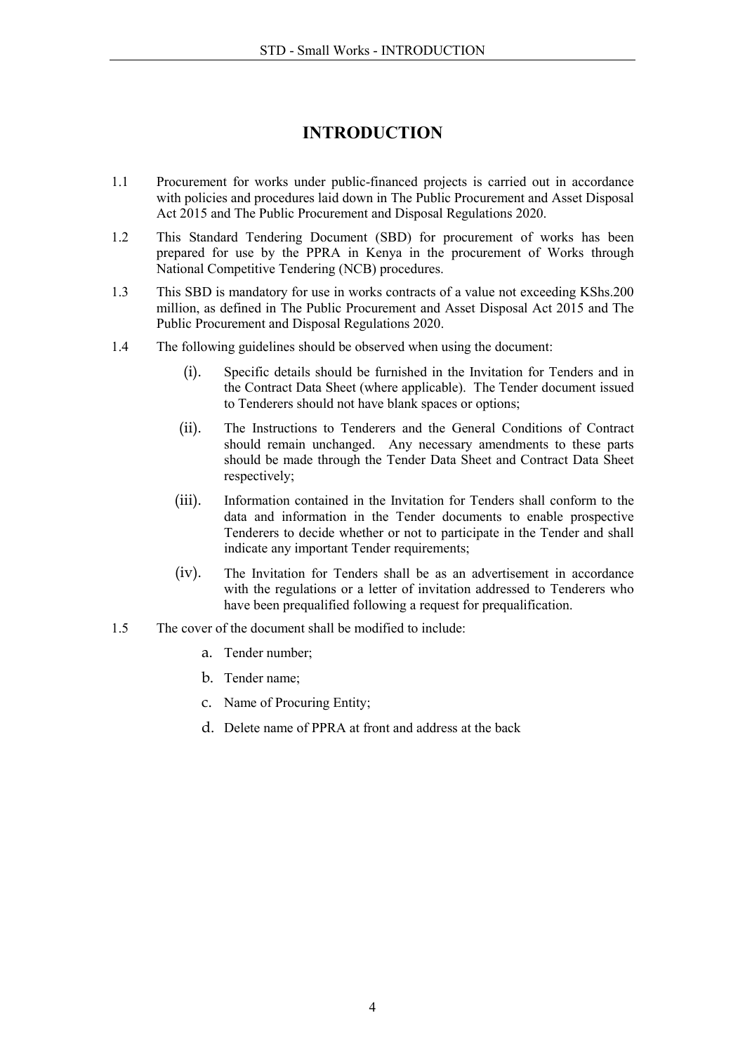# INTRODUCTION

1.1 Procurement for works under public-financed projects is carried out in accordance with policies and procedures laid down in The Public Procurement and Asset Disposal Act 2015 and The Public Procurement and Disposal Regulations 2020.

1.2 This Standard Tendering Document (SBD) for procurement of works has been prepared for use by the PPRA in Kenya in the procurement of Works through National Competitive Tendering (NCB) procedures.

1.3 This SBD is mandatory for use in works contracts of a value not exceeding KShs.200 million, as defined in The Public Procurement and Asset Disposal Act 2015 and The Public Procurement and Disposal Regulations 2020.

1.4 The following guidelines should be observed when using the document:

(i). Specific details should be furnished in the Invitation for Tenders and in the Contract Data Sheet (where applicable). The Tender document issued to Tenderers should not have blank spaces or options;

(ii). The Instructions to Tenderers and the General Conditions of Contract should remain unchanged. Any necessary amendments to these parts should be made through the Tender Data Sheet and Contract Data Sheet respectively;

(iii). Information contained in the Invitation for Tenders shall conform to the data and information in the Tender documents to enable prospective Tenderers to decide whether or not to participate in the Tender and shall indicate any important Tender requirements;

(iv). The Invitation for Tenders shall be as an advertisement in accordance with the regulations or a letter of invitation addressed to Tenderers who have been prequalified following a request for prequalification.

1.5 The cover of the document shall be modified to include:

a. Tender number;

b. Tender name;

c. Name of Procuring Entity;

d. Delete name of PPRA at front and address at the back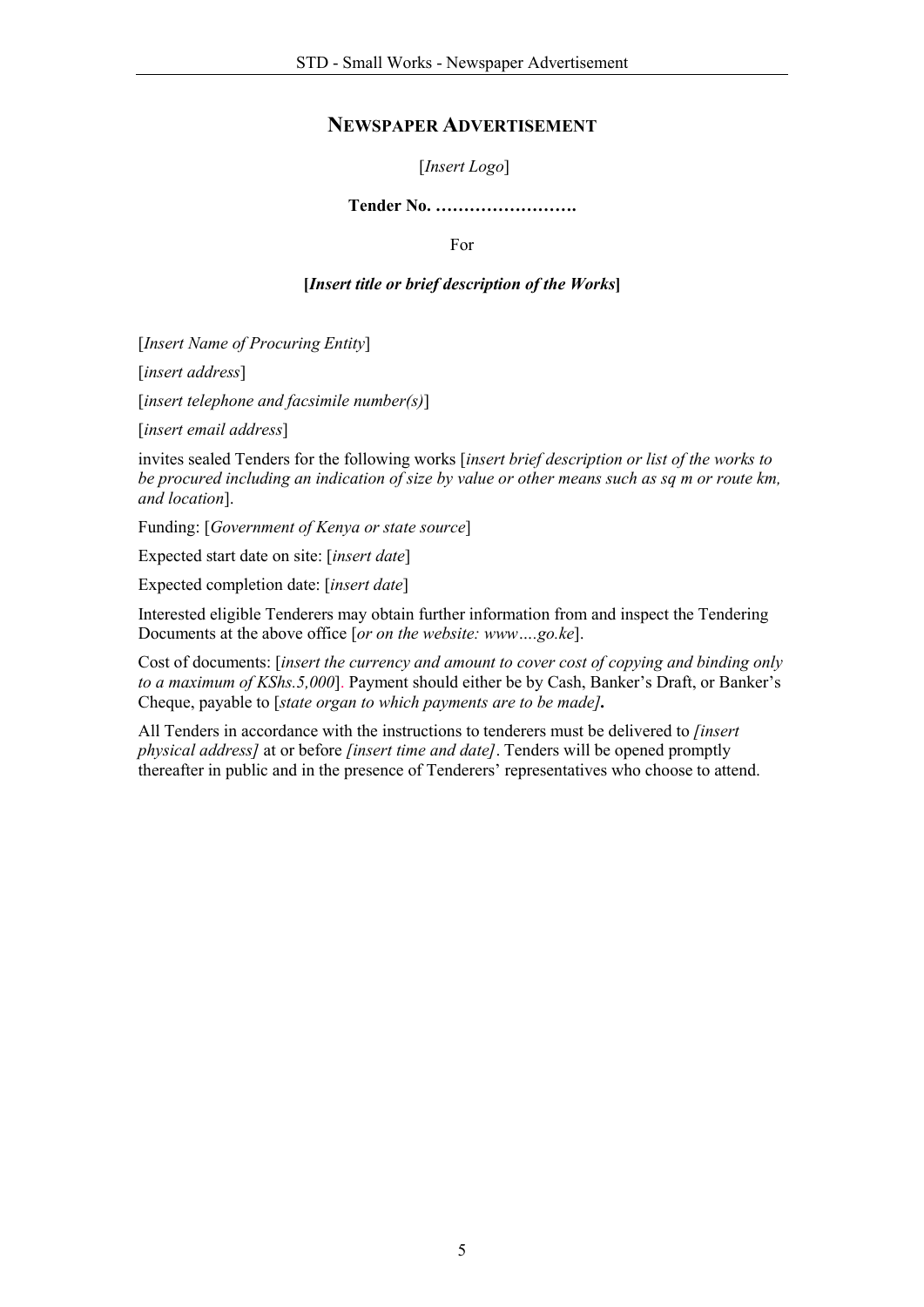## NEWSPAPER ADVERTISEMENT

[*Insert Logo*]

**Tender No. …………………….**

For

**[*Insert title or brief description of the Works*]**

[*Insert Name of Procuring Entity*]

[*insert address*]

[*insert telephone and facsimile number(s)*]

[*insert email address*]

invites sealed Tenders for the following works [*insert brief description or list of the works to be procured including an indication of size by value or other means such as sq m or route km, and location*].

Funding: [*Government of Kenya or state source*]

Expected start date on site: [*insert date*]

Expected completion date: [*insert date*]

Interested eligible Tenderers may obtain further information from and inspect the Tendering Documents at the above office [*or on the website: www….go.ke*].

Cost of documents: [*insert the currency and amount to cover cost of copying and binding only to a maximum of KShs.5,000*]. Payment should either be by Cash, Banker's Draft, or Banker's Cheque, payable to [*state organ to which payments are to be made]***.**

All Tenders in accordance with the instructions to tenderers must be delivered to *[insert physical address]* at or before *[insert time and date]*. Tenders will be opened promptly thereafter in public and in the presence of Tenderers' representatives who choose to attend.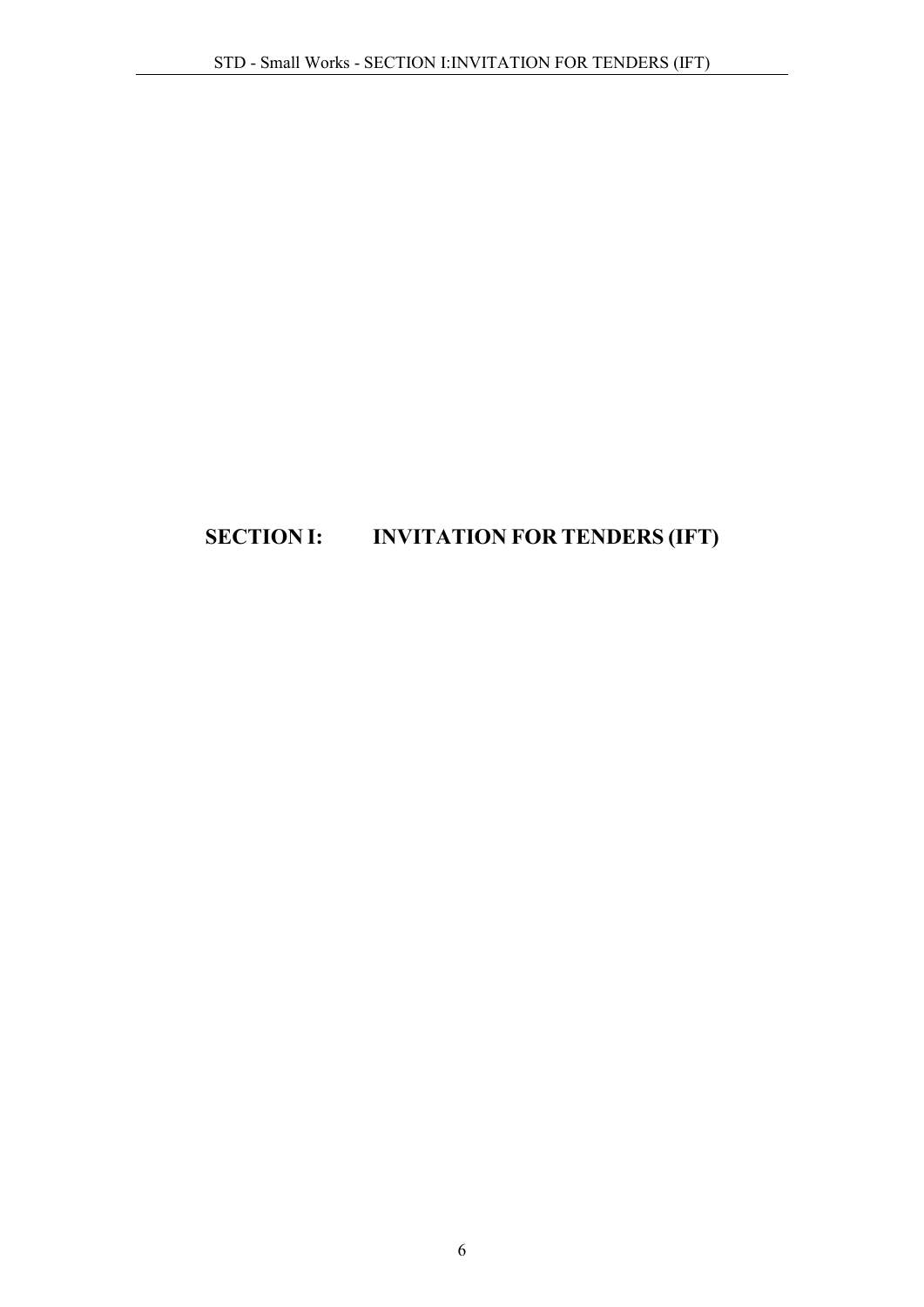# SECTION I: INVITATION FOR TENDERS (IFT)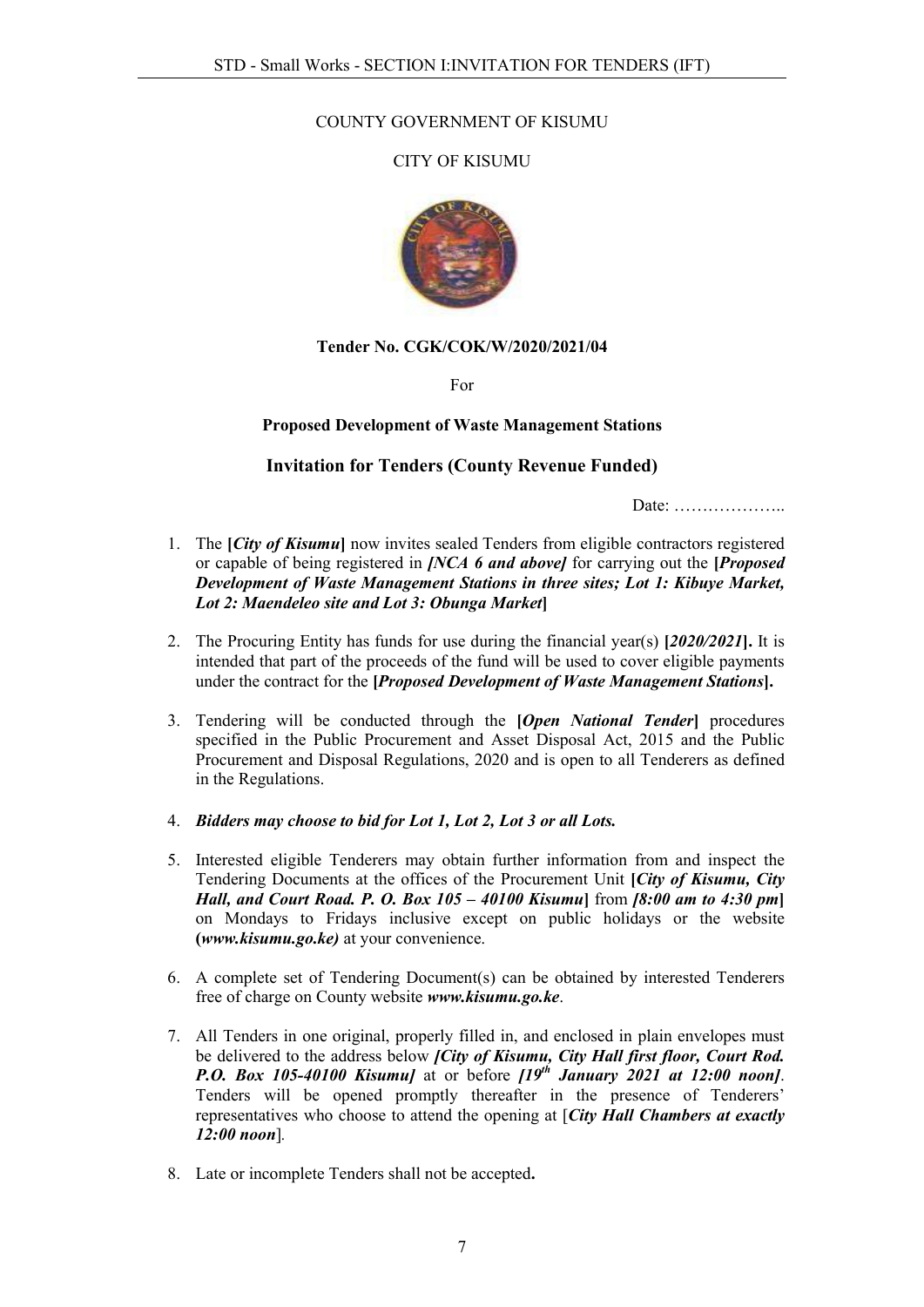COUNTY GOVERNMENT OF KISUMU

CITY OF KISUMU

**Tender No. CGK/COK/W/2020/2021/04**

For

**Proposed Development of Waste Management Stations**

## Invitation for Tenders (County Revenue Funded)

Date: ………………..

1. The **[*City of Kisumu*]** now invites sealed Tenders from eligible contractors registered or capable of being registered in ***[NCA 6 and above]*** for carrying out the **[*Proposed Development of Waste Management Stations in three sites; Lot 1: Kibuye Market, Lot 2: Maendeleo site and Lot 3: Obunga Market*]**

2. The Procuring Entity has funds for use during the financial year(s) **[*2020/2021*].** It is intended that part of the proceeds of the fund will be used to cover eligible payments under the contract for the **[*Proposed Development of Waste Management Stations*].**

3. Tendering will be conducted through the **[*Open National Tender*]** procedures specified in the Public Procurement and Asset Disposal Act, 2015 and the Public Procurement and Disposal Regulations, 2020 and is open to all Tenderers as defined in the Regulations.

4. ***Bidders may choose to bid for Lot 1, Lot 2, Lot 3 or all Lots.***

5. Interested eligible Tenderers may obtain further information from and inspect the Tendering Documents at the offices of the Procurement Unit **[*City of Kisumu, City Hall, and Court Road. P. O. Box 105 – 40100 Kisumu*]** from ***[8:00 am to 4:30 pm*]** on Mondays to Fridays inclusive except on public holidays or the website **(*www.kisumu.go.ke)*** at your convenience.

6. A complete set of Tendering Document(s) can be obtained by interested Tenderers free of charge on County website ***www.kisumu.go.ke***.

7. All Tenders in one original, properly filled in, and enclosed in plain envelopes must be delivered to the address below ***[City of Kisumu, City Hall first floor, Court Rod. P.O. Box 105-40100 Kisumu]*** at or before ***[19th January 2021 at 12:00 noon]***. Tenders will be opened promptly thereafter in the presence of Tenderers' representatives who choose to attend the opening at [***City Hall Chambers at exactly 12:00 noon***].

8. Late or incomplete Tenders shall not be accepted**.**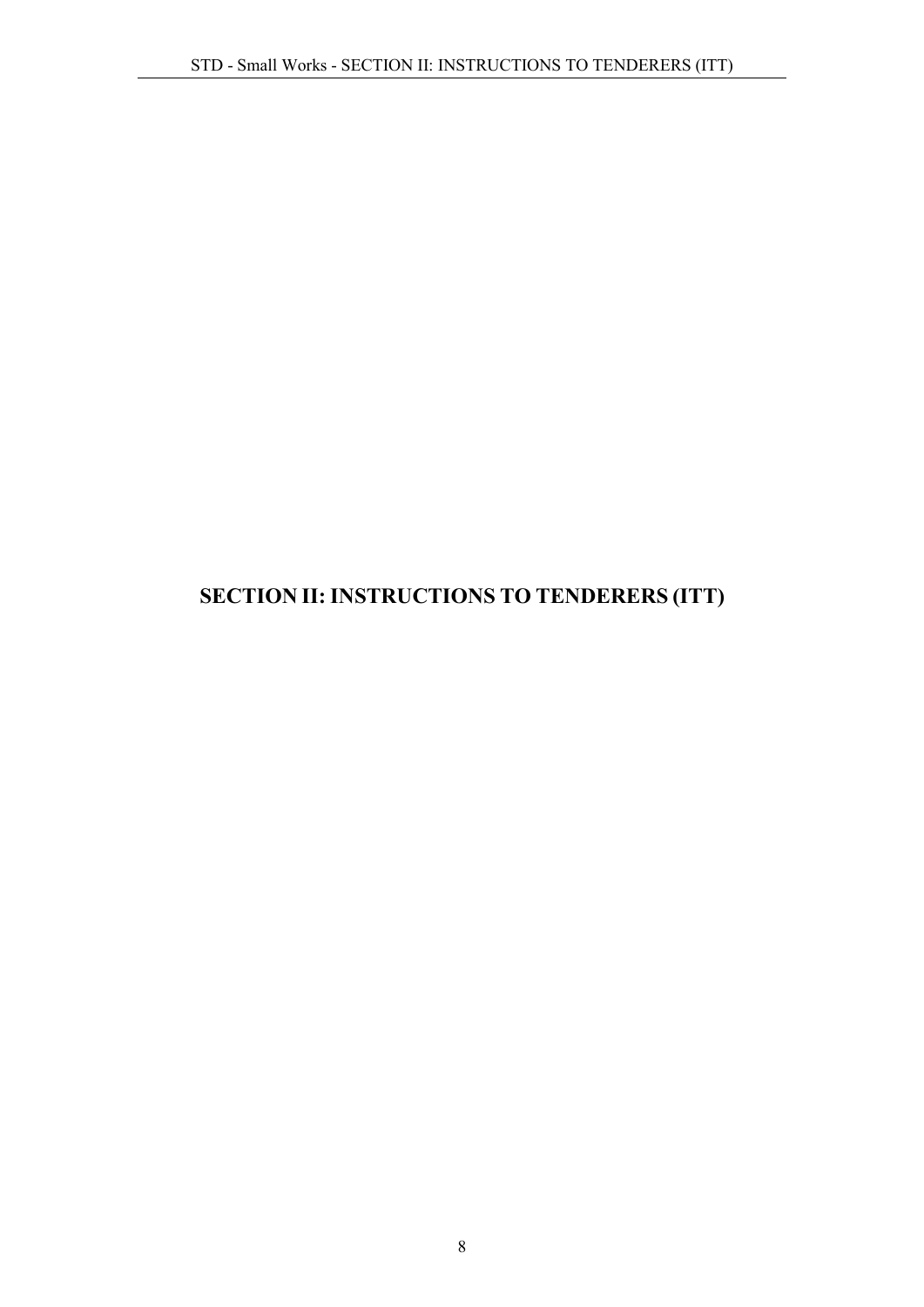# SECTION II: INSTRUCTIONS TO TENDERERS (ITT)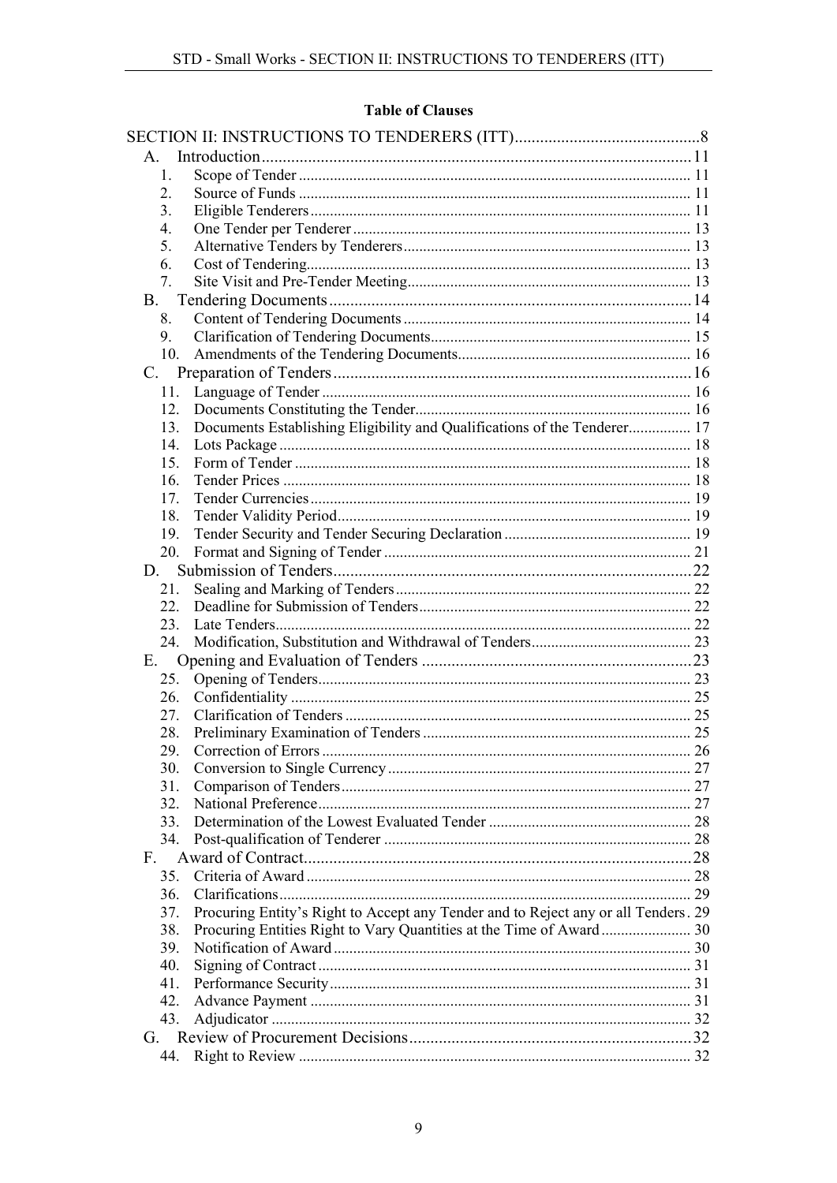**Table of Clauses**

SECTION II: INSTRUCTIONS TO TENDERERS (ITT) ........ 8

- A. Introduction ........ 11
  - 1. Scope of Tender ........ 11
  - 2. Source of Funds ........ 11
  - 3. Eligible Tenderers ........ 11
  - 4. One Tender per Tenderer ........ 13
  - 5. Alternative Tenders by Tenderers ........ 13
  - 6. Cost of Tendering ........ 13
  - 7. Site Visit and Pre-Tender Meeting ........ 13
- B. Tendering Documents ........ 14
  - 8. Content of Tendering Documents ........ 14
  - 9. Clarification of Tendering Documents ........ 15
  - 10. Amendments of the Tendering Documents ........ 16
- C. Preparation of Tenders ........ 16
  - 11. Language of Tender ........ 16
  - 12. Documents Constituting the Tender ........ 16
  - 13. Documents Establishing Eligibility and Qualifications of the Tenderer ........ 17
  - 14. Lots Package ........ 18
  - 15. Form of Tender ........ 18
  - 16. Tender Prices ........ 18
  - 17. Tender Currencies ........ 19
  - 18. Tender Validity Period ........ 19
  - 19. Tender Security and Tender Securing Declaration ........ 19
  - 20. Format and Signing of Tender ........ 21
- D. Submission of Tenders ........ 22
  - 21. Sealing and Marking of Tenders ........ 22
  - 22. Deadline for Submission of Tenders ........ 22
  - 23. Late Tenders ........ 22
  - 24. Modification, Substitution and Withdrawal of Tenders ........ 23
- E. Opening and Evaluation of Tenders ........ 23
  - 25. Opening of Tenders ........ 23
  - 26. Confidentiality ........ 25
  - 27. Clarification of Tenders ........ 25
  - 28. Preliminary Examination of Tenders ........ 25
  - 29. Correction of Errors ........ 26
  - 30. Conversion to Single Currency ........ 27
  - 31. Comparison of Tenders ........ 27
  - 32. National Preference ........ 27
  - 33. Determination of the Lowest Evaluated Tender ........ 28
  - 34. Post-qualification of Tenderer ........ 28
- F. Award of Contract ........ 28
  - 35. Criteria of Award ........ 28
  - 36. Clarifications ........ 29
  - 37. Procuring Entity's Right to Accept any Tender and to Reject any or all Tenders ........ 29
  - 38. Procuring Entities Right to Vary Quantities at the Time of Award ........ 30
  - 39. Notification of Award ........ 30
  - 40. Signing of Contract ........ 31
  - 41. Performance Security ........ 31
  - 42. Advance Payment ........ 31
  - 43. Adjudicator ........ 32
- G. Review of Procurement Decisions ........ 32
  - 44. Right to Review ........ 32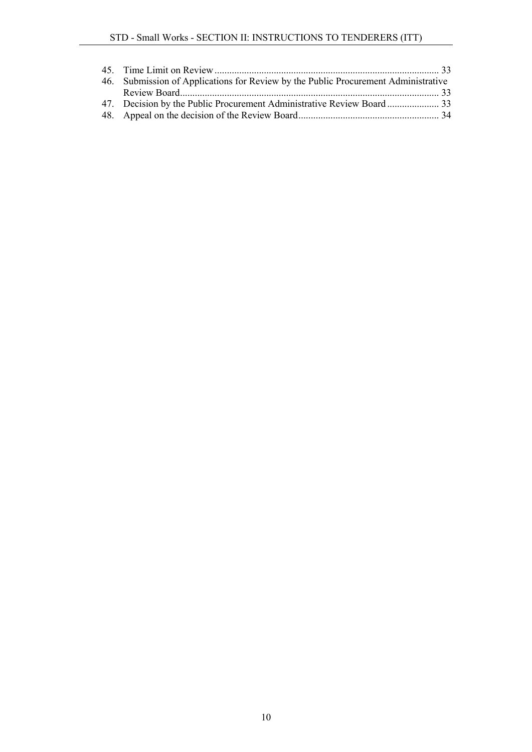45. Time Limit on Review ........................................................................................... 33
46. Submission of Applications for Review by the Public Procurement Administrative Review Board........................................................................................................ 33
47. Decision by the Public Procurement Administrative Review Board ..................... 33
48. Appeal on the decision of the Review Board......................................................... 34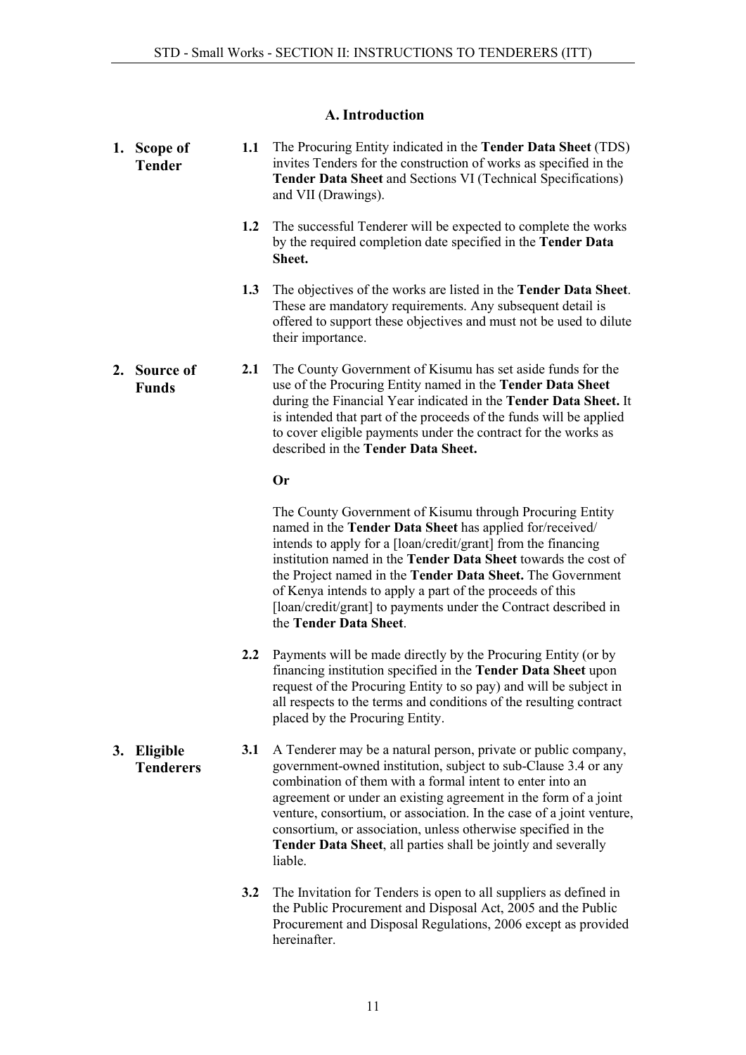## A. Introduction

**1. Scope of Tender**

**1.1** The Procuring Entity indicated in the **Tender Data Sheet** (TDS) invites Tenders for the construction of works as specified in the **Tender Data Sheet** and Sections VI (Technical Specifications) and VII (Drawings).

**1.2** The successful Tenderer will be expected to complete the works by the required completion date specified in the **Tender Data Sheet.**

**1.3** The objectives of the works are listed in the **Tender Data Sheet**. These are mandatory requirements. Any subsequent detail is offered to support these objectives and must not be used to dilute their importance.

**2. Source of Funds**

**2.1** The County Government of Kisumu has set aside funds for the use of the Procuring Entity named in the **Tender Data Sheet** during the Financial Year indicated in the **Tender Data Sheet.** It is intended that part of the proceeds of the funds will be applied to cover eligible payments under the contract for the works as described in the **Tender Data Sheet.**

**Or**

The County Government of Kisumu through Procuring Entity named in the **Tender Data Sheet** has applied for/received/ intends to apply for a [loan/credit/grant] from the financing institution named in the **Tender Data Sheet** towards the cost of the Project named in the **Tender Data Sheet.** The Government of Kenya intends to apply a part of the proceeds of this [loan/credit/grant] to payments under the Contract described in the **Tender Data Sheet**.

**2.2** Payments will be made directly by the Procuring Entity (or by financing institution specified in the **Tender Data Sheet** upon request of the Procuring Entity to so pay) and will be subject in all respects to the terms and conditions of the resulting contract placed by the Procuring Entity.

**3. Eligible Tenderers**

**3.1** A Tenderer may be a natural person, private or public company, government-owned institution, subject to sub-Clause 3.4 or any combination of them with a formal intent to enter into an agreement or under an existing agreement in the form of a joint venture, consortium, or association. In the case of a joint venture, consortium, or association, unless otherwise specified in the **Tender Data Sheet**, all parties shall be jointly and severally liable.

**3.2** The Invitation for Tenders is open to all suppliers as defined in the Public Procurement and Disposal Act, 2005 and the Public Procurement and Disposal Regulations, 2006 except as provided hereinafter.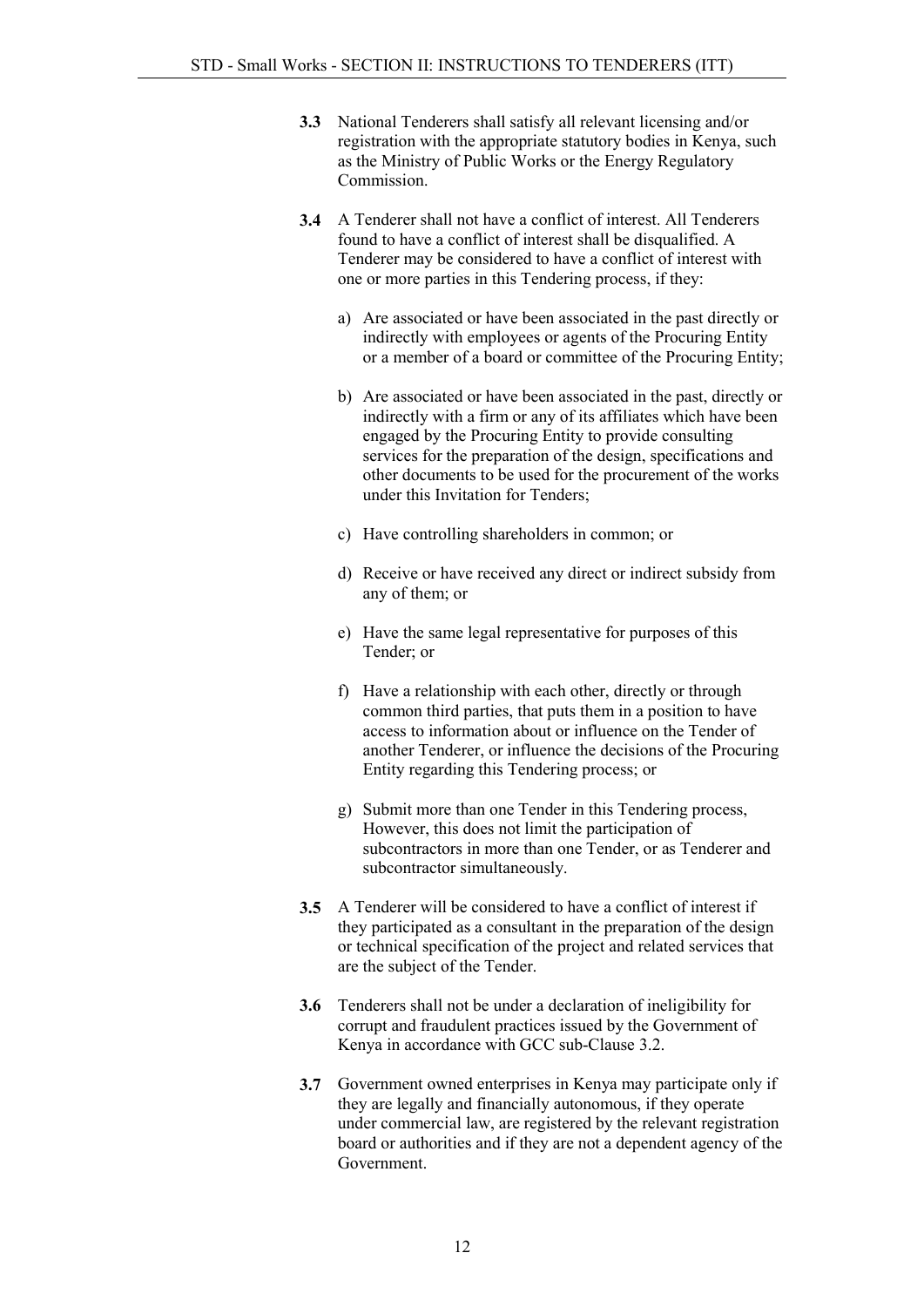**3.3** National Tenderers shall satisfy all relevant licensing and/or registration with the appropriate statutory bodies in Kenya, such as the Ministry of Public Works or the Energy Regulatory Commission.

**3.4** A Tenderer shall not have a conflict of interest. All Tenderers found to have a conflict of interest shall be disqualified. A Tenderer may be considered to have a conflict of interest with one or more parties in this Tendering process, if they:

a) Are associated or have been associated in the past directly or indirectly with employees or agents of the Procuring Entity or a member of a board or committee of the Procuring Entity;

b) Are associated or have been associated in the past, directly or indirectly with a firm or any of its affiliates which have been engaged by the Procuring Entity to provide consulting services for the preparation of the design, specifications and other documents to be used for the procurement of the works under this Invitation for Tenders;

c) Have controlling shareholders in common; or

d) Receive or have received any direct or indirect subsidy from any of them; or

e) Have the same legal representative for purposes of this Tender; or

f) Have a relationship with each other, directly or through common third parties, that puts them in a position to have access to information about or influence on the Tender of another Tenderer, or influence the decisions of the Procuring Entity regarding this Tendering process; or

g) Submit more than one Tender in this Tendering process, However, this does not limit the participation of subcontractors in more than one Tender, or as Tenderer and subcontractor simultaneously.

**3.5** A Tenderer will be considered to have a conflict of interest if they participated as a consultant in the preparation of the design or technical specification of the project and related services that are the subject of the Tender.

**3.6** Tenderers shall not be under a declaration of ineligibility for corrupt and fraudulent practices issued by the Government of Kenya in accordance with GCC sub-Clause 3.2.

**3.7** Government owned enterprises in Kenya may participate only if they are legally and financially autonomous, if they operate under commercial law, are registered by the relevant registration board or authorities and if they are not a dependent agency of the Government.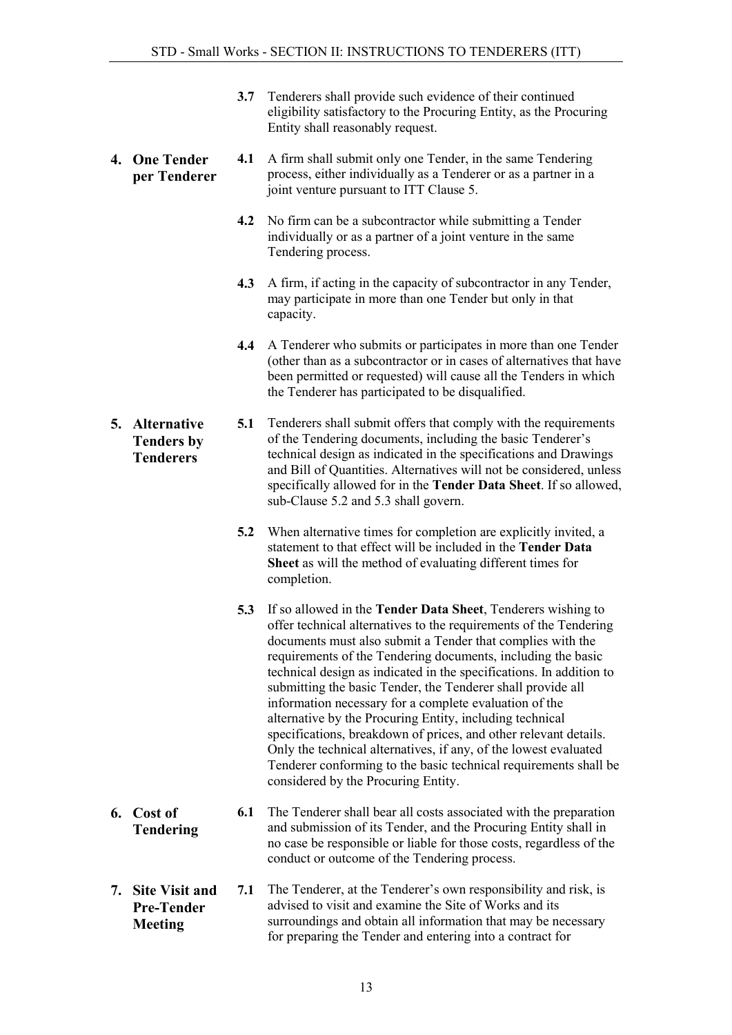**3.7** Tenderers shall provide such evidence of their continued eligibility satisfactory to the Procuring Entity, as the Procuring Entity shall reasonably request.

## 4. One Tender per Tenderer

**4.1** A firm shall submit only one Tender, in the same Tendering process, either individually as a Tenderer or as a partner in a joint venture pursuant to ITT Clause 5.

**4.2** No firm can be a subcontractor while submitting a Tender individually or as a partner of a joint venture in the same Tendering process.

**4.3** A firm, if acting in the capacity of subcontractor in any Tender, may participate in more than one Tender but only in that capacity.

**4.4** A Tenderer who submits or participates in more than one Tender (other than as a subcontractor or in cases of alternatives that have been permitted or requested) will cause all the Tenders in which the Tenderer has participated to be disqualified.

## 5. Alternative Tenders by Tenderers

**5.1** Tenderers shall submit offers that comply with the requirements of the Tendering documents, including the basic Tenderer's technical design as indicated in the specifications and Drawings and Bill of Quantities. Alternatives will not be considered, unless specifically allowed for in the **Tender Data Sheet**. If so allowed, sub-Clause 5.2 and 5.3 shall govern.

**5.2** When alternative times for completion are explicitly invited, a statement to that effect will be included in the **Tender Data Sheet** as will the method of evaluating different times for completion.

**5.3** If so allowed in the **Tender Data Sheet**, Tenderers wishing to offer technical alternatives to the requirements of the Tendering documents must also submit a Tender that complies with the requirements of the Tendering documents, including the basic technical design as indicated in the specifications. In addition to submitting the basic Tender, the Tenderer shall provide all information necessary for a complete evaluation of the alternative by the Procuring Entity, including technical specifications, breakdown of prices, and other relevant details. Only the technical alternatives, if any, of the lowest evaluated Tenderer conforming to the basic technical requirements shall be considered by the Procuring Entity.

## 6. Cost of Tendering

**6.1** The Tenderer shall bear all costs associated with the preparation and submission of its Tender, and the Procuring Entity shall in no case be responsible or liable for those costs, regardless of the conduct or outcome of the Tendering process.

## 7. Site Visit and Pre-Tender Meeting

**7.1** The Tenderer, at the Tenderer's own responsibility and risk, is advised to visit and examine the Site of Works and its surroundings and obtain all information that may be necessary for preparing the Tender and entering into a contract for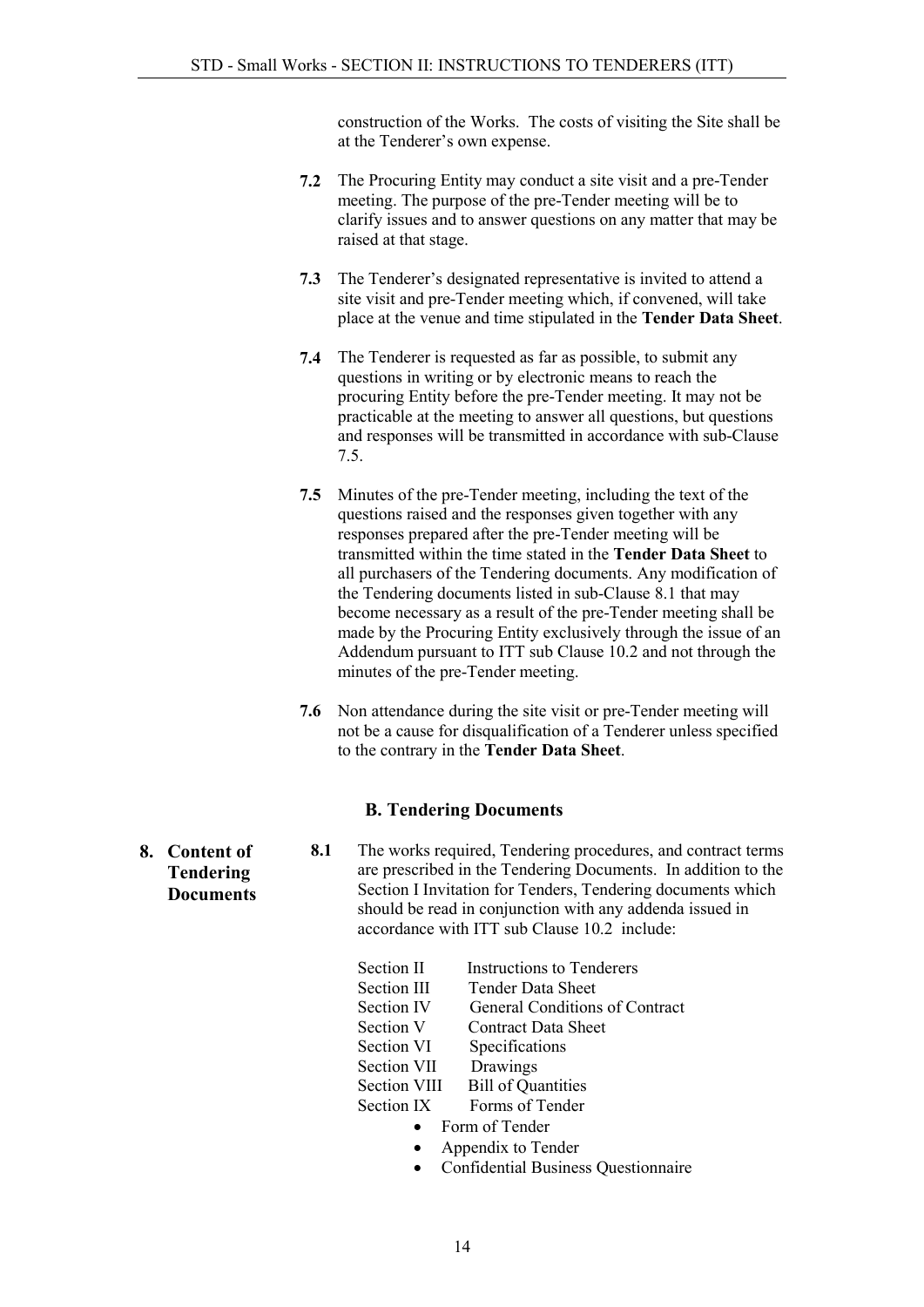construction of the Works. The costs of visiting the Site shall be at the Tenderer's own expense.

**7.2** The Procuring Entity may conduct a site visit and a pre-Tender meeting. The purpose of the pre-Tender meeting will be to clarify issues and to answer questions on any matter that may be raised at that stage.

**7.3** The Tenderer's designated representative is invited to attend a site visit and pre-Tender meeting which, if convened, will take place at the venue and time stipulated in the **Tender Data Sheet**.

**7.4** The Tenderer is requested as far as possible, to submit any questions in writing or by electronic means to reach the procuring Entity before the pre-Tender meeting. It may not be practicable at the meeting to answer all questions, but questions and responses will be transmitted in accordance with sub-Clause 7.5.

**7.5** Minutes of the pre-Tender meeting, including the text of the questions raised and the responses given together with any responses prepared after the pre-Tender meeting will be transmitted within the time stated in the **Tender Data Sheet** to all purchasers of the Tendering documents. Any modification of the Tendering documents listed in sub-Clause 8.1 that may become necessary as a result of the pre-Tender meeting shall be made by the Procuring Entity exclusively through the issue of an Addendum pursuant to ITT sub Clause 10.2 and not through the minutes of the pre-Tender meeting.

**7.6** Non attendance during the site visit or pre-Tender meeting will not be a cause for disqualification of a Tenderer unless specified to the contrary in the **Tender Data Sheet**.

## B. Tendering Documents

### 8. Content of Tendering Documents

**8.1** The works required, Tendering procedures, and contract terms are prescribed in the Tendering Documents. In addition to the Section I Invitation for Tenders, Tendering documents which should be read in conjunction with any addenda issued in accordance with ITT sub Clause 10.2 include:

Section II Instructions to Tenderers
Section III Tender Data Sheet
Section IV General Conditions of Contract
Section V Contract Data Sheet
Section VI Specifications
Section VII Drawings
Section VIII Bill of Quantities
Section IX Forms of Tender

- Form of Tender
- Appendix to Tender
- Confidential Business Questionnaire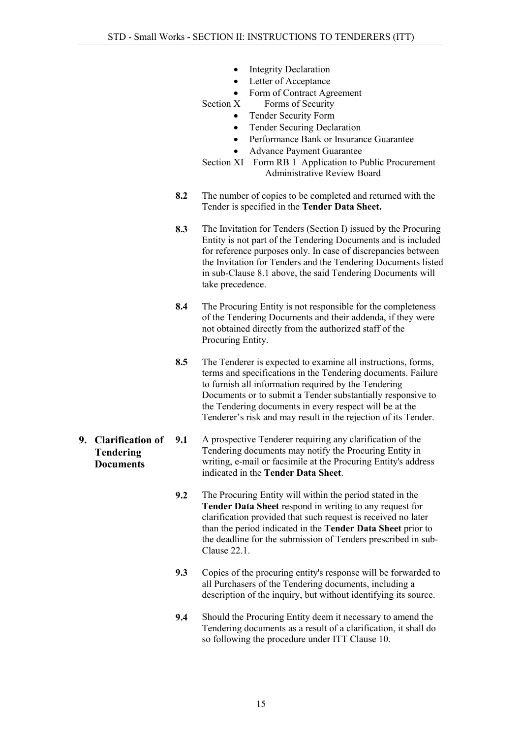- Integrity Declaration
- Letter of Acceptance
- Form of Contract Agreement

Section X Forms of Security

- Tender Security Form
- Tender Securing Declaration
- Performance Bank or Insurance Guarantee
- Advance Payment Guarantee

Section XI Form RB 1 Application to Public Procurement Administrative Review Board

**8.2** The number of copies to be completed and returned with the Tender is specified in the **Tender Data Sheet.**

**8.3** The Invitation for Tenders (Section I) issued by the Procuring Entity is not part of the Tendering Documents and is included for reference purposes only. In case of discrepancies between the Invitation for Tenders and the Tendering Documents listed in sub-Clause 8.1 above, the said Tendering Documents will take precedence.

**8.4** The Procuring Entity is not responsible for the completeness of the Tendering Documents and their addenda, if they were not obtained directly from the authorized staff of the Procuring Entity.

**8.5** The Tenderer is expected to examine all instructions, forms, terms and specifications in the Tendering documents. Failure to furnish all information required by the Tendering Documents or to submit a Tender substantially responsive to the Tendering documents in every respect will be at the Tenderer's risk and may result in the rejection of its Tender.

## 9. Clarification of Tendering Documents

**9.1** A prospective Tenderer requiring any clarification of the Tendering documents may notify the Procuring Entity in writing, e-mail or facsimile at the Procuring Entity's address indicated in the **Tender Data Sheet**.

**9.2** The Procuring Entity will within the period stated in the **Tender Data Sheet** respond in writing to any request for clarification provided that such request is received no later than the period indicated in the **Tender Data Sheet** prior to the deadline for the submission of Tenders prescribed in sub-Clause 22.1.

**9.3** Copies of the procuring entity's response will be forwarded to all Purchasers of the Tendering documents, including a description of the inquiry, but without identifying its source.

**9.4** Should the Procuring Entity deem it necessary to amend the Tendering documents as a result of a clarification, it shall do so following the procedure under ITT Clause 10.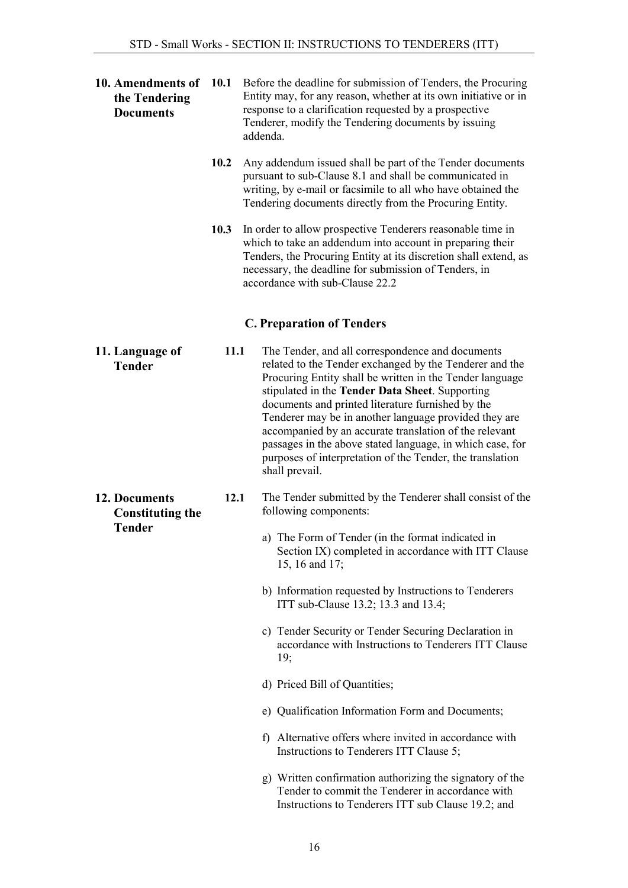**10. Amendments of the Tendering Documents**

**10.1** Before the deadline for submission of Tenders, the Procuring Entity may, for any reason, whether at its own initiative or in response to a clarification requested by a prospective Tenderer, modify the Tendering documents by issuing addenda.

**10.2** Any addendum issued shall be part of the Tender documents pursuant to sub-Clause 8.1 and shall be communicated in writing, by e-mail or facsimile to all who have obtained the Tendering documents directly from the Procuring Entity.

**10.3** In order to allow prospective Tenderers reasonable time in which to take an addendum into account in preparing their Tenders, the Procuring Entity at its discretion shall extend, as necessary, the deadline for submission of Tenders, in accordance with sub-Clause 22.2

## C. Preparation of Tenders

**11. Language of Tender**

**11.1** The Tender, and all correspondence and documents related to the Tender exchanged by the Tenderer and the Procuring Entity shall be written in the Tender language stipulated in the **Tender Data Sheet**. Supporting documents and printed literature furnished by the Tenderer may be in another language provided they are accompanied by an accurate translation of the relevant passages in the above stated language, in which case, for purposes of interpretation of the Tender, the translation shall prevail.

**12. Documents Constituting the Tender**

**12.1** The Tender submitted by the Tenderer shall consist of the following components:

a) The Form of Tender (in the format indicated in Section IX) completed in accordance with ITT Clause 15, 16 and 17;

b) Information requested by Instructions to Tenderers ITT sub-Clause 13.2; 13.3 and 13.4;

c) Tender Security or Tender Securing Declaration in accordance with Instructions to Tenderers ITT Clause 19;

d) Priced Bill of Quantities;

e) Qualification Information Form and Documents;

f) Alternative offers where invited in accordance with Instructions to Tenderers ITT Clause 5;

g) Written confirmation authorizing the signatory of the Tender to commit the Tenderer in accordance with Instructions to Tenderers ITT sub Clause 19.2; and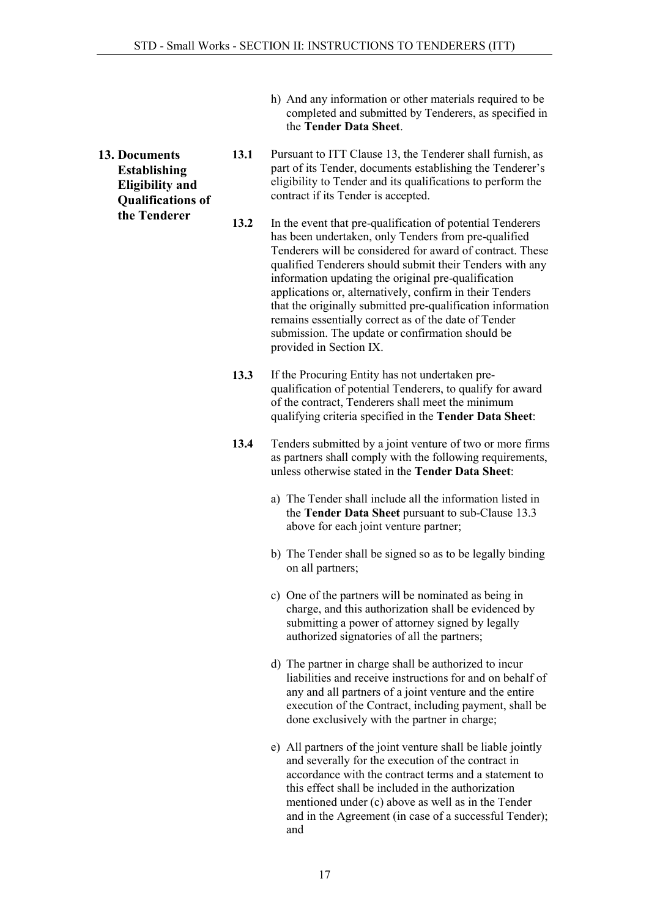h) And any information or other materials required to be completed and submitted by Tenderers, as specified in the **Tender Data Sheet**.

### 13. Documents Establishing Eligibility and Qualifications of the Tenderer

**13.1** Pursuant to ITT Clause 13, the Tenderer shall furnish, as part of its Tender, documents establishing the Tenderer's eligibility to Tender and its qualifications to perform the contract if its Tender is accepted.

**13.2** In the event that pre-qualification of potential Tenderers has been undertaken, only Tenders from pre-qualified Tenderers will be considered for award of contract. These qualified Tenderers should submit their Tenders with any information updating the original pre-qualification applications or, alternatively, confirm in their Tenders that the originally submitted pre-qualification information remains essentially correct as of the date of Tender submission. The update or confirmation should be provided in Section IX.

**13.3** If the Procuring Entity has not undertaken pre-qualification of potential Tenderers, to qualify for award of the contract, Tenderers shall meet the minimum qualifying criteria specified in the **Tender Data Sheet**:

**13.4** Tenders submitted by a joint venture of two or more firms as partners shall comply with the following requirements, unless otherwise stated in the **Tender Data Sheet**:

a) The Tender shall include all the information listed in the **Tender Data Sheet** pursuant to sub-Clause 13.3 above for each joint venture partner;

b) The Tender shall be signed so as to be legally binding on all partners;

c) One of the partners will be nominated as being in charge, and this authorization shall be evidenced by submitting a power of attorney signed by legally authorized signatories of all the partners;

d) The partner in charge shall be authorized to incur liabilities and receive instructions for and on behalf of any and all partners of a joint venture and the entire execution of the Contract, including payment, shall be done exclusively with the partner in charge;

e) All partners of the joint venture shall be liable jointly and severally for the execution of the contract in accordance with the contract terms and a statement to this effect shall be included in the authorization mentioned under (c) above as well as in the Tender and in the Agreement (in case of a successful Tender); and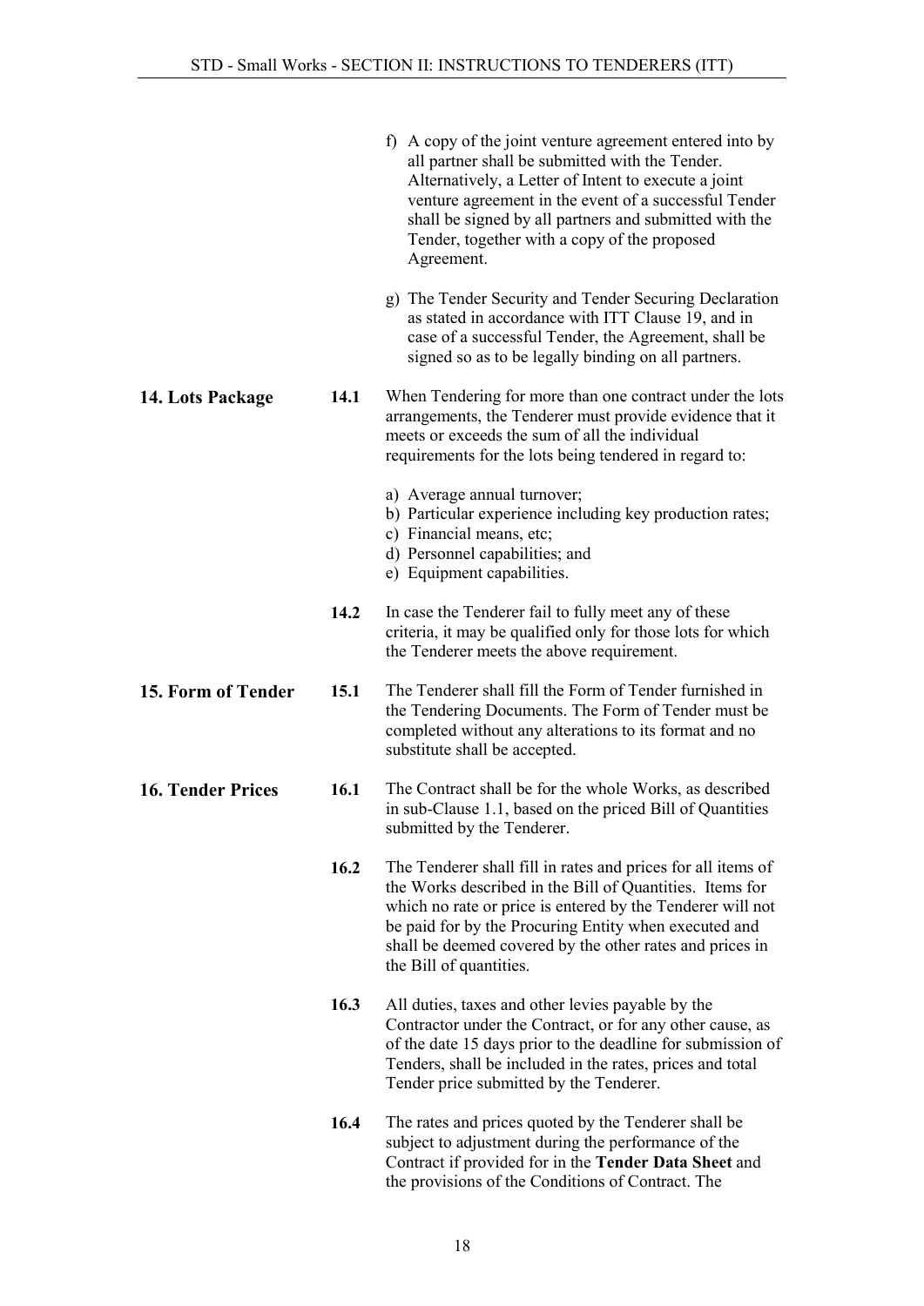f) A copy of the joint venture agreement entered into by all partner shall be submitted with the Tender. Alternatively, a Letter of Intent to execute a joint venture agreement in the event of a successful Tender shall be signed by all partners and submitted with the Tender, together with a copy of the proposed Agreement.

g) The Tender Security and Tender Securing Declaration as stated in accordance with ITT Clause 19, and in case of a successful Tender, the Agreement, shall be signed so as to be legally binding on all partners.

## 14. Lots Package

**14.1** When Tendering for more than one contract under the lots arrangements, the Tenderer must provide evidence that it meets or exceeds the sum of all the individual requirements for the lots being tendered in regard to:

a) Average annual turnover;
b) Particular experience including key production rates;
c) Financial means, etc;
d) Personnel capabilities; and
e) Equipment capabilities.

**14.2** In case the Tenderer fail to fully meet any of these criteria, it may be qualified only for those lots for which the Tenderer meets the above requirement.

## 15. Form of Tender

**15.1** The Tenderer shall fill the Form of Tender furnished in the Tendering Documents. The Form of Tender must be completed without any alterations to its format and no substitute shall be accepted.

## 16. Tender Prices

**16.1** The Contract shall be for the whole Works, as described in sub-Clause 1.1, based on the priced Bill of Quantities submitted by the Tenderer.

**16.2** The Tenderer shall fill in rates and prices for all items of the Works described in the Bill of Quantities. Items for which no rate or price is entered by the Tenderer will not be paid for by the Procuring Entity when executed and shall be deemed covered by the other rates and prices in the Bill of quantities.

**16.3** All duties, taxes and other levies payable by the Contractor under the Contract, or for any other cause, as of the date 15 days prior to the deadline for submission of Tenders, shall be included in the rates, prices and total Tender price submitted by the Tenderer.

**16.4** The rates and prices quoted by the Tenderer shall be subject to adjustment during the performance of the Contract if provided for in the **Tender Data Sheet** and the provisions of the Conditions of Contract. The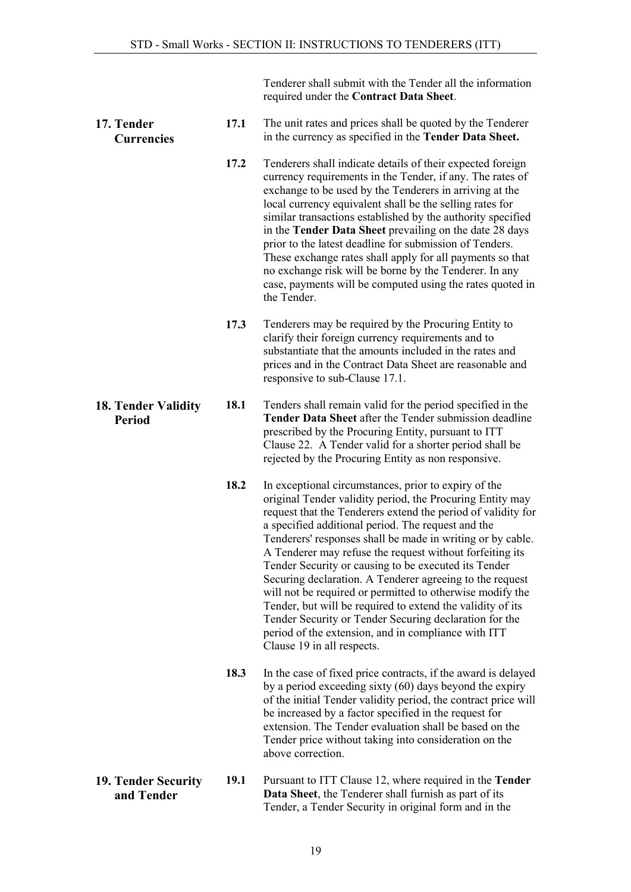Tenderer shall submit with the Tender all the information required under the **Contract Data Sheet**.

## 17. Tender Currencies

**17.1** The unit rates and prices shall be quoted by the Tenderer in the currency as specified in the **Tender Data Sheet.**

**17.2** Tenderers shall indicate details of their expected foreign currency requirements in the Tender, if any. The rates of exchange to be used by the Tenderers in arriving at the local currency equivalent shall be the selling rates for similar transactions established by the authority specified in the **Tender Data Sheet** prevailing on the date 28 days prior to the latest deadline for submission of Tenders. These exchange rates shall apply for all payments so that no exchange risk will be borne by the Tenderer. In any case, payments will be computed using the rates quoted in the Tender.

**17.3** Tenderers may be required by the Procuring Entity to clarify their foreign currency requirements and to substantiate that the amounts included in the rates and prices and in the Contract Data Sheet are reasonable and responsive to sub-Clause 17.1.

## 18. Tender Validity Period

**18.1** Tenders shall remain valid for the period specified in the **Tender Data Sheet** after the Tender submission deadline prescribed by the Procuring Entity, pursuant to ITT Clause 22. A Tender valid for a shorter period shall be rejected by the Procuring Entity as non responsive.

**18.2** In exceptional circumstances, prior to expiry of the original Tender validity period, the Procuring Entity may request that the Tenderers extend the period of validity for a specified additional period. The request and the Tenderers' responses shall be made in writing or by cable. A Tenderer may refuse the request without forfeiting its Tender Security or causing to be executed its Tender Securing declaration. A Tenderer agreeing to the request will not be required or permitted to otherwise modify the Tender, but will be required to extend the validity of its Tender Security or Tender Securing declaration for the period of the extension, and in compliance with ITT Clause 19 in all respects.

**18.3** In the case of fixed price contracts, if the award is delayed by a period exceeding sixty (60) days beyond the expiry of the initial Tender validity period, the contract price will be increased by a factor specified in the request for extension. The Tender evaluation shall be based on the Tender price without taking into consideration on the above correction.

## 19. Tender Security and Tender

**19.1** Pursuant to ITT Clause 12, where required in the **Tender Data Sheet**, the Tenderer shall furnish as part of its Tender, a Tender Security in original form and in the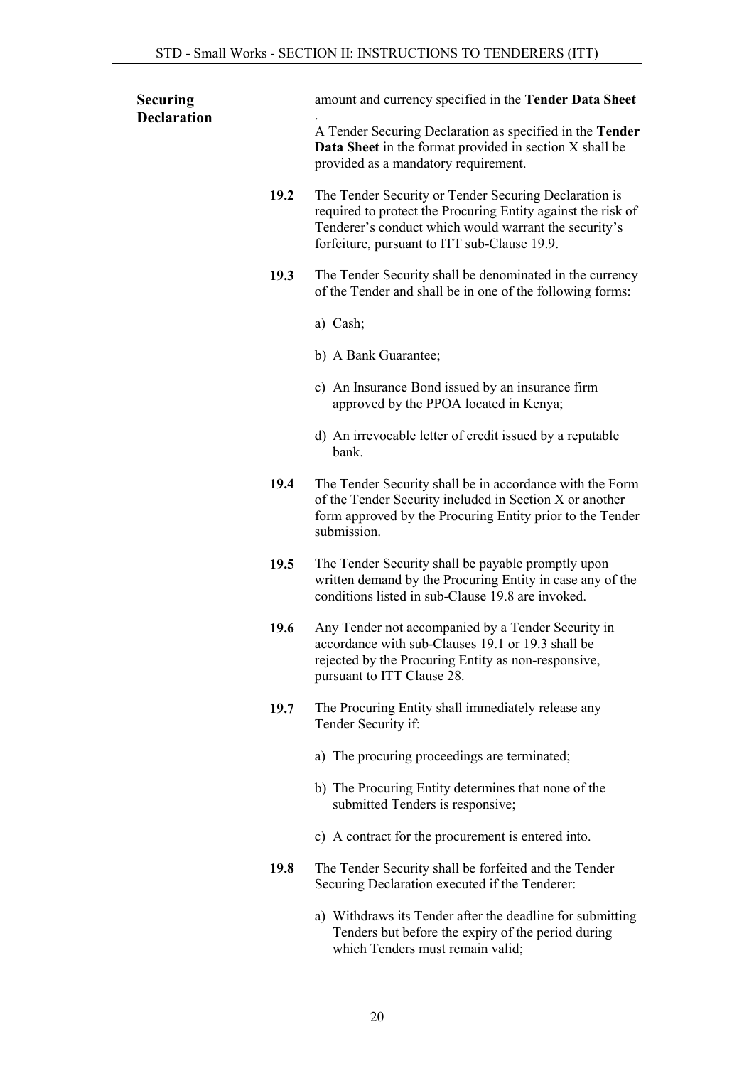**Securing Declaration**

amount and currency specified in the **Tender Data Sheet** .

A Tender Securing Declaration as specified in the **Tender Data Sheet** in the format provided in section X shall be provided as a mandatory requirement.

**19.2** The Tender Security or Tender Securing Declaration is required to protect the Procuring Entity against the risk of Tenderer's conduct which would warrant the security's forfeiture, pursuant to ITT sub-Clause 19.9.

**19.3** The Tender Security shall be denominated in the currency of the Tender and shall be in one of the following forms:

a) Cash;

b) A Bank Guarantee;

c) An Insurance Bond issued by an insurance firm approved by the PPOA located in Kenya;

d) An irrevocable letter of credit issued by a reputable bank.

**19.4** The Tender Security shall be in accordance with the Form of the Tender Security included in Section X or another form approved by the Procuring Entity prior to the Tender submission.

**19.5** The Tender Security shall be payable promptly upon written demand by the Procuring Entity in case any of the conditions listed in sub-Clause 19.8 are invoked.

**19.6** Any Tender not accompanied by a Tender Security in accordance with sub-Clauses 19.1 or 19.3 shall be rejected by the Procuring Entity as non-responsive, pursuant to ITT Clause 28.

**19.7** The Procuring Entity shall immediately release any Tender Security if:

a) The procuring proceedings are terminated;

b) The Procuring Entity determines that none of the submitted Tenders is responsive;

c) A contract for the procurement is entered into.

**19.8** The Tender Security shall be forfeited and the Tender Securing Declaration executed if the Tenderer:

a) Withdraws its Tender after the deadline for submitting Tenders but before the expiry of the period during which Tenders must remain valid;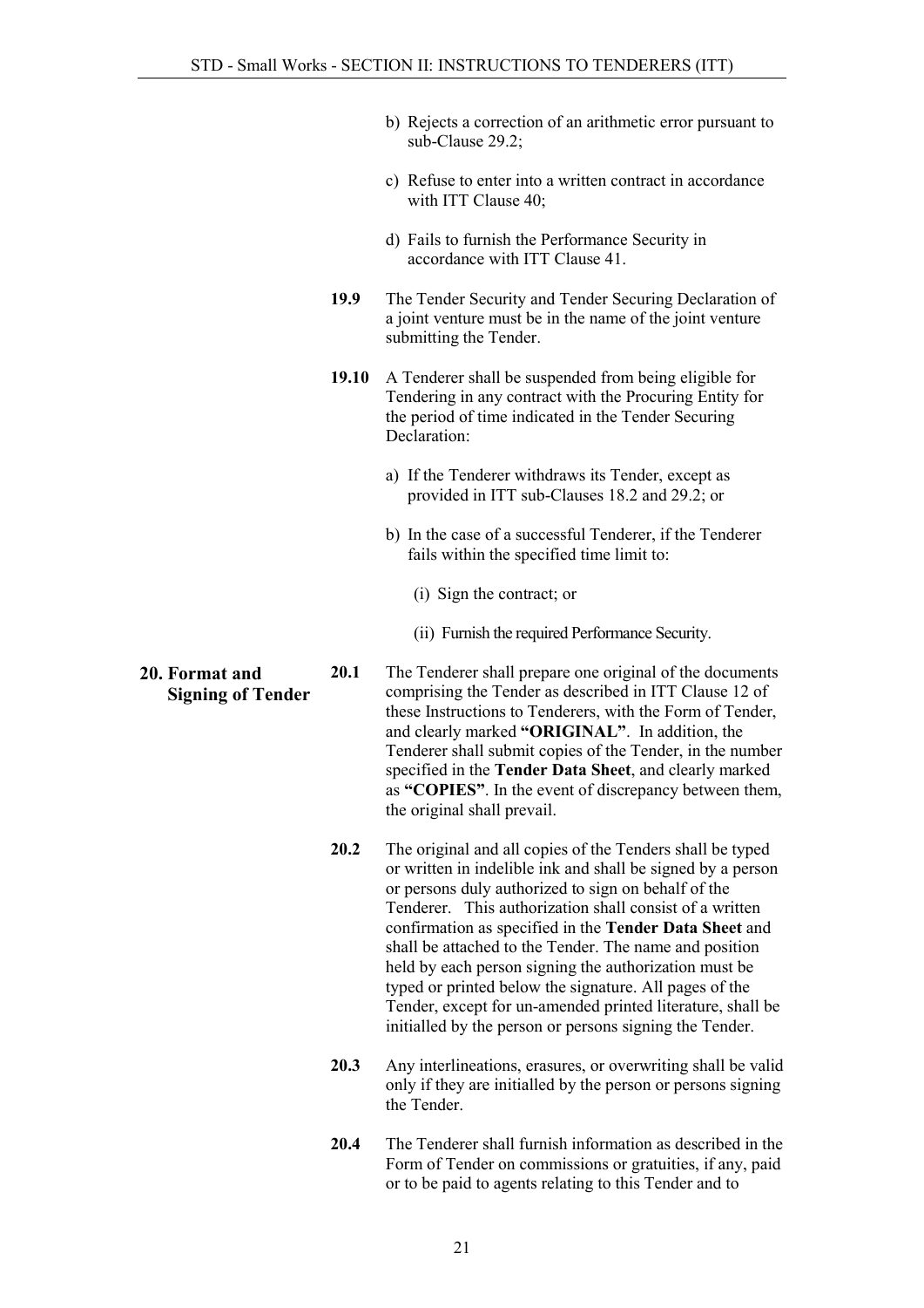b) Rejects a correction of an arithmetic error pursuant to sub-Clause 29.2;

c) Refuse to enter into a written contract in accordance with ITT Clause 40;

d) Fails to furnish the Performance Security in accordance with ITT Clause 41.

**19.9** The Tender Security and Tender Securing Declaration of a joint venture must be in the name of the joint venture submitting the Tender.

**19.10** A Tenderer shall be suspended from being eligible for Tendering in any contract with the Procuring Entity for the period of time indicated in the Tender Securing Declaration:

a) If the Tenderer withdraws its Tender, except as provided in ITT sub-Clauses 18.2 and 29.2; or

b) In the case of a successful Tenderer, if the Tenderer fails within the specified time limit to:

(i) Sign the contract; or

(ii) Furnish the required Performance Security.

## 20. Format and Signing of Tender

**20.1** The Tenderer shall prepare one original of the documents comprising the Tender as described in ITT Clause 12 of these Instructions to Tenderers, with the Form of Tender, and clearly marked **"ORIGINAL"**. In addition, the Tenderer shall submit copies of the Tender, in the number specified in the **Tender Data Sheet**, and clearly marked as **"COPIES"**. In the event of discrepancy between them, the original shall prevail.

**20.2** The original and all copies of the Tenders shall be typed or written in indelible ink and shall be signed by a person or persons duly authorized to sign on behalf of the Tenderer. This authorization shall consist of a written confirmation as specified in the **Tender Data Sheet** and shall be attached to the Tender. The name and position held by each person signing the authorization must be typed or printed below the signature. All pages of the Tender, except for un-amended printed literature, shall be initialled by the person or persons signing the Tender.

**20.3** Any interlineations, erasures, or overwriting shall be valid only if they are initialled by the person or persons signing the Tender.

**20.4** The Tenderer shall furnish information as described in the Form of Tender on commissions or gratuities, if any, paid or to be paid to agents relating to this Tender and to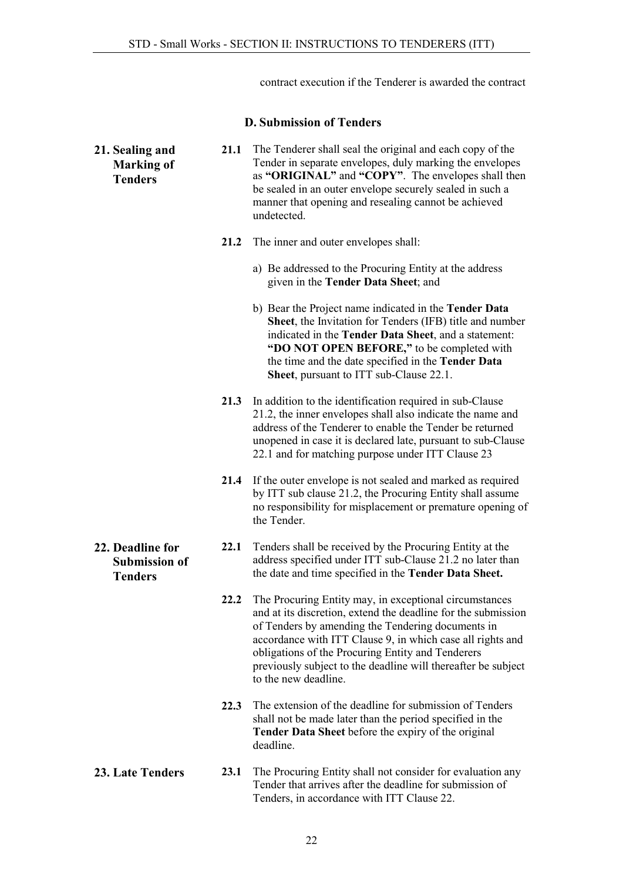contract execution if the Tenderer is awarded the contract

## D. Submission of Tenders

**21. Sealing and Marking of Tenders**

**21.1** The Tenderer shall seal the original and each copy of the Tender in separate envelopes, duly marking the envelopes as **"ORIGINAL"** and **"COPY"**. The envelopes shall then be sealed in an outer envelope securely sealed in such a manner that opening and resealing cannot be achieved undetected.

**21.2** The inner and outer envelopes shall:

a) Be addressed to the Procuring Entity at the address given in the **Tender Data Sheet**; and

b) Bear the Project name indicated in the **Tender Data Sheet**, the Invitation for Tenders (IFB) title and number indicated in the **Tender Data Sheet**, and a statement: **"DO NOT OPEN BEFORE,"** to be completed with the time and the date specified in the **Tender Data Sheet**, pursuant to ITT sub-Clause 22.1.

**21.3** In addition to the identification required in sub-Clause 21.2, the inner envelopes shall also indicate the name and address of the Tenderer to enable the Tender be returned unopened in case it is declared late, pursuant to sub-Clause 22.1 and for matching purpose under ITT Clause 23

**21.4** If the outer envelope is not sealed and marked as required by ITT sub clause 21.2, the Procuring Entity shall assume no responsibility for misplacement or premature opening of the Tender.

**22. Deadline for Submission of Tenders**

**22.1** Tenders shall be received by the Procuring Entity at the address specified under ITT sub-Clause 21.2 no later than the date and time specified in the **Tender Data Sheet.**

**22.2** The Procuring Entity may, in exceptional circumstances and at its discretion, extend the deadline for the submission of Tenders by amending the Tendering documents in accordance with ITT Clause 9, in which case all rights and obligations of the Procuring Entity and Tenderers previously subject to the deadline will thereafter be subject to the new deadline.

**22.3** The extension of the deadline for submission of Tenders shall not be made later than the period specified in the **Tender Data Sheet** before the expiry of the original deadline.

**23. Late Tenders**

**23.1** The Procuring Entity shall not consider for evaluation any Tender that arrives after the deadline for submission of Tenders, in accordance with ITT Clause 22.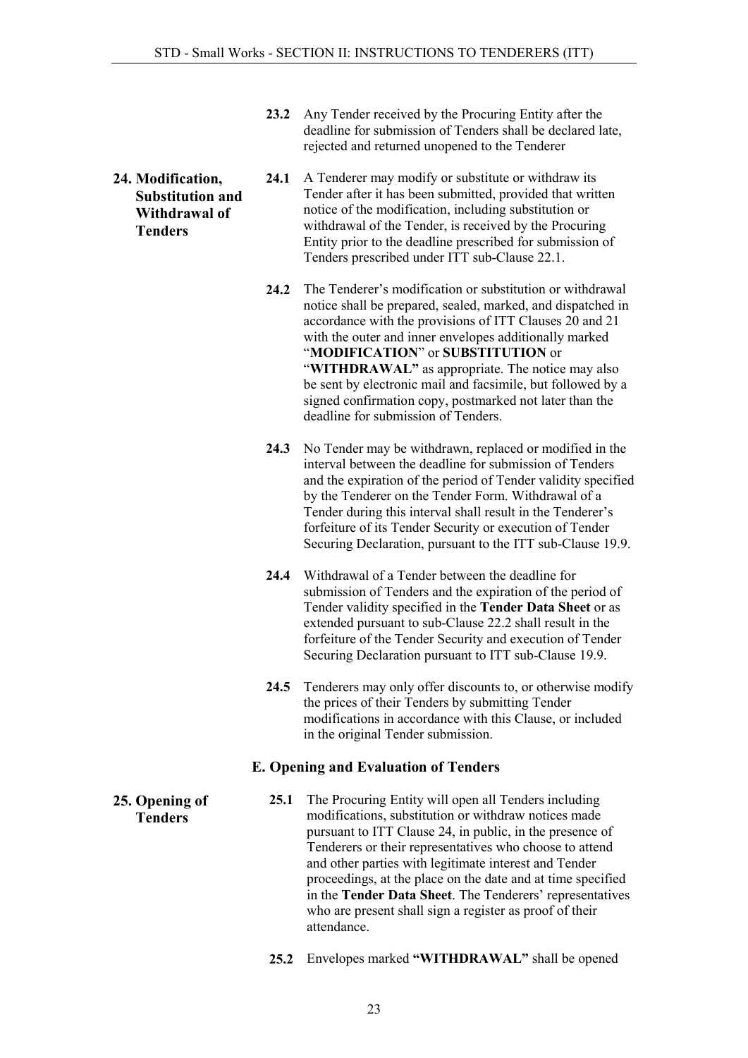**23.2** Any Tender received by the Procuring Entity after the deadline for submission of Tenders shall be declared late, rejected and returned unopened to the Tenderer

**24. Modification, Substitution and Withdrawal of Tenders**

**24.1** A Tenderer may modify or substitute or withdraw its Tender after it has been submitted, provided that written notice of the modification, including substitution or withdrawal of the Tender, is received by the Procuring Entity prior to the deadline prescribed for submission of Tenders prescribed under ITT sub-Clause 22.1.

**24.2** The Tenderer's modification or substitution or withdrawal notice shall be prepared, sealed, marked, and dispatched in accordance with the provisions of ITT Clauses 20 and 21 with the outer and inner envelopes additionally marked "**MODIFICATION**" or **SUBSTITUTION** or "**WITHDRAWAL"** as appropriate. The notice may also be sent by electronic mail and facsimile, but followed by a signed confirmation copy, postmarked not later than the deadline for submission of Tenders.

**24.3** No Tender may be withdrawn, replaced or modified in the interval between the deadline for submission of Tenders and the expiration of the period of Tender validity specified by the Tenderer on the Tender Form. Withdrawal of a Tender during this interval shall result in the Tenderer's forfeiture of its Tender Security or execution of Tender Securing Declaration, pursuant to the ITT sub-Clause 19.9.

**24.4** Withdrawal of a Tender between the deadline for submission of Tenders and the expiration of the period of Tender validity specified in the **Tender Data Sheet** or as extended pursuant to sub-Clause 22.2 shall result in the forfeiture of the Tender Security and execution of Tender Securing Declaration pursuant to ITT sub-Clause 19.9.

**24.5** Tenderers may only offer discounts to, or otherwise modify the prices of their Tenders by submitting Tender modifications in accordance with this Clause, or included in the original Tender submission.

## E. Opening and Evaluation of Tenders

**25. Opening of Tenders**

**25.1** The Procuring Entity will open all Tenders including modifications, substitution or withdraw notices made pursuant to ITT Clause 24, in public, in the presence of Tenderers or their representatives who choose to attend and other parties with legitimate interest and Tender proceedings, at the place on the date and at time specified in the **Tender Data Sheet**. The Tenderers' representatives who are present shall sign a register as proof of their attendance.

**25.2** Envelopes marked **"WITHDRAWAL"** shall be opened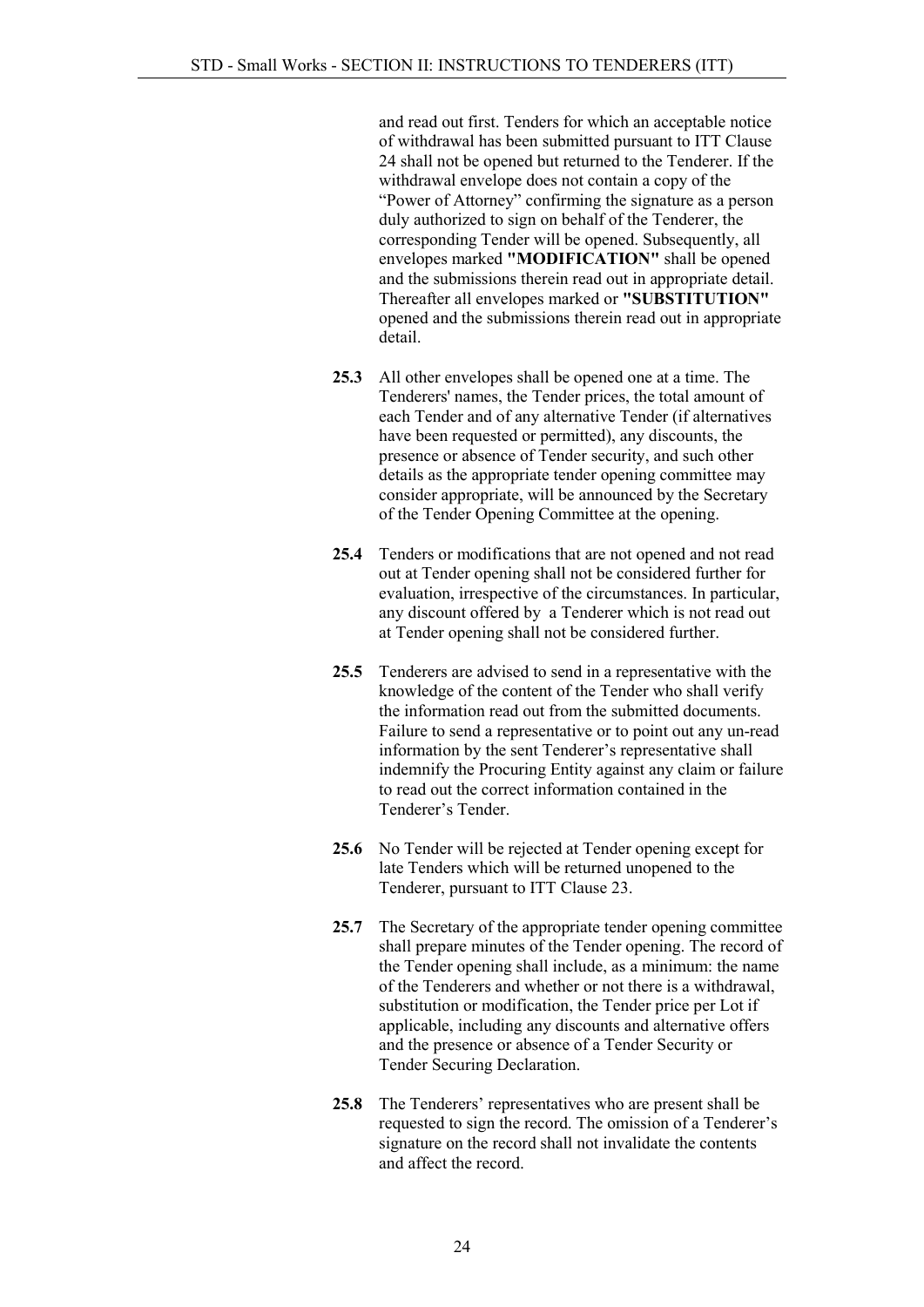and read out first. Tenders for which an acceptable notice of withdrawal has been submitted pursuant to ITT Clause 24 shall not be opened but returned to the Tenderer. If the withdrawal envelope does not contain a copy of the "Power of Attorney" confirming the signature as a person duly authorized to sign on behalf of the Tenderer, the corresponding Tender will be opened. Subsequently, all envelopes marked **"MODIFICATION"** shall be opened and the submissions therein read out in appropriate detail. Thereafter all envelopes marked or **"SUBSTITUTION"** opened and the submissions therein read out in appropriate detail.

**25.3** All other envelopes shall be opened one at a time. The Tenderers' names, the Tender prices, the total amount of each Tender and of any alternative Tender (if alternatives have been requested or permitted), any discounts, the presence or absence of Tender security, and such other details as the appropriate tender opening committee may consider appropriate, will be announced by the Secretary of the Tender Opening Committee at the opening.

**25.4** Tenders or modifications that are not opened and not read out at Tender opening shall not be considered further for evaluation, irrespective of the circumstances. In particular, any discount offered by a Tenderer which is not read out at Tender opening shall not be considered further.

**25.5** Tenderers are advised to send in a representative with the knowledge of the content of the Tender who shall verify the information read out from the submitted documents. Failure to send a representative or to point out any un-read information by the sent Tenderer's representative shall indemnify the Procuring Entity against any claim or failure to read out the correct information contained in the Tenderer's Tender.

**25.6** No Tender will be rejected at Tender opening except for late Tenders which will be returned unopened to the Tenderer, pursuant to ITT Clause 23.

**25.7** The Secretary of the appropriate tender opening committee shall prepare minutes of the Tender opening. The record of the Tender opening shall include, as a minimum: the name of the Tenderers and whether or not there is a withdrawal, substitution or modification, the Tender price per Lot if applicable, including any discounts and alternative offers and the presence or absence of a Tender Security or Tender Securing Declaration.

**25.8** The Tenderers' representatives who are present shall be requested to sign the record. The omission of a Tenderer's signature on the record shall not invalidate the contents and affect the record.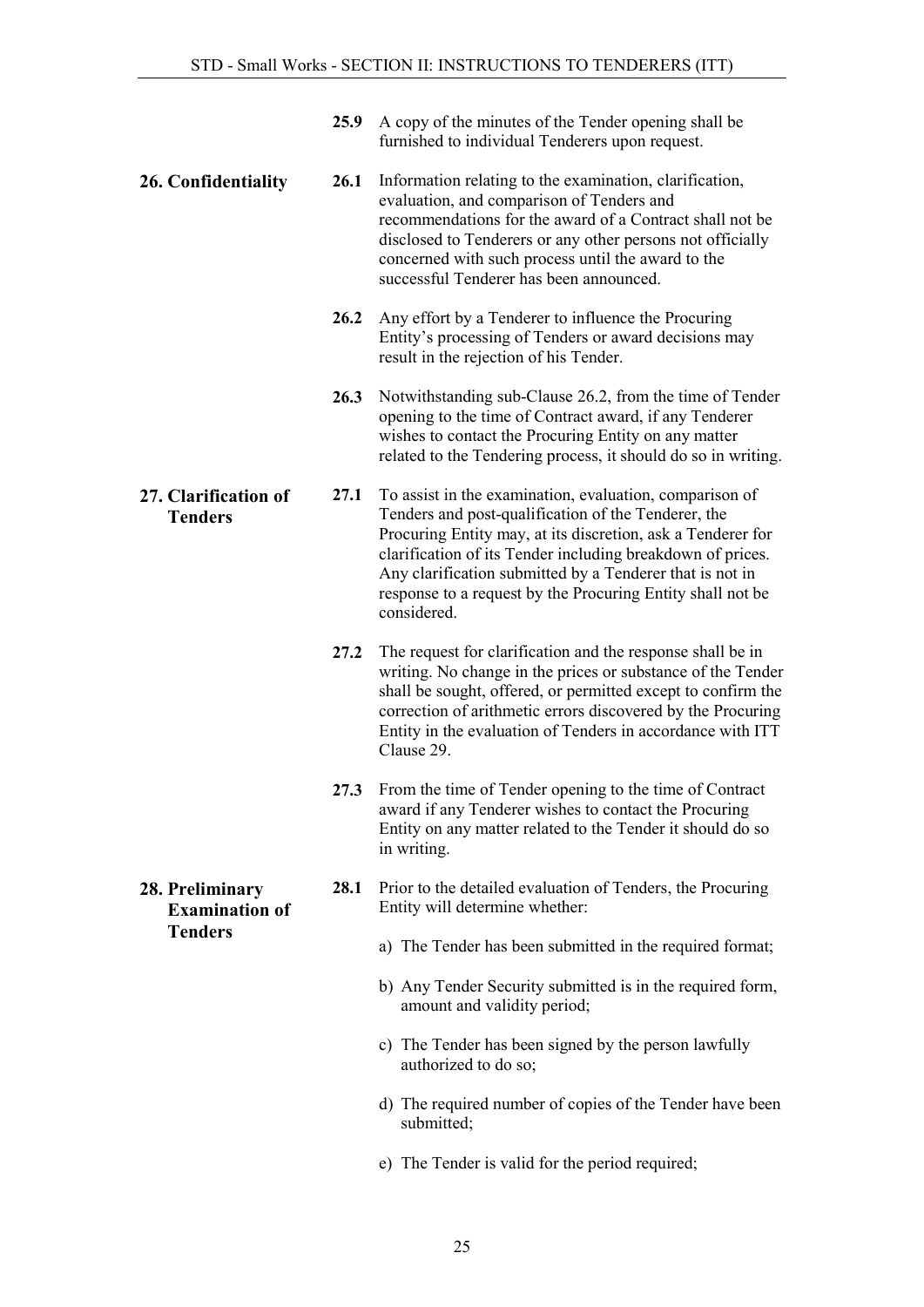**25.9** A copy of the minutes of the Tender opening shall be furnished to individual Tenderers upon request.

## 26. Confidentiality

**26.1** Information relating to the examination, clarification, evaluation, and comparison of Tenders and recommendations for the award of a Contract shall not be disclosed to Tenderers or any other persons not officially concerned with such process until the award to the successful Tenderer has been announced.

**26.2** Any effort by a Tenderer to influence the Procuring Entity's processing of Tenders or award decisions may result in the rejection of his Tender.

**26.3** Notwithstanding sub-Clause 26.2, from the time of Tender opening to the time of Contract award, if any Tenderer wishes to contact the Procuring Entity on any matter related to the Tendering process, it should do so in writing.

## 27. Clarification of Tenders

**27.1** To assist in the examination, evaluation, comparison of Tenders and post-qualification of the Tenderer, the Procuring Entity may, at its discretion, ask a Tenderer for clarification of its Tender including breakdown of prices. Any clarification submitted by a Tenderer that is not in response to a request by the Procuring Entity shall not be considered.

**27.2** The request for clarification and the response shall be in writing. No change in the prices or substance of the Tender shall be sought, offered, or permitted except to confirm the correction of arithmetic errors discovered by the Procuring Entity in the evaluation of Tenders in accordance with ITT Clause 29.

**27.3** From the time of Tender opening to the time of Contract award if any Tenderer wishes to contact the Procuring Entity on any matter related to the Tender it should do so in writing.

## 28. Preliminary Examination of Tenders

**28.1** Prior to the detailed evaluation of Tenders, the Procuring Entity will determine whether:

a) The Tender has been submitted in the required format;

b) Any Tender Security submitted is in the required form, amount and validity period;

c) The Tender has been signed by the person lawfully authorized to do so;

d) The required number of copies of the Tender have been submitted;

e) The Tender is valid for the period required;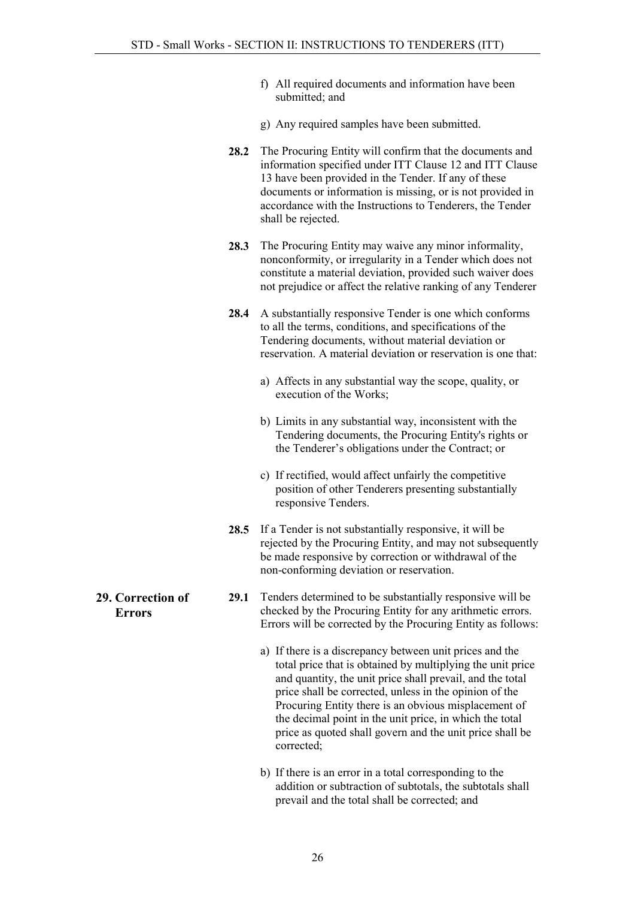f) All required documents and information have been submitted; and

g) Any required samples have been submitted.

**28.2** The Procuring Entity will confirm that the documents and information specified under ITT Clause 12 and ITT Clause 13 have been provided in the Tender. If any of these documents or information is missing, or is not provided in accordance with the Instructions to Tenderers, the Tender shall be rejected.

**28.3** The Procuring Entity may waive any minor informality, nonconformity, or irregularity in a Tender which does not constitute a material deviation, provided such waiver does not prejudice or affect the relative ranking of any Tenderer

**28.4** A substantially responsive Tender is one which conforms to all the terms, conditions, and specifications of the Tendering documents, without material deviation or reservation. A material deviation or reservation is one that:

a) Affects in any substantial way the scope, quality, or execution of the Works;

b) Limits in any substantial way, inconsistent with the Tendering documents, the Procuring Entity's rights or the Tenderer's obligations under the Contract; or

c) If rectified, would affect unfairly the competitive position of other Tenderers presenting substantially responsive Tenders.

**28.5** If a Tender is not substantially responsive, it will be rejected by the Procuring Entity, and may not subsequently be made responsive by correction or withdrawal of the non-conforming deviation or reservation.

## 29. Correction of Errors

**29.1** Tenders determined to be substantially responsive will be checked by the Procuring Entity for any arithmetic errors. Errors will be corrected by the Procuring Entity as follows:

a) If there is a discrepancy between unit prices and the total price that is obtained by multiplying the unit price and quantity, the unit price shall prevail, and the total price shall be corrected, unless in the opinion of the Procuring Entity there is an obvious misplacement of the decimal point in the unit price, in which the total price as quoted shall govern and the unit price shall be corrected;

b) If there is an error in a total corresponding to the addition or subtraction of subtotals, the subtotals shall prevail and the total shall be corrected; and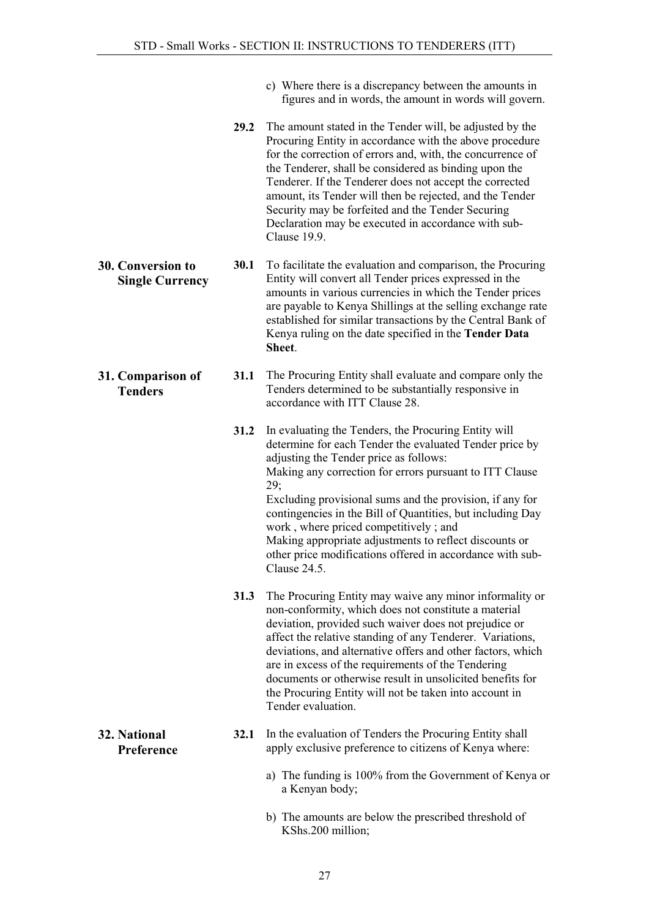c) Where there is a discrepancy between the amounts in figures and in words, the amount in words will govern.

**29.2** The amount stated in the Tender will, be adjusted by the Procuring Entity in accordance with the above procedure for the correction of errors and, with, the concurrence of the Tenderer, shall be considered as binding upon the Tenderer. If the Tenderer does not accept the corrected amount, its Tender will then be rejected, and the Tender Security may be forfeited and the Tender Securing Declaration may be executed in accordance with sub-Clause 19.9.

**30. Conversion to Single Currency**

**30.1** To facilitate the evaluation and comparison, the Procuring Entity will convert all Tender prices expressed in the amounts in various currencies in which the Tender prices are payable to Kenya Shillings at the selling exchange rate established for similar transactions by the Central Bank of Kenya ruling on the date specified in the **Tender Data Sheet**.

**31. Comparison of Tenders**

**31.1** The Procuring Entity shall evaluate and compare only the Tenders determined to be substantially responsive in accordance with ITT Clause 28.

**31.2** In evaluating the Tenders, the Procuring Entity will determine for each Tender the evaluated Tender price by adjusting the Tender price as follows:
Making any correction for errors pursuant to ITT Clause 29;
Excluding provisional sums and the provision, if any for contingencies in the Bill of Quantities, but including Day work , where priced competitively ; and
Making appropriate adjustments to reflect discounts or other price modifications offered in accordance with sub-Clause 24.5.

**31.3** The Procuring Entity may waive any minor informality or non-conformity, which does not constitute a material deviation, provided such waiver does not prejudice or affect the relative standing of any Tenderer. Variations, deviations, and alternative offers and other factors, which are in excess of the requirements of the Tendering documents or otherwise result in unsolicited benefits for the Procuring Entity will not be taken into account in Tender evaluation.

**32. National Preference**

**32.1** In the evaluation of Tenders the Procuring Entity shall apply exclusive preference to citizens of Kenya where:

a) The funding is 100% from the Government of Kenya or a Kenyan body;

b) The amounts are below the prescribed threshold of KShs.200 million;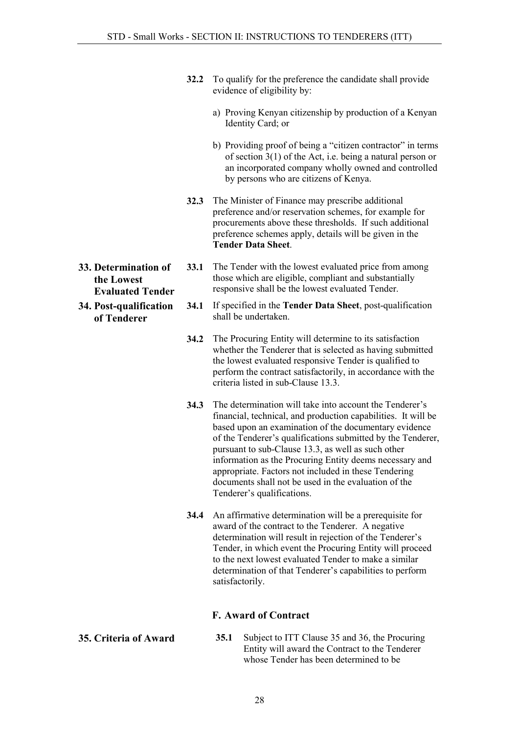**32.2** To qualify for the preference the candidate shall provide evidence of eligibility by:

a) Proving Kenyan citizenship by production of a Kenyan Identity Card; or

b) Providing proof of being a "citizen contractor" in terms of section 3(1) of the Act, i.e. being a natural person or an incorporated company wholly owned and controlled by persons who are citizens of Kenya.

**32.3** The Minister of Finance may prescribe additional preference and/or reservation schemes, for example for procurements above these thresholds. If such additional preference schemes apply, details will be given in the **Tender Data Sheet**.

**33. Determination of the Lowest Evaluated Tender**

**33.1** The Tender with the lowest evaluated price from among those which are eligible, compliant and substantially responsive shall be the lowest evaluated Tender.

**34. Post-qualification of Tenderer**

**34.1** If specified in the **Tender Data Sheet**, post-qualification shall be undertaken.

**34.2** The Procuring Entity will determine to its satisfaction whether the Tenderer that is selected as having submitted the lowest evaluated responsive Tender is qualified to perform the contract satisfactorily, in accordance with the criteria listed in sub-Clause 13.3.

**34.3** The determination will take into account the Tenderer's financial, technical, and production capabilities. It will be based upon an examination of the documentary evidence of the Tenderer's qualifications submitted by the Tenderer, pursuant to sub-Clause 13.3, as well as such other information as the Procuring Entity deems necessary and appropriate. Factors not included in these Tendering documents shall not be used in the evaluation of the Tenderer's qualifications.

**34.4** An affirmative determination will be a prerequisite for award of the contract to the Tenderer. A negative determination will result in rejection of the Tenderer's Tender, in which event the Procuring Entity will proceed to the next lowest evaluated Tender to make a similar determination of that Tenderer's capabilities to perform satisfactorily.

## F. Award of Contract

**35. Criteria of Award**

**35.1** Subject to ITT Clause 35 and 36, the Procuring Entity will award the Contract to the Tenderer whose Tender has been determined to be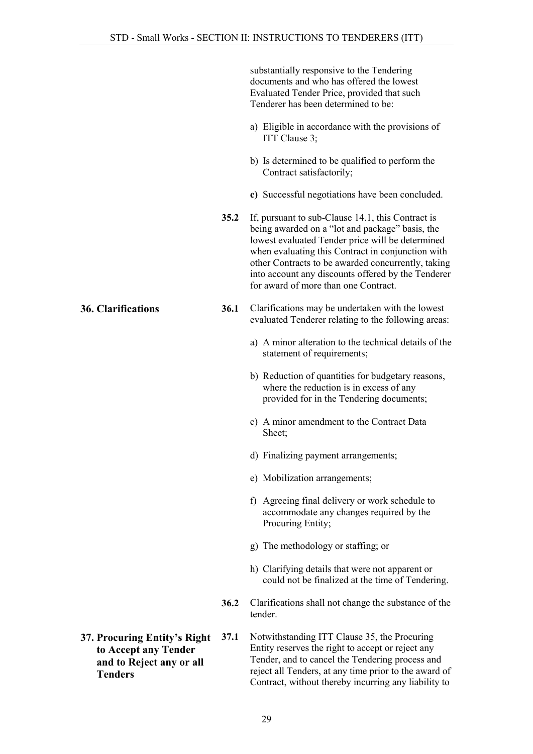substantially responsive to the Tendering documents and who has offered the lowest Evaluated Tender Price, provided that such Tenderer has been determined to be:

a) Eligible in accordance with the provisions of ITT Clause 3;

b) Is determined to be qualified to perform the Contract satisfactorily;

**c)** Successful negotiations have been concluded.

**35.2** If, pursuant to sub-Clause 14.1, this Contract is being awarded on a "lot and package" basis, the lowest evaluated Tender price will be determined when evaluating this Contract in conjunction with other Contracts to be awarded concurrently, taking into account any discounts offered by the Tenderer for award of more than one Contract.

## 36. Clarifications

**36.1** Clarifications may be undertaken with the lowest evaluated Tenderer relating to the following areas:

a) A minor alteration to the technical details of the statement of requirements;

b) Reduction of quantities for budgetary reasons, where the reduction is in excess of any provided for in the Tendering documents;

c) A minor amendment to the Contract Data Sheet;

d) Finalizing payment arrangements;

e) Mobilization arrangements;

f) Agreeing final delivery or work schedule to accommodate any changes required by the Procuring Entity;

g) The methodology or staffing; or

h) Clarifying details that were not apparent or could not be finalized at the time of Tendering.

**36.2** Clarifications shall not change the substance of the tender.

## 37. Procuring Entity's Right to Accept any Tender and to Reject any or all Tenders

**37.1** Notwithstanding ITT Clause 35, the Procuring Entity reserves the right to accept or reject any Tender, and to cancel the Tendering process and reject all Tenders, at any time prior to the award of Contract, without thereby incurring any liability to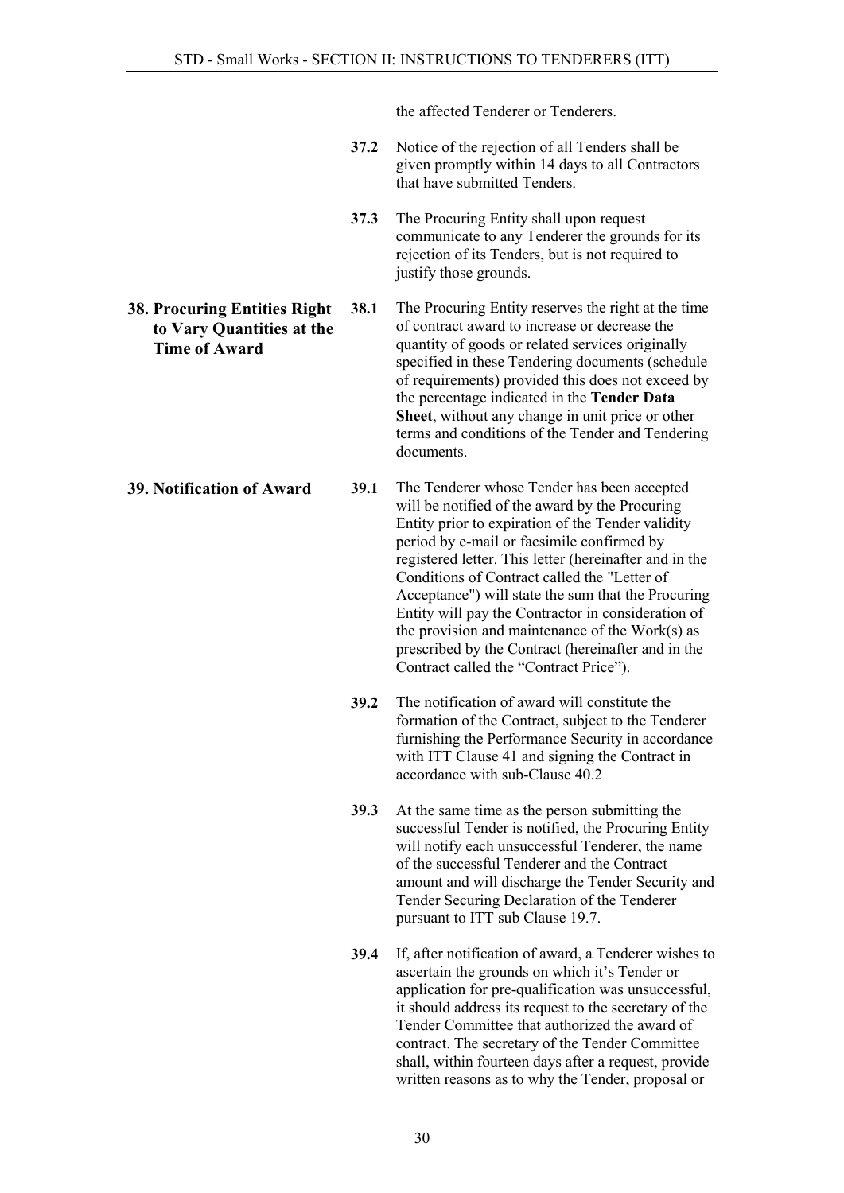the affected Tenderer or Tenderers.

**37.2** Notice of the rejection of all Tenders shall be given promptly within 14 days to all Contractors that have submitted Tenders.

**37.3** The Procuring Entity shall upon request communicate to any Tenderer the grounds for its rejection of its Tenders, but is not required to justify those grounds.

### 38. Procuring Entities Right to Vary Quantities at the Time of Award

**38.1** The Procuring Entity reserves the right at the time of contract award to increase or decrease the quantity of goods or related services originally specified in these Tendering documents (schedule of requirements) provided this does not exceed by the percentage indicated in the **Tender Data Sheet**, without any change in unit price or other terms and conditions of the Tender and Tendering documents.

### 39. Notification of Award

**39.1** The Tenderer whose Tender has been accepted will be notified of the award by the Procuring Entity prior to expiration of the Tender validity period by e-mail or facsimile confirmed by registered letter. This letter (hereinafter and in the Conditions of Contract called the "Letter of Acceptance") will state the sum that the Procuring Entity will pay the Contractor in consideration of the provision and maintenance of the Work(s) as prescribed by the Contract (hereinafter and in the Contract called the "Contract Price").

**39.2** The notification of award will constitute the formation of the Contract, subject to the Tenderer furnishing the Performance Security in accordance with ITT Clause 41 and signing the Contract in accordance with sub-Clause 40.2

**39.3** At the same time as the person submitting the successful Tender is notified, the Procuring Entity will notify each unsuccessful Tenderer, the name of the successful Tenderer and the Contract amount and will discharge the Tender Security and Tender Securing Declaration of the Tenderer pursuant to ITT sub Clause 19.7.

**39.4** If, after notification of award, a Tenderer wishes to ascertain the grounds on which it's Tender or application for pre-qualification was unsuccessful, it should address its request to the secretary of the Tender Committee that authorized the award of contract. The secretary of the Tender Committee shall, within fourteen days after a request, provide written reasons as to why the Tender, proposal or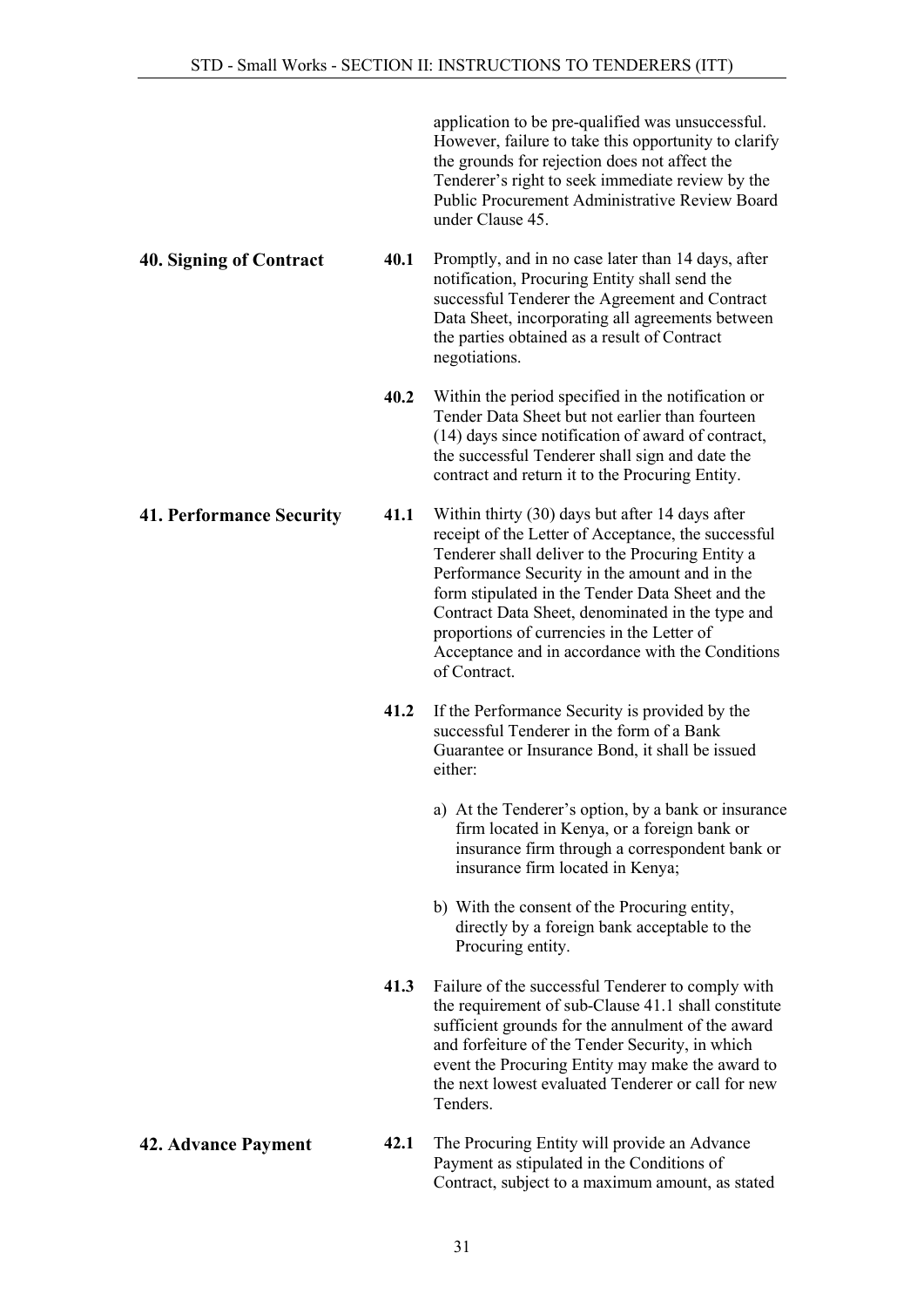application to be pre-qualified was unsuccessful. However, failure to take this opportunity to clarify the grounds for rejection does not affect the Tenderer's right to seek immediate review by the Public Procurement Administrative Review Board under Clause 45.

**40. Signing of Contract**

**40.1** Promptly, and in no case later than 14 days, after notification, Procuring Entity shall send the successful Tenderer the Agreement and Contract Data Sheet, incorporating all agreements between the parties obtained as a result of Contract negotiations.

**40.2** Within the period specified in the notification or Tender Data Sheet but not earlier than fourteen (14) days since notification of award of contract, the successful Tenderer shall sign and date the contract and return it to the Procuring Entity.

**41. Performance Security**

**41.1** Within thirty (30) days but after 14 days after receipt of the Letter of Acceptance, the successful Tenderer shall deliver to the Procuring Entity a Performance Security in the amount and in the form stipulated in the Tender Data Sheet and the Contract Data Sheet, denominated in the type and proportions of currencies in the Letter of Acceptance and in accordance with the Conditions of Contract.

**41.2** If the Performance Security is provided by the successful Tenderer in the form of a Bank Guarantee or Insurance Bond, it shall be issued either:

a) At the Tenderer's option, by a bank or insurance firm located in Kenya, or a foreign bank or insurance firm through a correspondent bank or insurance firm located in Kenya;

b) With the consent of the Procuring entity, directly by a foreign bank acceptable to the Procuring entity.

**41.3** Failure of the successful Tenderer to comply with the requirement of sub-Clause 41.1 shall constitute sufficient grounds for the annulment of the award and forfeiture of the Tender Security, in which event the Procuring Entity may make the award to the next lowest evaluated Tenderer or call for new Tenders.

**42. Advance Payment**

**42.1** The Procuring Entity will provide an Advance Payment as stipulated in the Conditions of Contract, subject to a maximum amount, as stated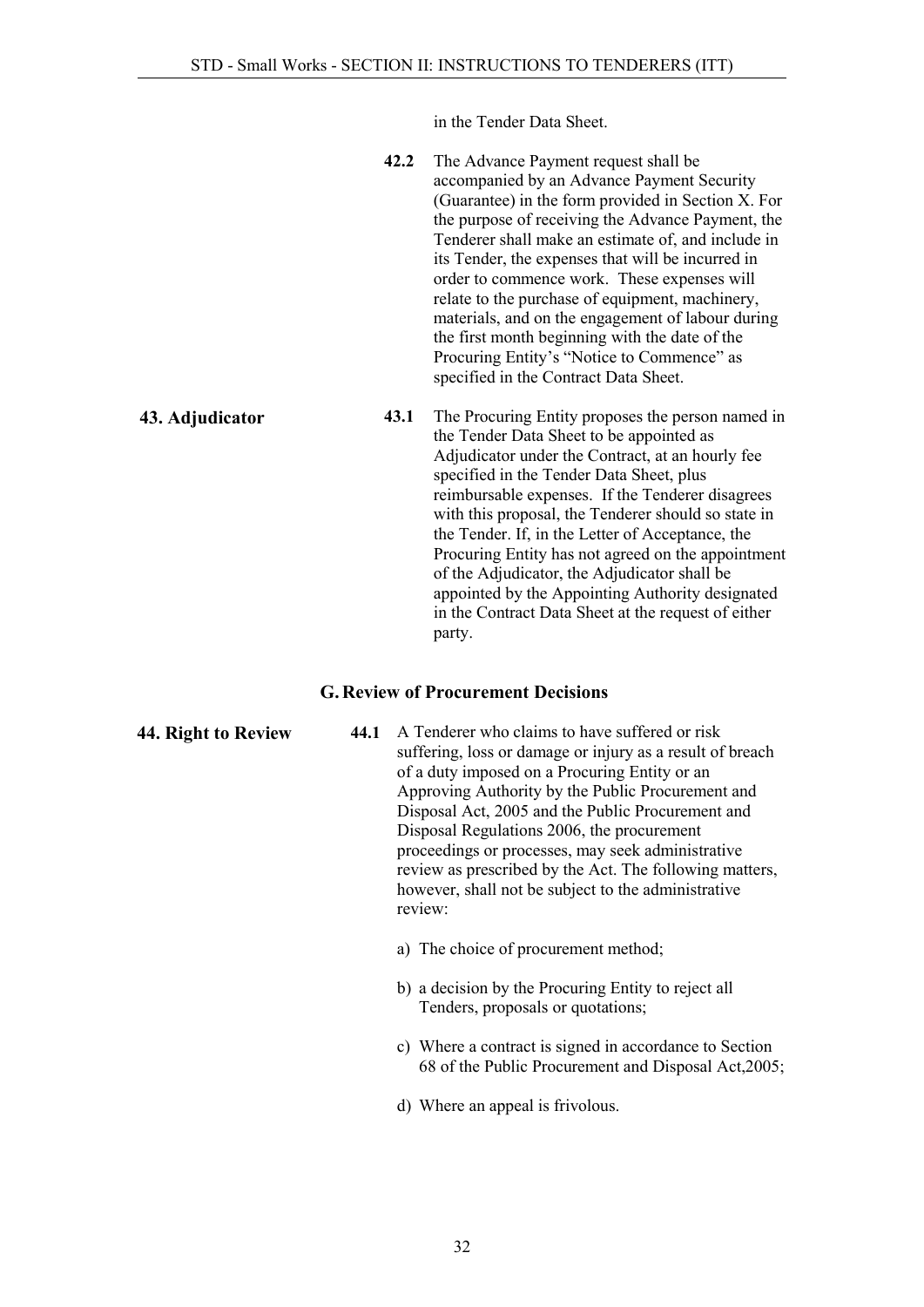in the Tender Data Sheet.

**42.2** The Advance Payment request shall be accompanied by an Advance Payment Security (Guarantee) in the form provided in Section X. For the purpose of receiving the Advance Payment, the Tenderer shall make an estimate of, and include in its Tender, the expenses that will be incurred in order to commence work. These expenses will relate to the purchase of equipment, machinery, materials, and on the engagement of labour during the first month beginning with the date of the Procuring Entity's "Notice to Commence" as specified in the Contract Data Sheet.

**43. Adjudicator**

**43.1** The Procuring Entity proposes the person named in the Tender Data Sheet to be appointed as Adjudicator under the Contract, at an hourly fee specified in the Tender Data Sheet, plus reimbursable expenses. If the Tenderer disagrees with this proposal, the Tenderer should so state in the Tender. If, in the Letter of Acceptance, the Procuring Entity has not agreed on the appointment of the Adjudicator, the Adjudicator shall be appointed by the Appointing Authority designated in the Contract Data Sheet at the request of either party.

## G. Review of Procurement Decisions

**44. Right to Review**

**44.1** A Tenderer who claims to have suffered or risk suffering, loss or damage or injury as a result of breach of a duty imposed on a Procuring Entity or an Approving Authority by the Public Procurement and Disposal Act, 2005 and the Public Procurement and Disposal Regulations 2006, the procurement proceedings or processes, may seek administrative review as prescribed by the Act. The following matters, however, shall not be subject to the administrative review:

a) The choice of procurement method;

b) a decision by the Procuring Entity to reject all Tenders, proposals or quotations;

c) Where a contract is signed in accordance to Section 68 of the Public Procurement and Disposal Act,2005;

d) Where an appeal is frivolous.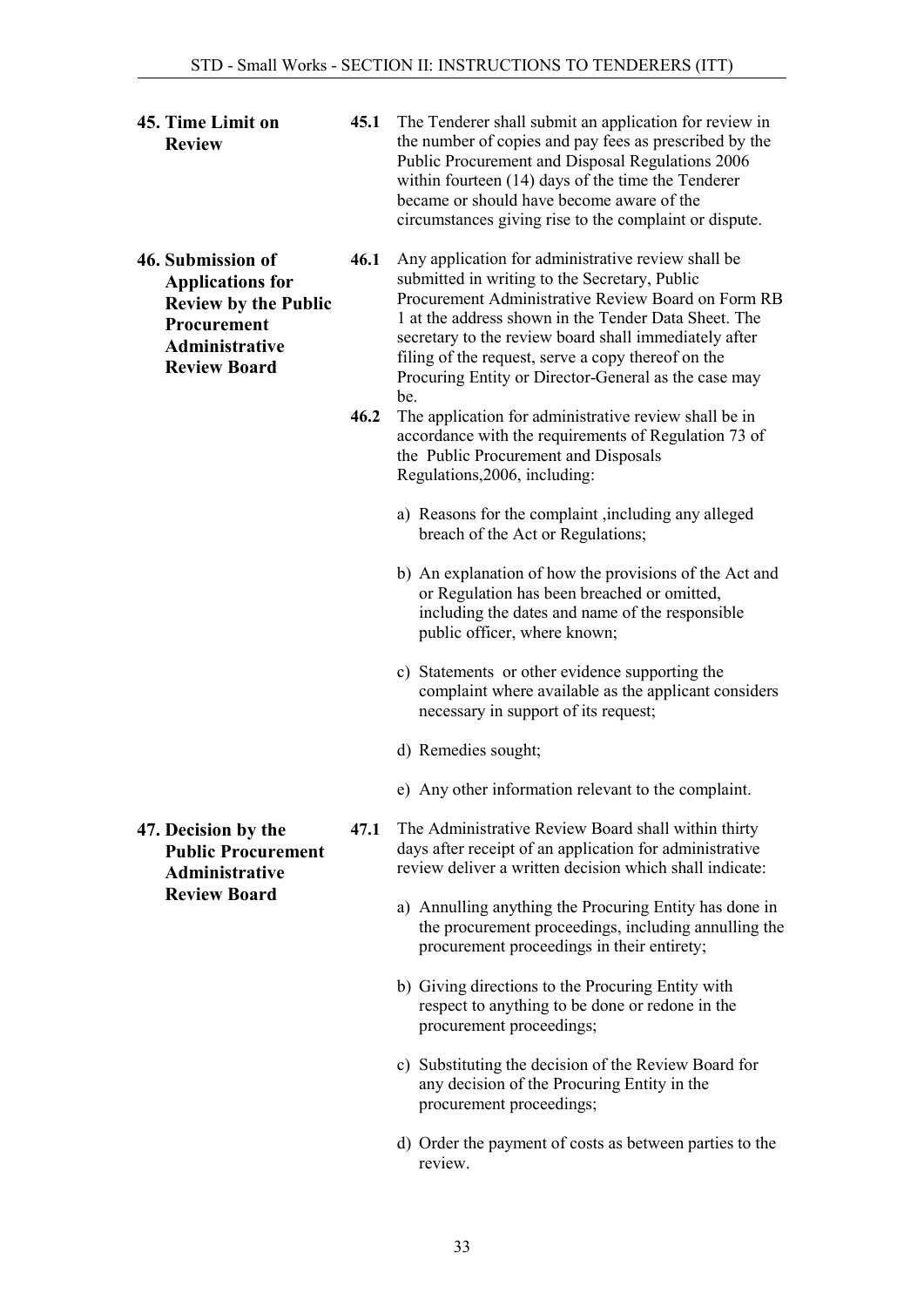**45. Time Limit on Review**

**45.1** The Tenderer shall submit an application for review in the number of copies and pay fees as prescribed by the Public Procurement and Disposal Regulations 2006 within fourteen (14) days of the time the Tenderer became or should have become aware of the circumstances giving rise to the complaint or dispute.

**46. Submission of Applications for Review by the Public Procurement Administrative Review Board**

**46.1** Any application for administrative review shall be submitted in writing to the Secretary, Public Procurement Administrative Review Board on Form RB 1 at the address shown in the Tender Data Sheet. The secretary to the review board shall immediately after filing of the request, serve a copy thereof on the Procuring Entity or Director-General as the case may be.

**46.2** The application for administrative review shall be in accordance with the requirements of Regulation 73 of the Public Procurement and Disposals Regulations,2006, including:

a) Reasons for the complaint ,including any alleged breach of the Act or Regulations;

b) An explanation of how the provisions of the Act and or Regulation has been breached or omitted, including the dates and name of the responsible public officer, where known;

c) Statements or other evidence supporting the complaint where available as the applicant considers necessary in support of its request;

d) Remedies sought;

e) Any other information relevant to the complaint.

**47. Decision by the Public Procurement Administrative Review Board**

**47.1** The Administrative Review Board shall within thirty days after receipt of an application for administrative review deliver a written decision which shall indicate:

a) Annulling anything the Procuring Entity has done in the procurement proceedings, including annulling the procurement proceedings in their entirety;

b) Giving directions to the Procuring Entity with respect to anything to be done or redone in the procurement proceedings;

c) Substituting the decision of the Review Board for any decision of the Procuring Entity in the procurement proceedings;

d) Order the payment of costs as between parties to the review.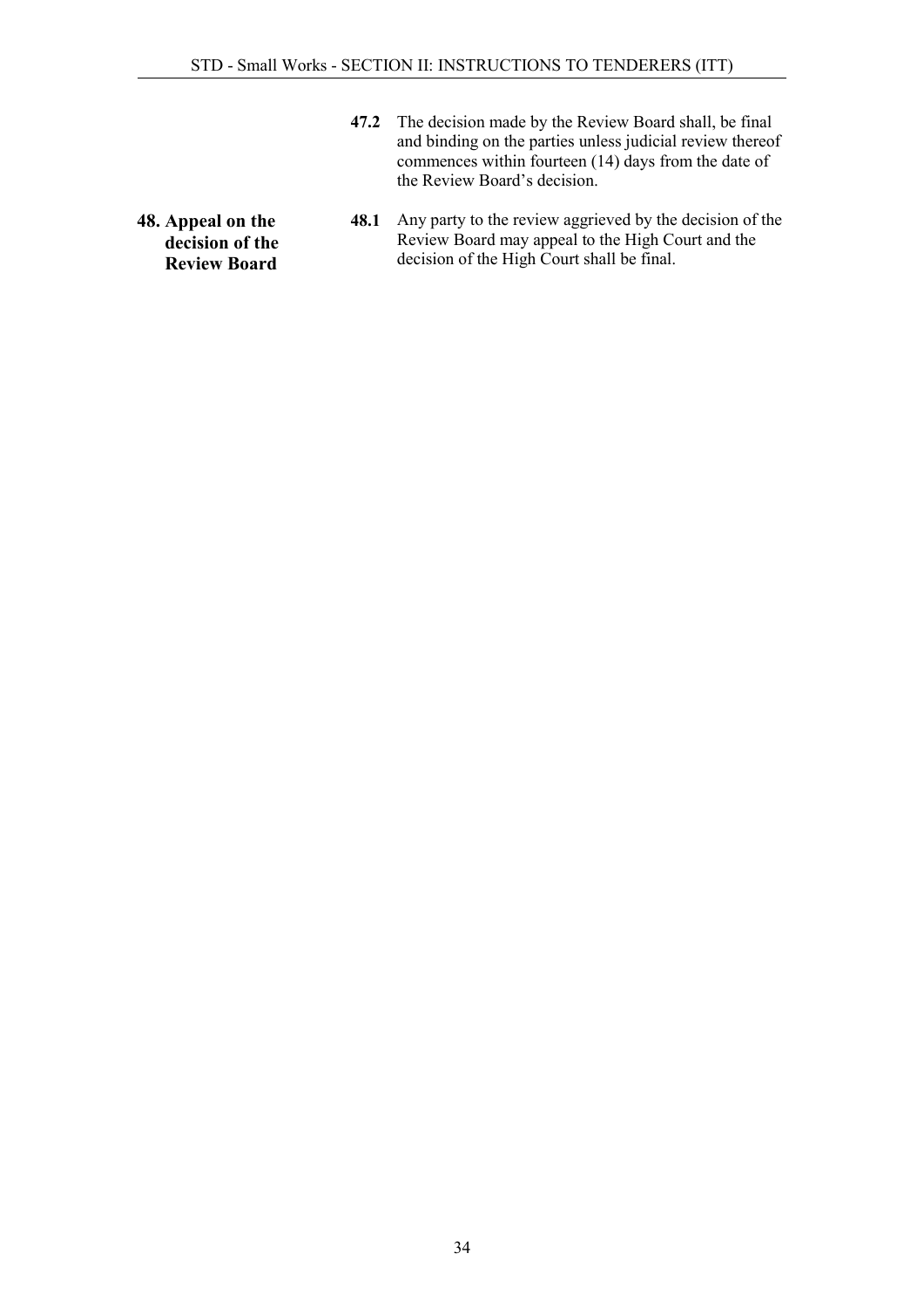**47.2** The decision made by the Review Board shall, be final and binding on the parties unless judicial review thereof commences within fourteen (14) days from the date of the Review Board's decision.

**48. Appeal on the decision of the Review Board**

**48.1** Any party to the review aggrieved by the decision of the Review Board may appeal to the High Court and the decision of the High Court shall be final.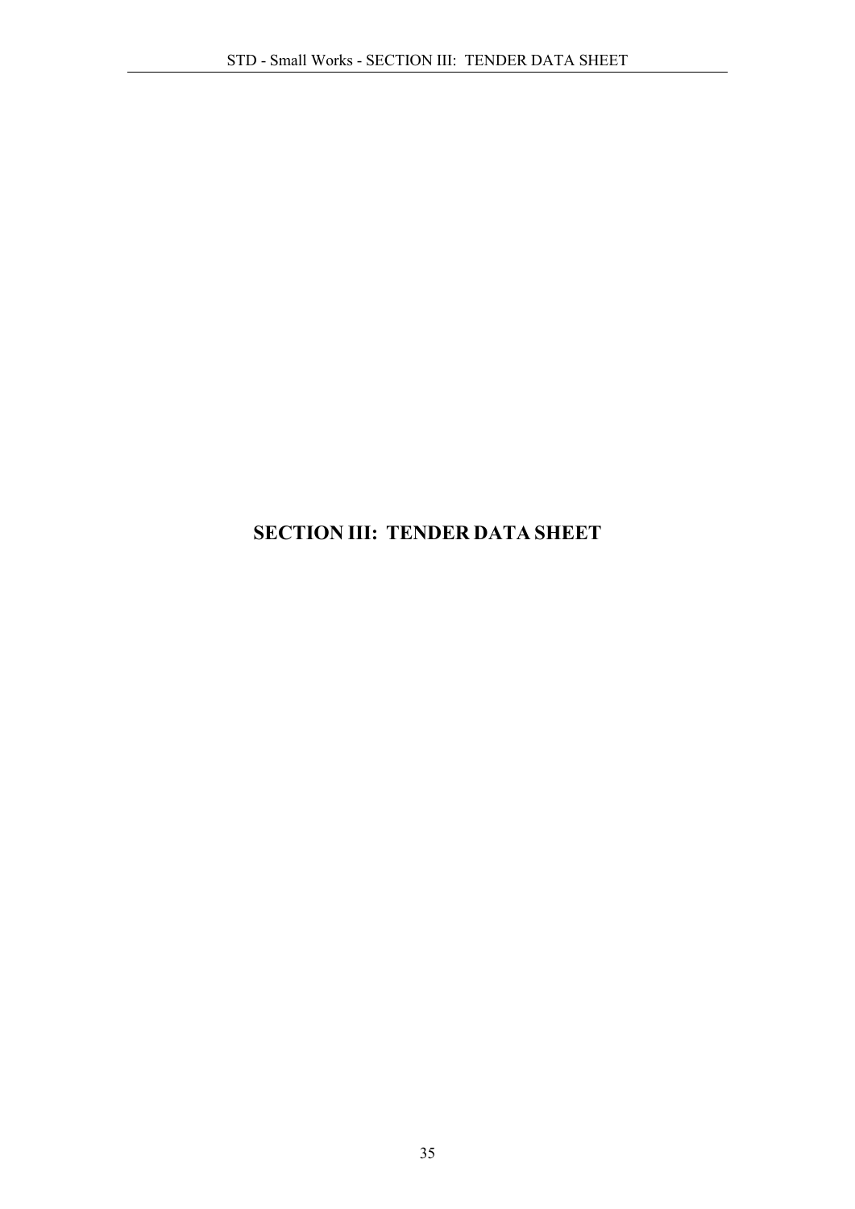# SECTION III: TENDER DATA SHEET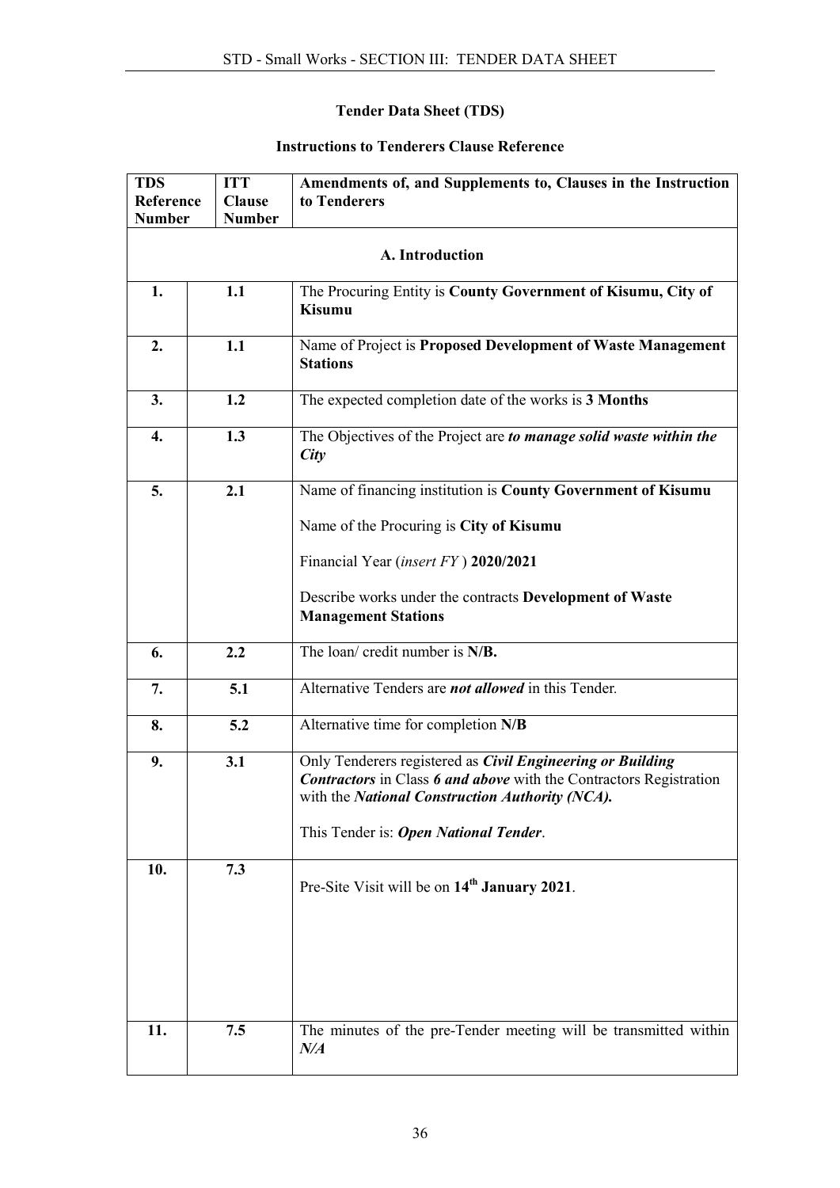**Tender Data Sheet (TDS)**

**Instructions to Tenderers Clause Reference**

| TDS Reference Number | ITT Clause Number | Amendments of, and Supplements to, Clauses in the Instruction to Tenderers |
|---|---|---|
| **A. Introduction** | | |
| **1.** | **1.1** | The Procuring Entity is **County Government of Kisumu, City of Kisumu** |
| **2.** | **1.1** | Name of Project is **Proposed Development of Waste Management Stations** |
| **3.** | **1.2** | The expected completion date of the works is **3 Months** |
| **4.** | **1.3** | The Objectives of the Project are ***to manage solid waste within the City*** |
| **5.** | **2.1** | Name of financing institution is **County Government of Kisumu**<br><br>Name of the Procuring is **City of Kisumu**<br><br>Financial Year (*insert FY* ) **2020/2021**<br><br>Describe works under the contracts **Development of Waste Management Stations** |
| **6.** | **2.2** | The loan/ credit number is **N/B.** |
| **7.** | **5.1** | Alternative Tenders are ***not allowed*** in this Tender. |
| **8.** | **5.2** | Alternative time for completion **N/B** |
| **9.** | **3.1** | Only Tenderers registered as ***Civil Engineering or Building Contractors*** in Class ***6 and above*** with the Contractors Registration with the ***National Construction Authority (NCA).***<br><br>This Tender is: ***Open National Tender***. |
| **10.** | **7.3** | Pre-Site Visit will be on **14th January 2021**. |
| **11.** | **7.5** | The minutes of the pre-Tender meeting will be transmitted within ***N/A*** |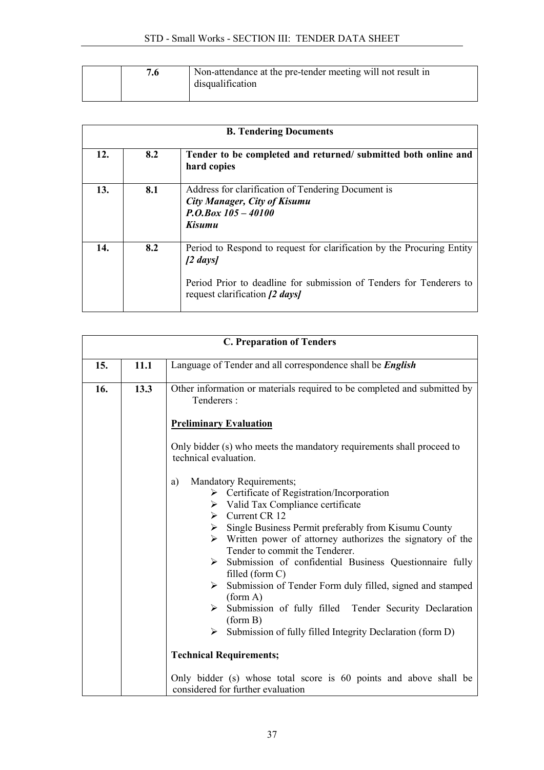| | 7.6 | Non-attendance at the pre-tender meeting will not result in disqualification |
|---|---|---|

| **B. Tendering Documents** | | |
|---|---|---|
| **12.** | **8.2** | **Tender to be completed and returned/ submitted both online and hard copies** |
| **13.** | **8.1** | Address for clarification of Tendering Document is<br>***City Manager, City of Kisumu***<br>***P.O.Box 105 – 40100***<br>***Kisumu*** |
| **14.** | **8.2** | Period to Respond to request for clarification by the Procuring Entity ***[2 days]***<br><br>Period Prior to deadline for submission of Tenders for Tenderers to request clarification ***[2 days]*** |

| **C. Preparation of Tenders** | | |
|---|---|---|
| **15.** | **11.1** | Language of Tender and all correspondence shall be ***English*** |
| **16.** | **13.3** | Other information or materials required to be completed and submitted by Tenderers :<br><br>**<u>Preliminary Evaluation</u>**<br><br>Only bidder (s) who meets the mandatory requirements shall proceed to technical evaluation.<br><br>a) Mandatory Requirements;<br>➢ Certificate of Registration/Incorporation<br>➢ Valid Tax Compliance certificate<br>➢ Current CR 12<br>➢ Single Business Permit preferably from Kisumu County<br>➢ Written power of attorney authorizes the signatory of the Tender to commit the Tenderer.<br>➢ Submission of confidential Business Questionnaire fully filled (form C)<br>➢ Submission of Tender Form duly filled, signed and stamped (form A)<br>➢ Submission of fully filled Tender Security Declaration (form B)<br>➢ Submission of fully filled Integrity Declaration (form D)<br><br>**Technical Requirements;**<br><br>Only bidder (s) whose total score is 60 points and above shall be considered for further evaluation |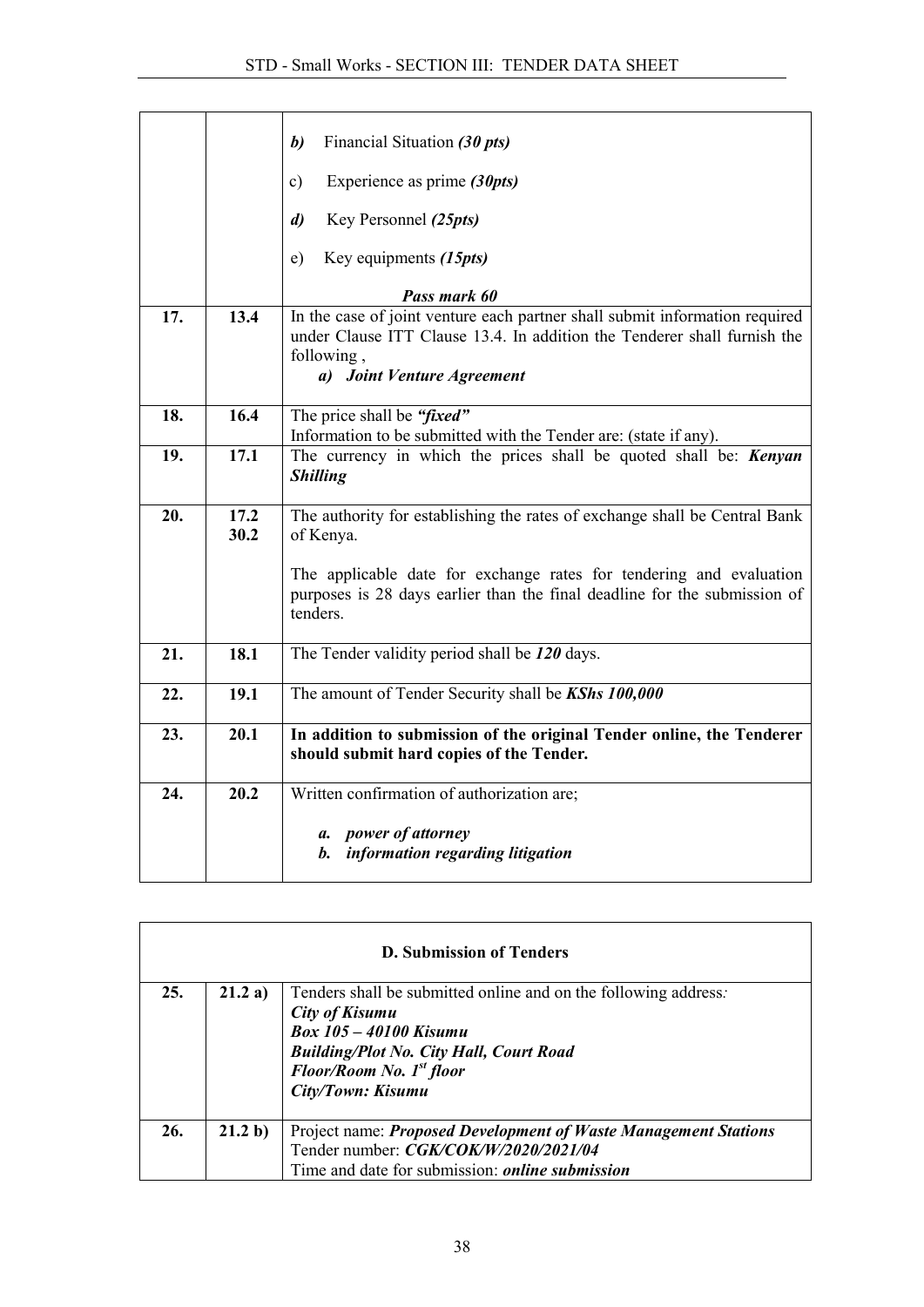| | | |
|---|---|---|
| | | ***b)*** Financial Situation ***(30 pts)***<br><br>c) Experience as prime ***(30pts)***<br><br>***d)*** Key Personnel ***(25pts)***<br><br>e) Key equipments ***(15pts)***<br><br>***Pass mark 60*** |
| **17.** | **13.4** | In the case of joint venture each partner shall submit information required under Clause ITT Clause 13.4. In addition the Tenderer shall furnish the following ,<br>***a) Joint Venture Agreement*** |
| **18.** | **16.4** | The price shall be ***"fixed"***<br>Information to be submitted with the Tender are: (state if any). |
| **19.** | **17.1** | The currency in which the prices shall be quoted shall be: ***Kenyan Shilling*** |
| **20.** | **17.2**<br>**30.2** | The authority for establishing the rates of exchange shall be Central Bank of Kenya.<br><br>The applicable date for exchange rates for tendering and evaluation purposes is 28 days earlier than the final deadline for the submission of tenders. |
| **21.** | **18.1** | The Tender validity period shall be ***120*** days. |
| **22.** | **19.1** | The amount of Tender Security shall be ***KShs 100,000*** |
| **23.** | **20.1** | **In addition to submission of the original Tender online, the Tenderer should submit hard copies of the Tender.** |
| **24.** | **20.2** | Written confirmation of authorization are;<br><br>***a. power of attorney***<br>***b. information regarding litigation*** |

| **D. Submission of Tenders** | | |
|---|---|---|
| **25.** | **21.2 a)** | Tenders shall be submitted online and on the following address:<br>***City of Kisumu***<br>***Box 105 – 40100 Kisumu***<br>***Building/Plot No. City Hall, Court Road***<br>***Floor/Room No. 1st floor***<br>***City/Town: Kisumu*** |
| **26.** | **21.2 b)** | Project name: ***Proposed Development of Waste Management Stations***<br>Tender number: ***CGK/COK/W/2020/2021/04***<br>Time and date for submission: ***online submission*** |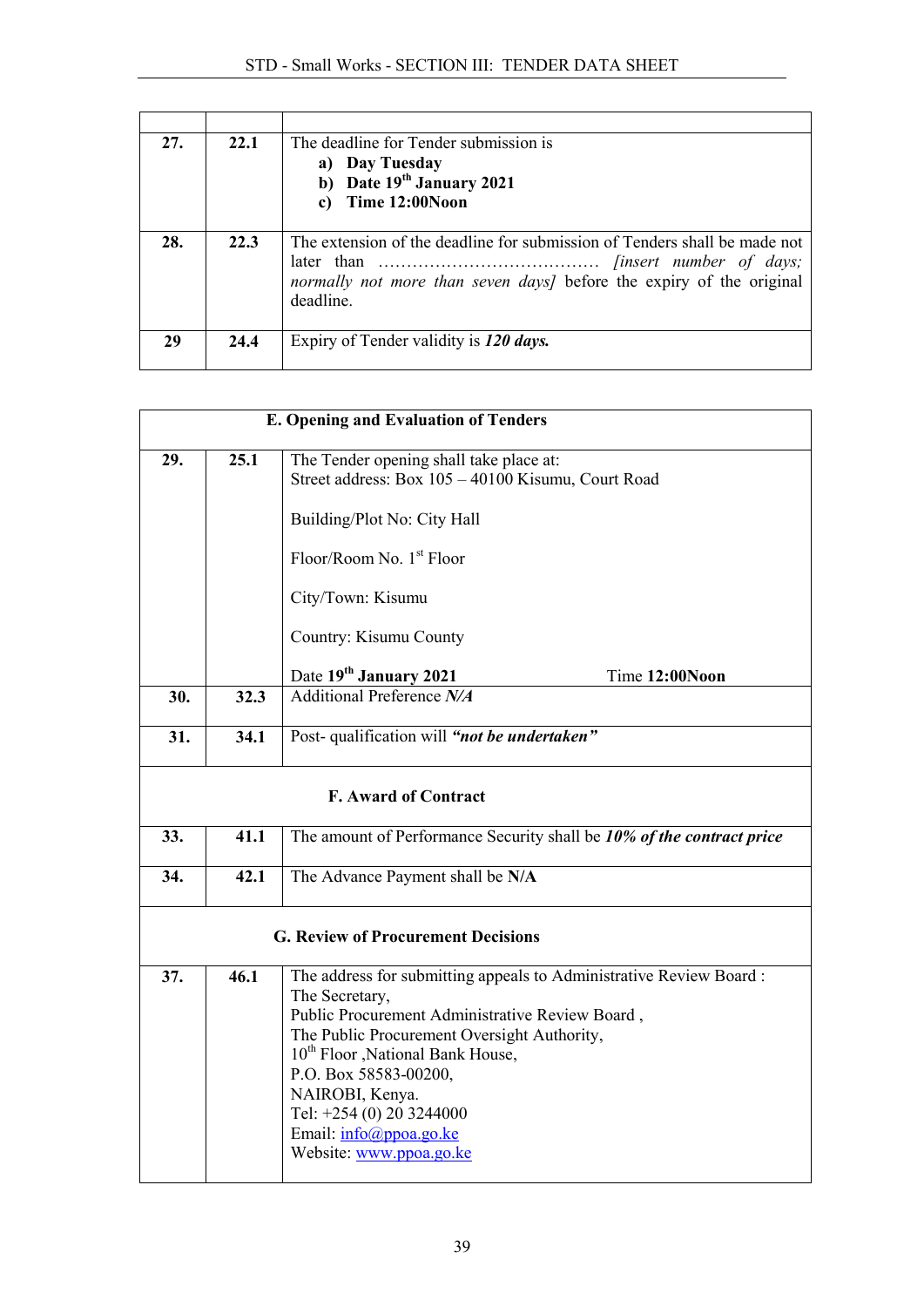| | | |
|---|---|---|
| **27.** | **22.1** | The deadline for Tender submission is<br>**a) Day Tuesday**<br>**b) Date 19th January 2021**<br>**c) Time 12:00Noon** |
| **28.** | **22.3** | The extension of the deadline for submission of Tenders shall be made not later than ………………………………… *[insert number of days; normally not more than seven days]* before the expiry of the original deadline. |
| **29** | **24.4** | Expiry of Tender validity is ***120 days.*** |

| **E. Opening and Evaluation of Tenders** | | |
|---|---|---|
| **29.** | **25.1** | The Tender opening shall take place at:<br>Street address: Box 105 – 40100 Kisumu, Court Road<br><br>Building/Plot No: City Hall<br><br>Floor/Room No. 1st Floor<br><br>City/Town: Kisumu<br><br>Country: Kisumu County<br><br>Date **19th January 2021** Time **12:00Noon** |
| **30.** | **32.3** | Additional Preference ***N/A*** |
| **31.** | **34.1** | Post- qualification will ***"not be undertaken"*** |
| **F. Award of Contract** | | |
| **33.** | **41.1** | The amount of Performance Security shall be ***10% of the contract price*** |
| **34.** | **42.1** | The Advance Payment shall be **N/A** |
| **G. Review of Procurement Decisions** | | |
| **37.** | **46.1** | The address for submitting appeals to Administrative Review Board :<br>The Secretary,<br>Public Procurement Administrative Review Board ,<br>The Public Procurement Oversight Authority,<br>10th Floor ,National Bank House,<br>P.O. Box 58583-00200,<br>NAIROBI, Kenya.<br>Tel: +254 (0) 20 3244000<br>Email: info@ppoa.go.ke<br>Website: www.ppoa.go.ke |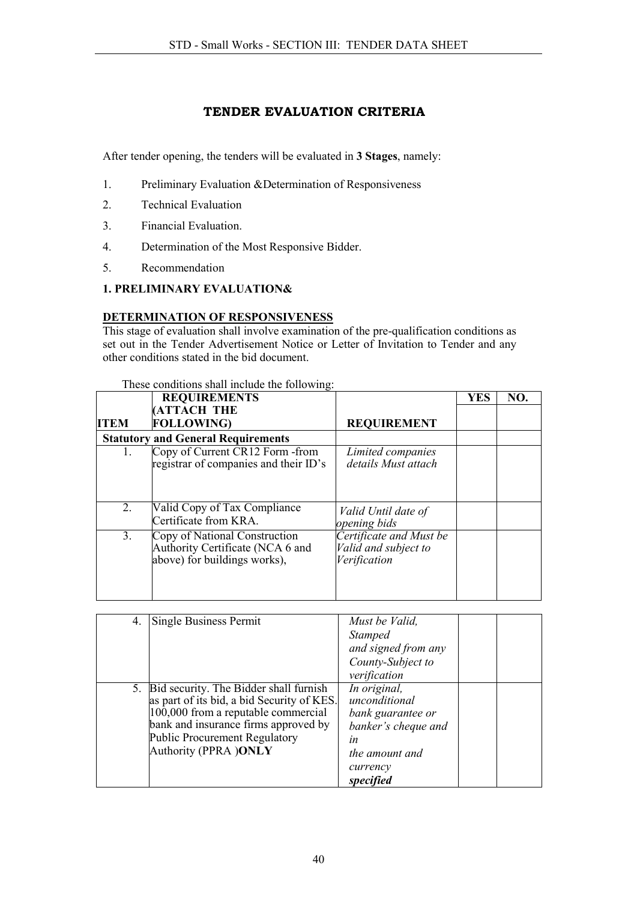# TENDER EVALUATION CRITERIA

After tender opening, the tenders will be evaluated in **3 Stages**, namely:

1. Preliminary Evaluation &Determination of Responsiveness
2. Technical Evaluation
3. Financial Evaluation.
4. Determination of the Most Responsive Bidder.
5. Recommendation

**1. PRELIMINARY EVALUATION&**

**DETERMINATION OF RESPONSIVENESS**

This stage of evaluation shall involve examination of the pre-qualification conditions as set out in the Tender Advertisement Notice or Letter of Invitation to Tender and any other conditions stated in the bid document.

These conditions shall include the following:

| ITEM | REQUIREMENTS (ATTACH THE FOLLOWING) | REQUIREMENT | YES | NO. |
|---|---|---|---|---|
| **Statutory and General Requirements** | | | | |
| 1. | Copy of Current CR12 Form -from registrar of companies and their ID's | *Limited companies details Must attach* | | |
| 2. | Valid Copy of Tax Compliance Certificate from KRA. | *Valid Until date of opening bids* | | |
| 3. | Copy of National Construction Authority Certificate (NCA 6 and above) for buildings works), | *Certificate and Must be Valid and subject to Verification* | | |
| 4. | Single Business Permit | *Must be Valid, Stamped and signed from any County-Subject to verification* | | |
| 5. | Bid security. The Bidder shall furnish as part of its bid, a bid Security of KES. 100,000 from a reputable commercial bank and insurance firms approved by Public Procurement Regulatory Authority (PPRA )**ONLY** | *In original, unconditional bank guarantee or banker's cheque and in the amount and currency* ***specified*** | | |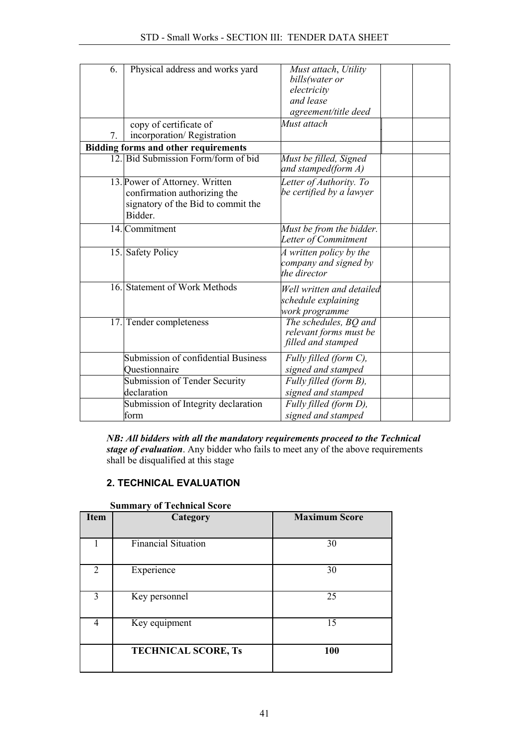| | | | | |
|---|---|---|---|---|
| 6. | Physical address and works yard | *Must attach, Utility bills(water or electricity and lease agreement/title deed* | | |
| 7. | copy of certificate of incorporation/ Registration | *Must attach* | | |
| **Bidding forms and other requirements** | | | | |
| 12. | Bid Submission Form/form of bid | *Must be filled, Signed and stamped(form A)* | | |
| 13. | Power of Attorney. Written confirmation authorizing the signatory of the Bid to commit the Bidder. | *Letter of Authority. To be certified by a lawyer* | | |
| 14. | Commitment | *Must be from the bidder. Letter of Commitment* | | |
| 15. | Safety Policy | *A written policy by the company and signed by the director* | | |
| 16. | Statement of Work Methods | *Well written and detailed schedule explaining work programme* | | |
| 17. | Tender completeness | *The schedules, BQ and relevant forms must be filled and stamped* | | |
| | Submission of confidential Business Questionnaire | *Fully filled (form C), signed and stamped* | | |
| | Submission of Tender Security declaration | *Fully filled (form B), signed and stamped* | | |
| | Submission of Integrity declaration form | *Fully filled (form D), signed and stamped* | | |

***NB: All bidders with all the mandatory requirements proceed to the Technical stage of evaluation***. Any bidder who fails to meet any of the above requirements shall be disqualified at this stage

## 2. TECHNICAL EVALUATION

**Summary of Technical Score**

| Item | Category | Maximum Score |
|---|---|---|
| 1 | Financial Situation | 30 |
| 2 | Experience | 30 |
| 3 | Key personnel | 25 |
| 4 | Key equipment | 15 |
| | **TECHNICAL SCORE, Ts** | **100** |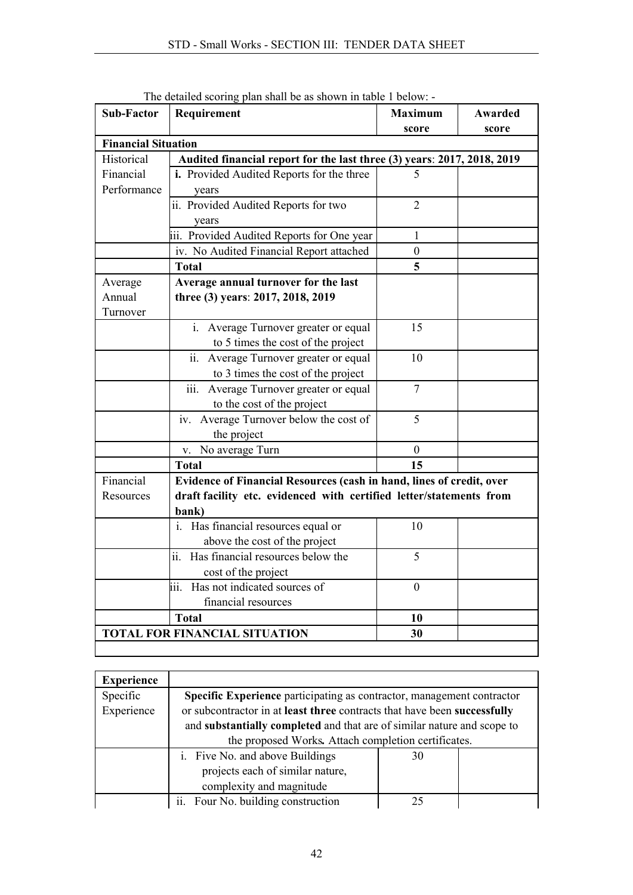The detailed scoring plan shall be as shown in table 1 below: -

| Sub-Factor | Requirement | Maximum score | Awarded score |
|---|---|---|---|
| **Financial Situation** | | | |
| Historical Financial Performance | **Audited financial report for the last three (3) years**: **2017, 2018, 2019** | | |
| | **i.** Provided Audited Reports for the three years | 5 | |
| | ii. Provided Audited Reports for two years | 2 | |
| | iii. Provided Audited Reports for One year | 1 | |
| | iv. No Audited Financial Report attached | 0 | |
| | **Total** | **5** | |
| Average Annual Turnover | **Average annual turnover for the last three (3) years**: **2017, 2018, 2019** | | |
| | i. Average Turnover greater or equal to 5 times the cost of the project | 15 | |
| | ii. Average Turnover greater or equal to 3 times the cost of the project | 10 | |
| | iii. Average Turnover greater or equal to the cost of the project | 7 | |
| | iv. Average Turnover below the cost of the project | 5 | |
| | v. No average Turn | 0 | |
| | **Total** | **15** | |
| Financial Resources | **Evidence of Financial Resources (cash in hand, lines of credit, over draft facility etc. evidenced with certified letter/statements from bank)** | | |
| | i. Has financial resources equal or above the cost of the project | 10 | |
| | ii. Has financial resources below the cost of the project | 5 | |
| | iii. Has not indicated sources of financial resources | 0 | |
| | **Total** | **10** | |
| **TOTAL FOR FINANCIAL SITUATION** | | **30** | |

| **Experience** | | | |
|---|---|---|---|
| Specific Experience | **Specific Experience** participating as contractor, management contractor or subcontractor in at **least three** contracts that have been **successfully** and **substantially completed** and that are of similar nature and scope to the proposed Works**.** Attach completion certificates. | | |
| | i. Five No. and above Buildings projects each of similar nature, complexity and magnitude | 30 | |
| | ii. Four No. building construction | 25 | |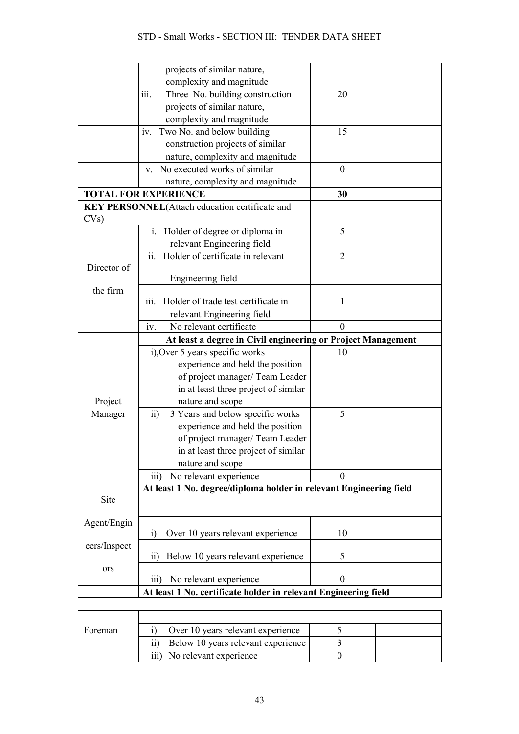| | | | |
|---|---|---|---|
| | projects of similar nature, complexity and magnitude | | |
| | iii. Three No. building construction projects of similar nature, complexity and magnitude | 20 | |
| | iv. Two No. and below building construction projects of similar nature, complexity and magnitude | 15 | |
| | v. No executed works of similar nature, complexity and magnitude | 0 | |
| **TOTAL FOR EXPERIENCE** | | **30** | |
| **KEY PERSONNEL**(Attach education certificate and CVs) | | | |
| Director of the firm | i. Holder of degree or diploma in relevant Engineering field | 5 | |
| | ii. Holder of certificate in relevant Engineering field | 2 | |
| | iii. Holder of trade test certificate in relevant Engineering field | 1 | |
| | iv. No relevant certificate | 0 | |
| Project Manager | **At least a degree in Civil engineering or Project Management** | | |
| | i),Over 5 years specific works experience and held the position of project manager/ Team Leader in at least three project of similar nature and scope | 10 | |
| | ii) 3 Years and below specific works experience and held the position of project manager/ Team Leader in at least three project of similar nature and scope | 5 | |
| | iii) No relevant experience | 0 | |
| Site Agent/Engineers/Inspectors | **At least 1 No. degree/diploma holder in relevant Engineering field** | | |
| | i) Over 10 years relevant experience | 10 | |
| | ii) Below 10 years relevant experience | 5 | |
| | iii) No relevant experience | 0 | |
| | **At least 1 No. certificate holder in relevant Engineering field** | | |
| Foreman | | | |
| | i) Over 10 years relevant experience | 5 | |
| | ii) Below 10 years relevant experience | 3 | |
| | iii) No relevant experience | 0 | |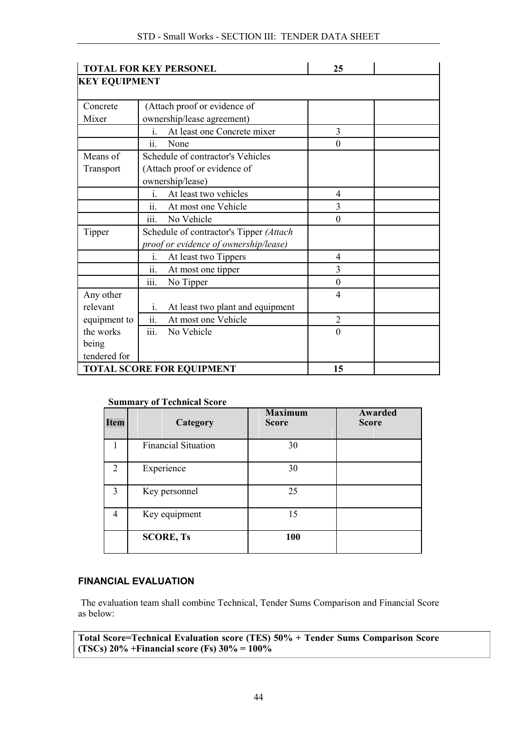| TOTAL FOR KEY PERSONEL | | 25 | |
|---|---|---|---|
| **KEY EQUIPMENT** | | | |
| Concrete Mixer | (Attach proof or evidence of ownership/lease agreement) | | |
| | i. At least one Concrete mixer | 3 | |
| | ii. None | 0 | |
| Means of Transport | Schedule of contractor's Vehicles (Attach proof or evidence of ownership/lease) | | |
| | i. At least two vehicles | 4 | |
| | ii. At most one Vehicle | 3 | |
| | iii. No Vehicle | 0 | |
| Tipper | Schedule of contractor's Tipper *(Attach proof or evidence of ownership/lease)* | | |
| | i. At least two Tippers | 4 | |
| | ii. At most one tipper | 3 | |
| | iii. No Tipper | 0 | |
| Any other relevant equipment to the works being tendered for | i. At least two plant and equipment | 4 | |
| | ii. At most one Vehicle | 2 | |
| | iii. No Vehicle | 0 | |
| **TOTAL SCORE FOR EQUIPMENT** | | **15** | |

**Summary of Technical Score**

| Item | Category | Maximum Score | Awarded Score |
|---|---|---|---|
| 1 | Financial Situation | 30 | |
| 2 | Experience | 30 | |
| 3 | Key personnel | 25 | |
| 4 | Key equipment | 15 | |
| | **SCORE, Ts** | **100** | |

## FINANCIAL EVALUATION

The evaluation team shall combine Technical, Tender Sums Comparison and Financial Score as below:

**Total Score=Technical Evaluation score (TES) 50% + Tender Sums Comparison Score (TSCs) 20% +Financial score (Fs) 30% = 100%**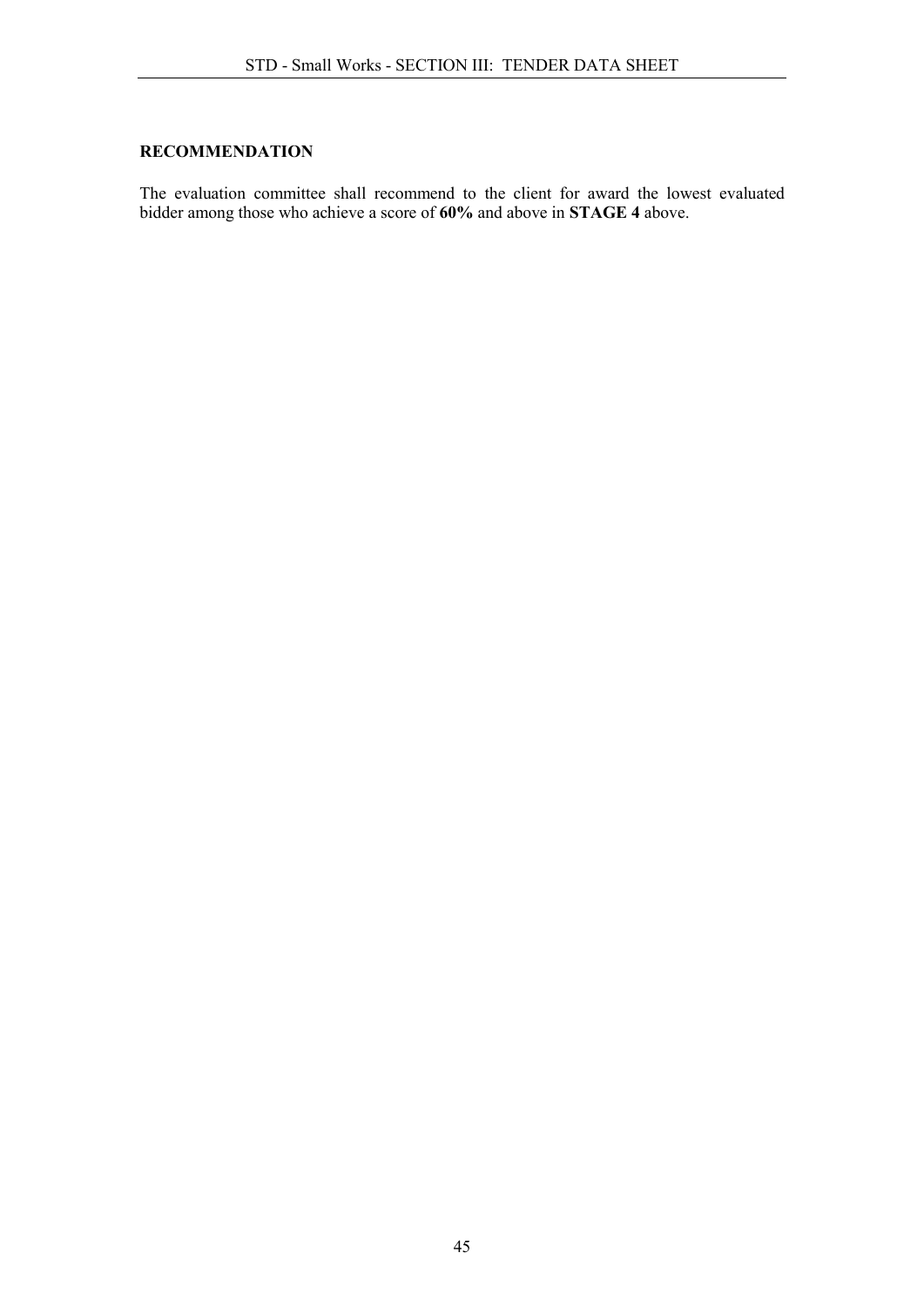**RECOMMENDATION**

The evaluation committee shall recommend to the client for award the lowest evaluated bidder among those who achieve a score of **60%** and above in **STAGE 4** above.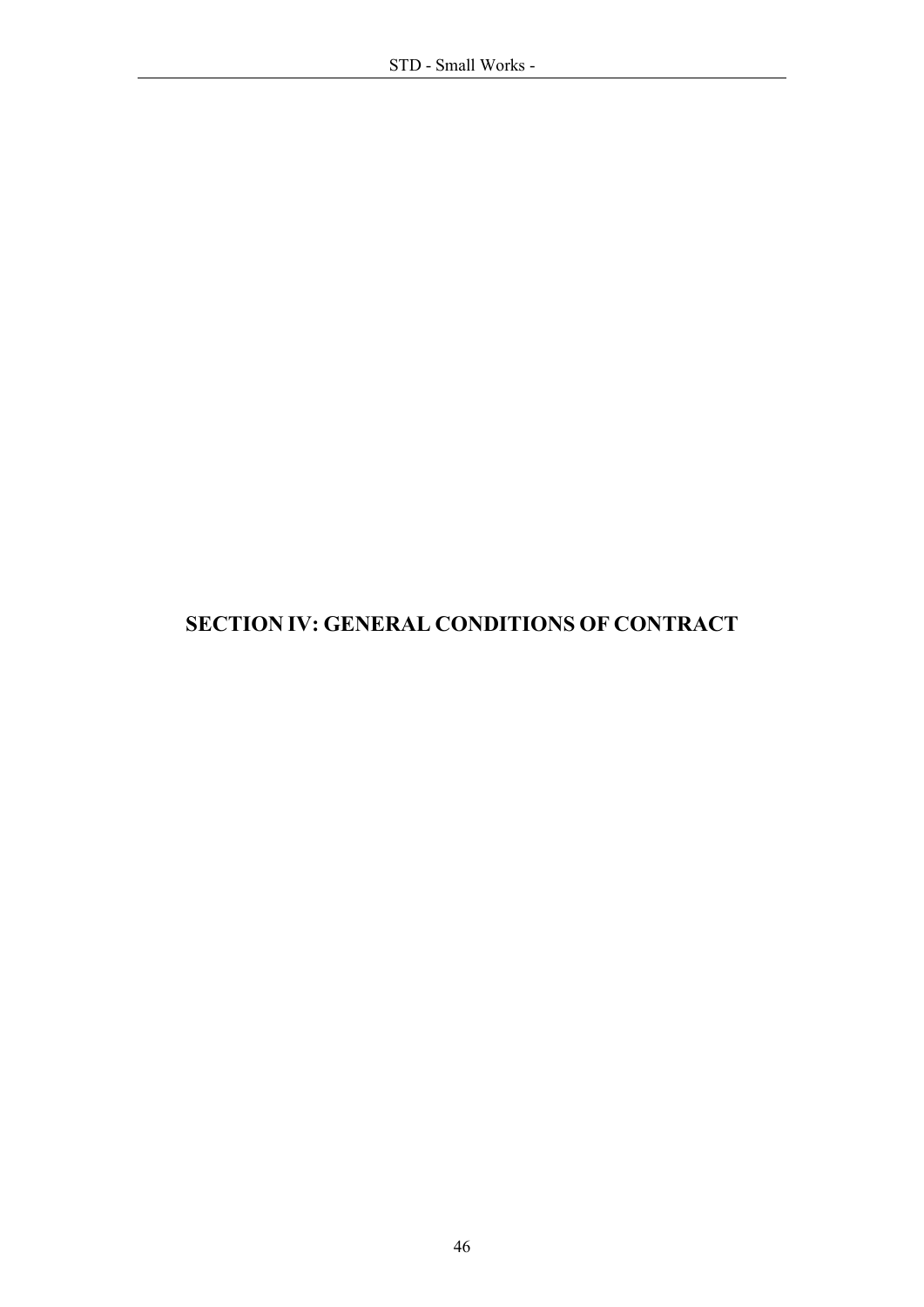# SECTION IV: GENERAL CONDITIONS OF CONTRACT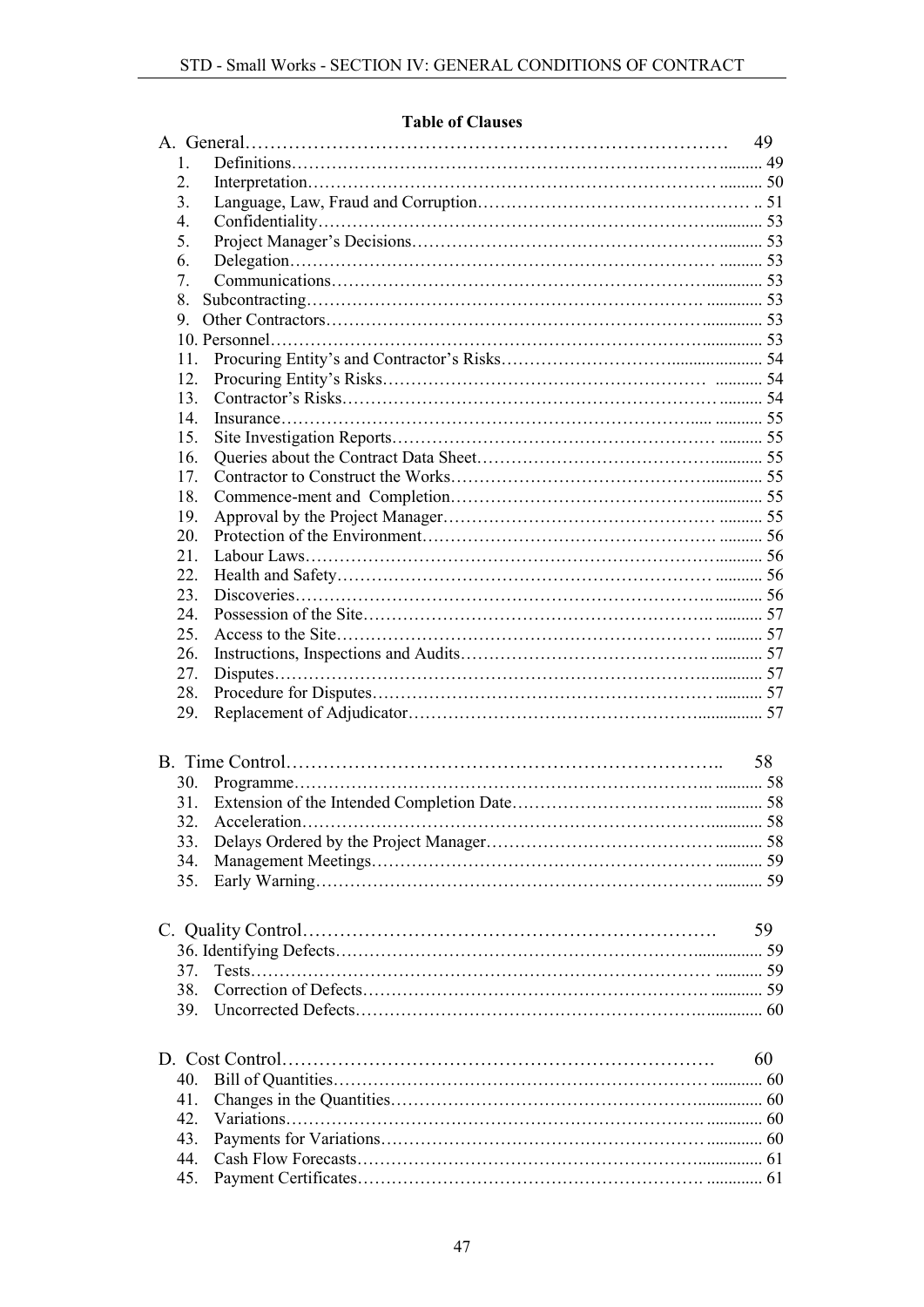**Table of Clauses**

A. General……………………………………………………………………… 49

1. Definitions…………………………………………………………………….......... 49
2. Interpretation…………………………………………………………………. .......... 50
3. Language, Law, Fraud and Corruption………………………………………… .. 51
4. Confidentiality……………………………………………………………............ 53
5. Project Manager's Decisions………………………………………………........... 53
6. Delegation……………………………………………………………… .......... 53
7. Communications…………………………………………………………............. 53
8. Subcontracting………………………………………………………… ............. 53
9. Other Contractors……………………………………………………….............. 53
10. Personnel……………………………………………………………….............. 53
11. Procuring Entity's and Contractor's Risks……………………….................... 54
12. Procuring Entity's Risks……………………………………………… ........... 54
13. Contractor's Risks……………………………………………………… .......... 54
14. Insurance…………………………………………………………….... ........... 55
15. Site Investigation Reports……………………………………………… .......... 55
16. Queries about the Contract Data Sheet……………………………….............. 55
17. Contractor to Construct the Works…………………………………….............. 55
18. Commence-ment and Completion…………………………………….............. 55
19. Approval by the Project Manager………………………………………… .......... 55
20. Protection of the Environment……………………………………….. .......... 56
21. Labour Laws…………………………………………………………............ 56
22. Health and Safety…………………………………………………… ........... 56
23. Discoveries………………………………………………………….. ........... 56
24. Possession of the Site…………………………………………………... ........... 57
25. Access to the Site……………………………………………………… ........... 57
26. Instructions, Inspections and Audits………………………………….. ............ 57
27. Disputes……………………………………………………………….............. 57
28. Procedure for Disputes………………………………………………… ........... 57
29. Replacement of Adjudicator……………………………………….................. 57

B. Time Control……………………………………………………………….. 58

30. Programme…………………………………………………………….. ........... 58
31. Extension of the Intended Completion Date………………………….... ........... 58
32. Acceleration…………………………………………………………............. 58
33. Delays Ordered by the Project Manager………………………………. ........... 58
34. Management Meetings……………………………………………… ........... 59
35. Early Warning…………………………………………………………. ........... 59

C. Quality Control……………………………………………………………. 59

36. Identifying Defects……………………………………………………................ 59
37. Tests…………………………………………………………………… ........... 59
38. Correction of Defects…………………………………………………. ............ 59
39. Uncorrected Defects………………………………………………….............. 60

D. Cost Control……………………………………………………………. 60

40. Bill of Quantities………………………………………………………… ............ 60
41. Changes in the Quantities……………………………………………................ 60
42. Variations…………………………………………………………….. ............. 60
43. Payments for Variations……………………………………………… ............. 60
44. Cash Flow Forecasts………………………………………………................ 61
45. Payment Certificates…………………………………………………. ............. 61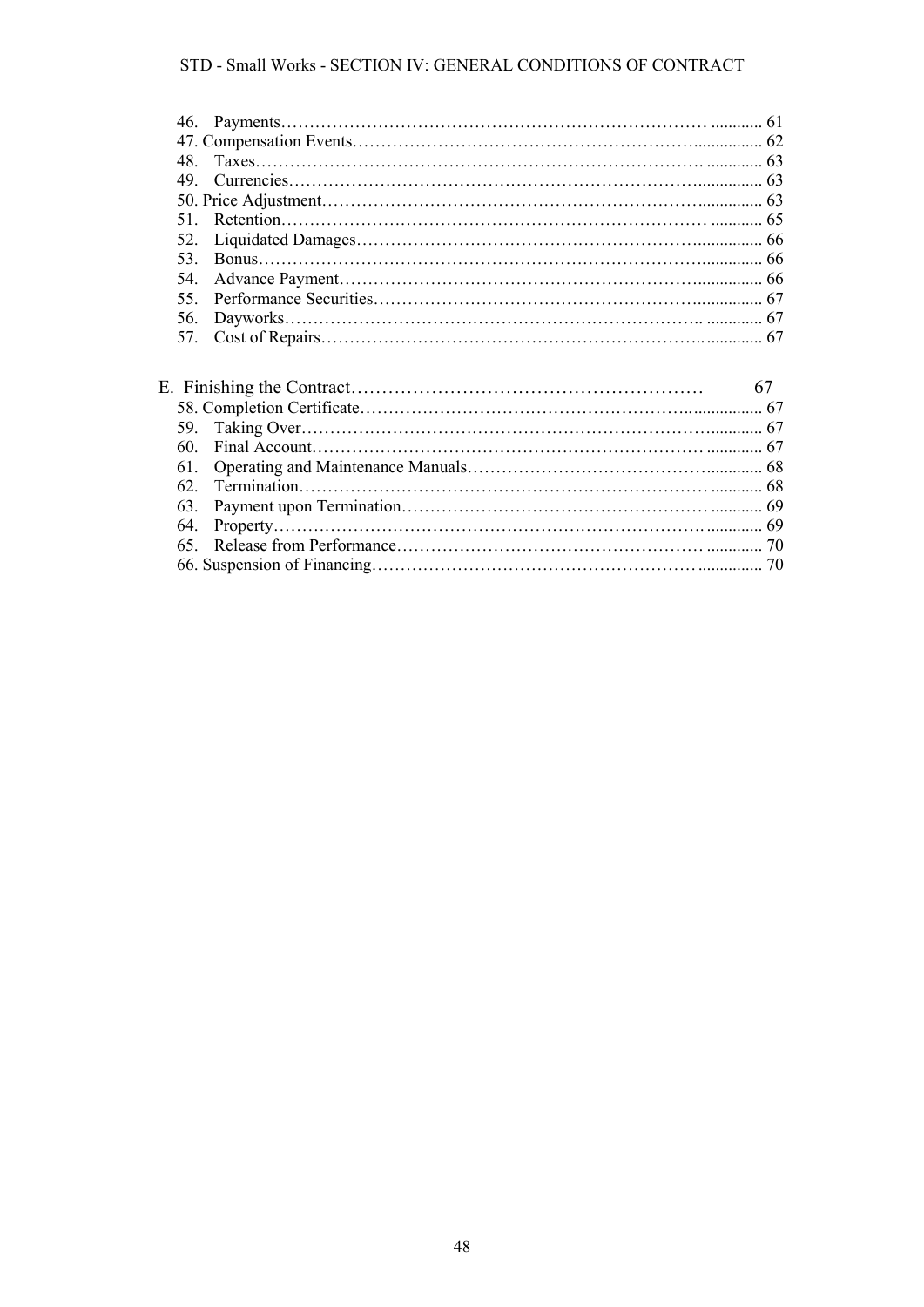46. Payments ............ 61
47. Compensation Events ............ 62
48. Taxes ............ 63
49. Currencies ............ 63
50. Price Adjustment ............ 63
51. Retention ............ 65
52. Liquidated Damages ............ 66
53. Bonus ............ 66
54. Advance Payment ............ 66
55. Performance Securities ............ 67
56. Dayworks ............ 67
57. Cost of Repairs ............ 67

E. Finishing the Contract ............ 67

58. Completion Certificate ............ 67
59. Taking Over ............ 67
60. Final Account ............ 67
61. Operating and Maintenance Manuals ............ 68
62. Termination ............ 68
63. Payment upon Termination ............ 69
64. Property ............ 69
65. Release from Performance ............ 70
66. Suspension of Financing ............ 70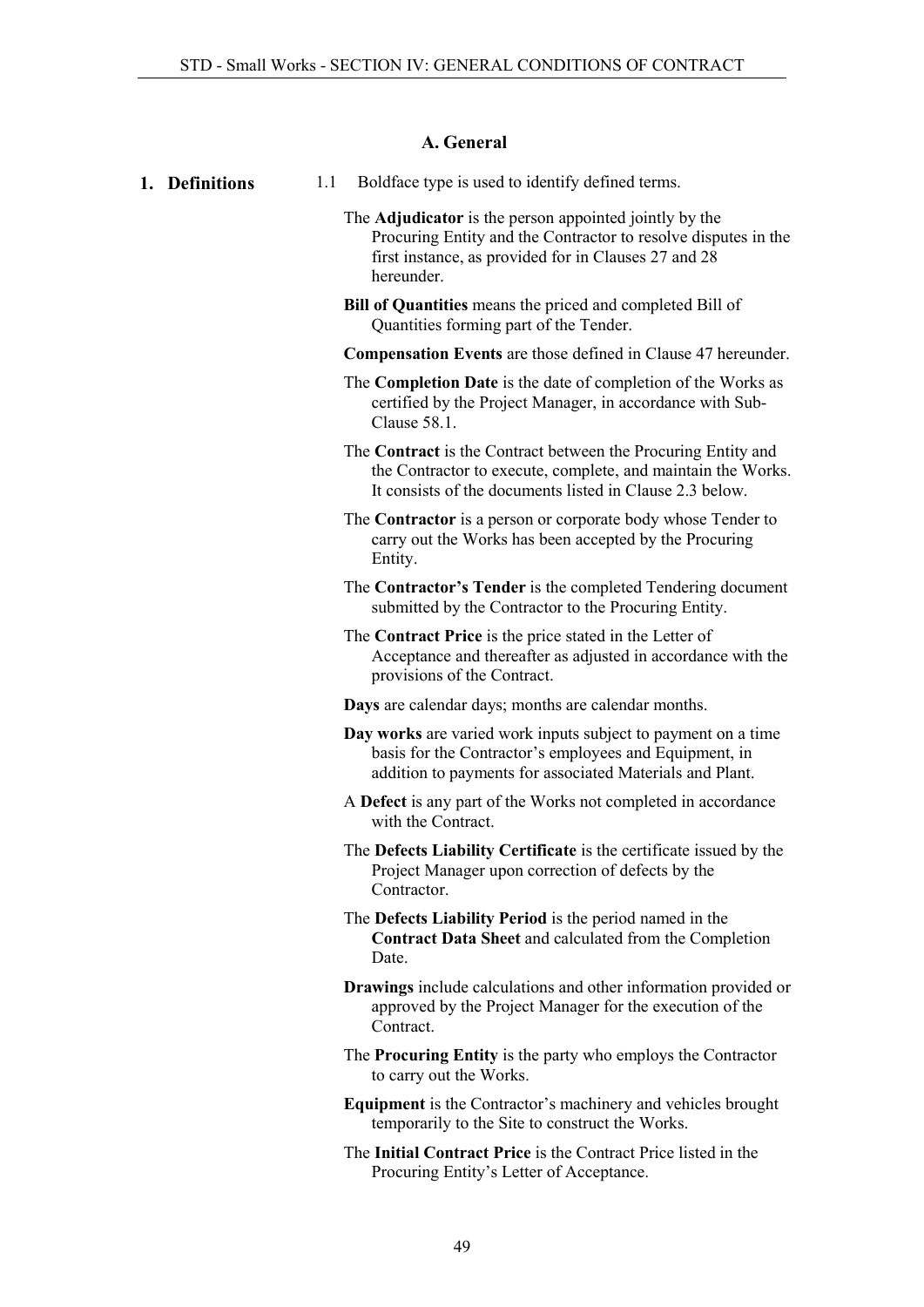## A. General

**1. Definitions**

1.1 Boldface type is used to identify defined terms.

The **Adjudicator** is the person appointed jointly by the Procuring Entity and the Contractor to resolve disputes in the first instance, as provided for in Clauses 27 and 28 hereunder.

**Bill of Quantities** means the priced and completed Bill of Quantities forming part of the Tender.

**Compensation Events** are those defined in Clause 47 hereunder.

The **Completion Date** is the date of completion of the Works as certified by the Project Manager, in accordance with Sub-Clause 58.1.

The **Contract** is the Contract between the Procuring Entity and the Contractor to execute, complete, and maintain the Works. It consists of the documents listed in Clause 2.3 below.

The **Contractor** is a person or corporate body whose Tender to carry out the Works has been accepted by the Procuring Entity.

The **Contractor's Tender** is the completed Tendering document submitted by the Contractor to the Procuring Entity.

The **Contract Price** is the price stated in the Letter of Acceptance and thereafter as adjusted in accordance with the provisions of the Contract.

**Days** are calendar days; months are calendar months.

**Day works** are varied work inputs subject to payment on a time basis for the Contractor's employees and Equipment, in addition to payments for associated Materials and Plant.

A **Defect** is any part of the Works not completed in accordance with the Contract.

The **Defects Liability Certificate** is the certificate issued by the Project Manager upon correction of defects by the Contractor.

The **Defects Liability Period** is the period named in the **Contract Data Sheet** and calculated from the Completion Date.

**Drawings** include calculations and other information provided or approved by the Project Manager for the execution of the Contract.

The **Procuring Entity** is the party who employs the Contractor to carry out the Works.

**Equipment** is the Contractor's machinery and vehicles brought temporarily to the Site to construct the Works.

The **Initial Contract Price** is the Contract Price listed in the Procuring Entity's Letter of Acceptance.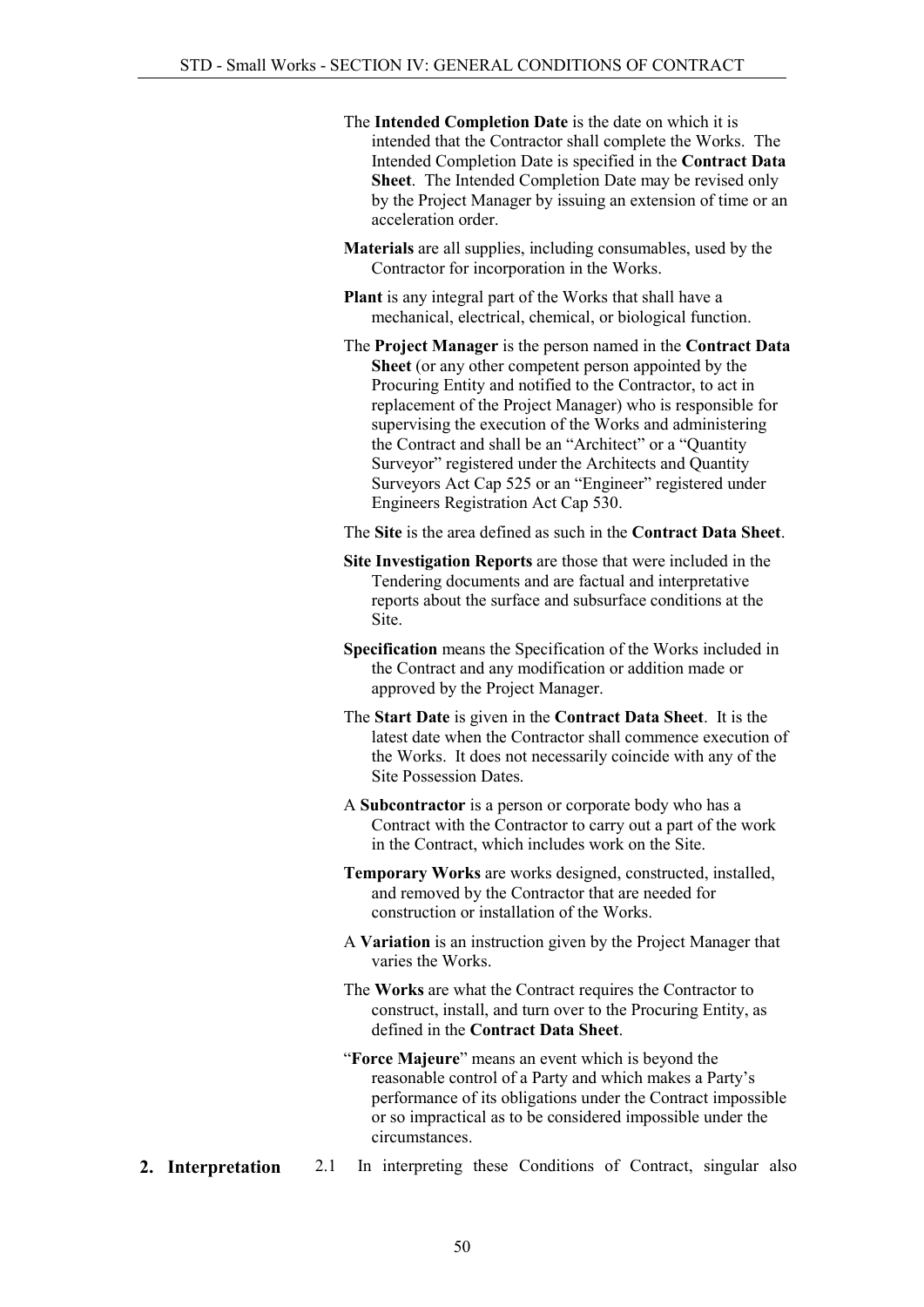The **Intended Completion Date** is the date on which it is intended that the Contractor shall complete the Works. The Intended Completion Date is specified in the **Contract Data Sheet**. The Intended Completion Date may be revised only by the Project Manager by issuing an extension of time or an acceleration order.

**Materials** are all supplies, including consumables, used by the Contractor for incorporation in the Works.

**Plant** is any integral part of the Works that shall have a mechanical, electrical, chemical, or biological function.

The **Project Manager** is the person named in the **Contract Data Sheet** (or any other competent person appointed by the Procuring Entity and notified to the Contractor, to act in replacement of the Project Manager) who is responsible for supervising the execution of the Works and administering the Contract and shall be an "Architect" or a "Quantity Surveyor" registered under the Architects and Quantity Surveyors Act Cap 525 or an "Engineer" registered under Engineers Registration Act Cap 530.

The **Site** is the area defined as such in the **Contract Data Sheet**.

**Site Investigation Reports** are those that were included in the Tendering documents and are factual and interpretative reports about the surface and subsurface conditions at the Site.

**Specification** means the Specification of the Works included in the Contract and any modification or addition made or approved by the Project Manager.

The **Start Date** is given in the **Contract Data Sheet**. It is the latest date when the Contractor shall commence execution of the Works. It does not necessarily coincide with any of the Site Possession Dates.

A **Subcontractor** is a person or corporate body who has a Contract with the Contractor to carry out a part of the work in the Contract, which includes work on the Site.

**Temporary Works** are works designed, constructed, installed, and removed by the Contractor that are needed for construction or installation of the Works.

A **Variation** is an instruction given by the Project Manager that varies the Works.

The **Works** are what the Contract requires the Contractor to construct, install, and turn over to the Procuring Entity, as defined in the **Contract Data Sheet**.

"**Force Majeure**" means an event which is beyond the reasonable control of a Party and which makes a Party's performance of its obligations under the Contract impossible or so impractical as to be considered impossible under the circumstances.

## 2. Interpretation

2.1 In interpreting these Conditions of Contract, singular also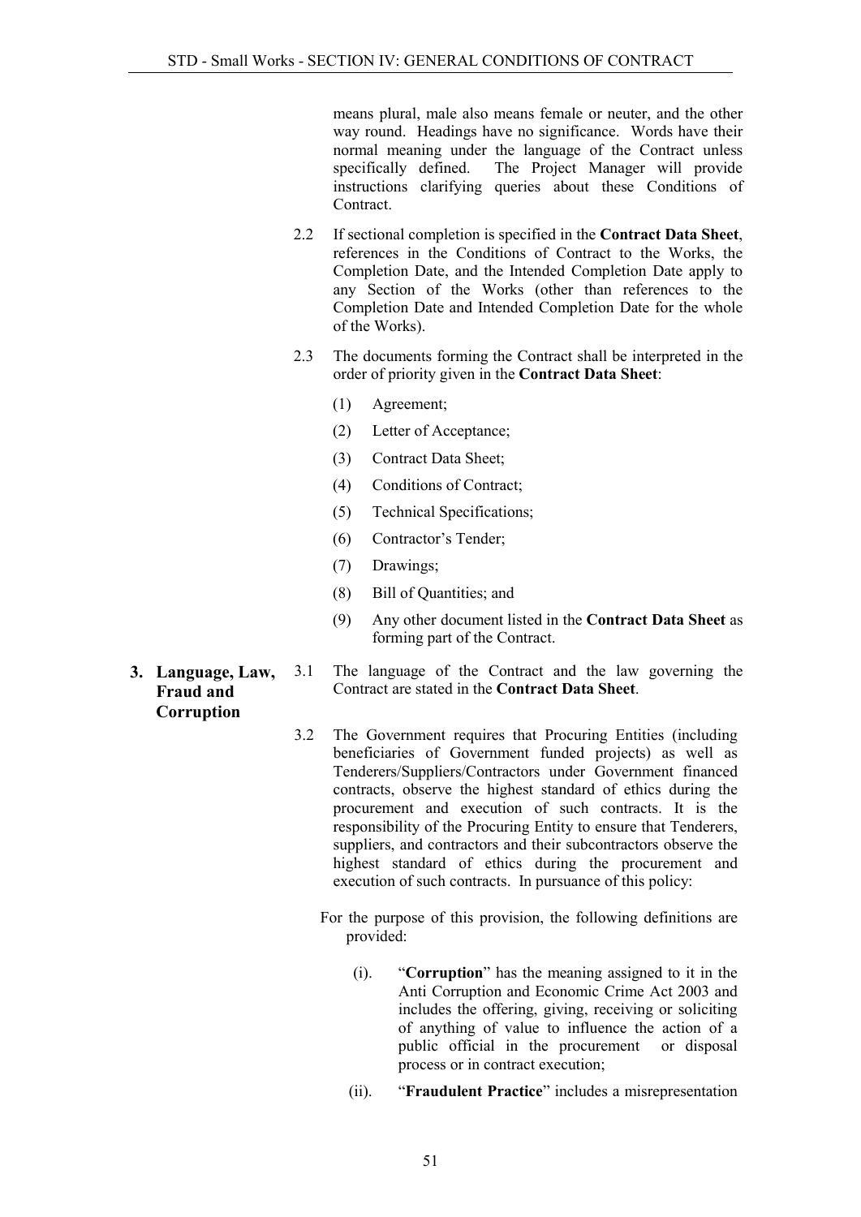means plural, male also means female or neuter, and the other way round. Headings have no significance. Words have their normal meaning under the language of the Contract unless specifically defined. The Project Manager will provide instructions clarifying queries about these Conditions of Contract.

2.2 If sectional completion is specified in the **Contract Data Sheet**, references in the Conditions of Contract to the Works, the Completion Date, and the Intended Completion Date apply to any Section of the Works (other than references to the Completion Date and Intended Completion Date for the whole of the Works).

2.3 The documents forming the Contract shall be interpreted in the order of priority given in the **Contract Data Sheet**:

(1) Agreement;

(2) Letter of Acceptance;

(3) Contract Data Sheet;

(4) Conditions of Contract;

(5) Technical Specifications;

(6) Contractor's Tender;

(7) Drawings;

(8) Bill of Quantities; and

(9) Any other document listed in the **Contract Data Sheet** as forming part of the Contract.

## 3. Language, Law, Fraud and Corruption

3.1 The language of the Contract and the law governing the Contract are stated in the **Contract Data Sheet**.

3.2 The Government requires that Procuring Entities (including beneficiaries of Government funded projects) as well as Tenderers/Suppliers/Contractors under Government financed contracts, observe the highest standard of ethics during the procurement and execution of such contracts. It is the responsibility of the Procuring Entity to ensure that Tenderers, suppliers, and contractors and their subcontractors observe the highest standard of ethics during the procurement and execution of such contracts. In pursuance of this policy:

For the purpose of this provision, the following definitions are provided:

(i). "**Corruption**" has the meaning assigned to it in the Anti Corruption and Economic Crime Act 2003 and includes the offering, giving, receiving or soliciting of anything of value to influence the action of a public official in the procurement or disposal process or in contract execution;

(ii). "**Fraudulent Practice**" includes a misrepresentation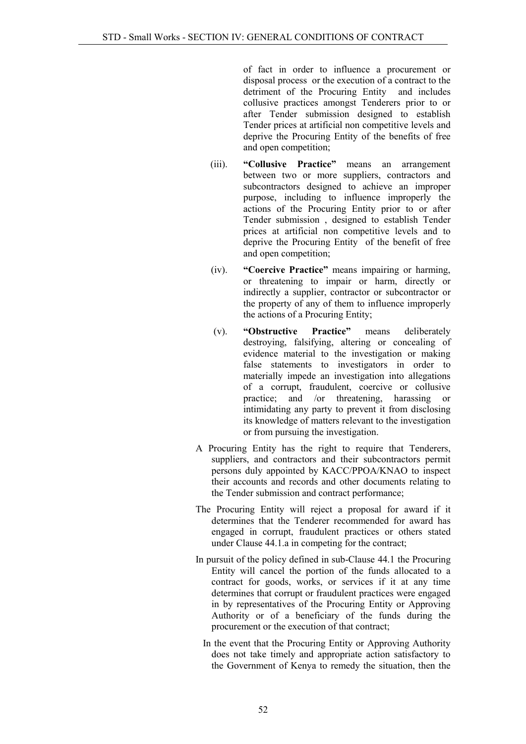of fact in order to influence a procurement or disposal process or the execution of a contract to the detriment of the Procuring Entity and includes collusive practices amongst Tenderers prior to or after Tender submission designed to establish Tender prices at artificial non competitive levels and deprive the Procuring Entity of the benefits of free and open competition;

(iii). **"Collusive Practice"** means an arrangement between two or more suppliers, contractors and subcontractors designed to achieve an improper purpose, including to influence improperly the actions of the Procuring Entity prior to or after Tender submission , designed to establish Tender prices at artificial non competitive levels and to deprive the Procuring Entity of the benefit of free and open competition;

(iv). **"Coercive Practice"** means impairing or harming, or threatening to impair or harm, directly or indirectly a supplier, contractor or subcontractor or the property of any of them to influence improperly the actions of a Procuring Entity;

(v). **"Obstructive Practice"** means deliberately destroying, falsifying, altering or concealing of evidence material to the investigation or making false statements to investigators in order to materially impede an investigation into allegations of a corrupt, fraudulent, coercive or collusive practice; and /or threatening, harassing or intimidating any party to prevent it from disclosing its knowledge of matters relevant to the investigation or from pursuing the investigation.

A Procuring Entity has the right to require that Tenderers, suppliers, and contractors and their subcontractors permit persons duly appointed by KACC/PPOA/KNAO to inspect their accounts and records and other documents relating to the Tender submission and contract performance;

The Procuring Entity will reject a proposal for award if it determines that the Tenderer recommended for award has engaged in corrupt, fraudulent practices or others stated under Clause 44.1.a in competing for the contract;

In pursuit of the policy defined in sub-Clause 44.1 the Procuring Entity will cancel the portion of the funds allocated to a contract for goods, works, or services if it at any time determines that corrupt or fraudulent practices were engaged in by representatives of the Procuring Entity or Approving Authority or of a beneficiary of the funds during the procurement or the execution of that contract;

In the event that the Procuring Entity or Approving Authority does not take timely and appropriate action satisfactory to the Government of Kenya to remedy the situation, then the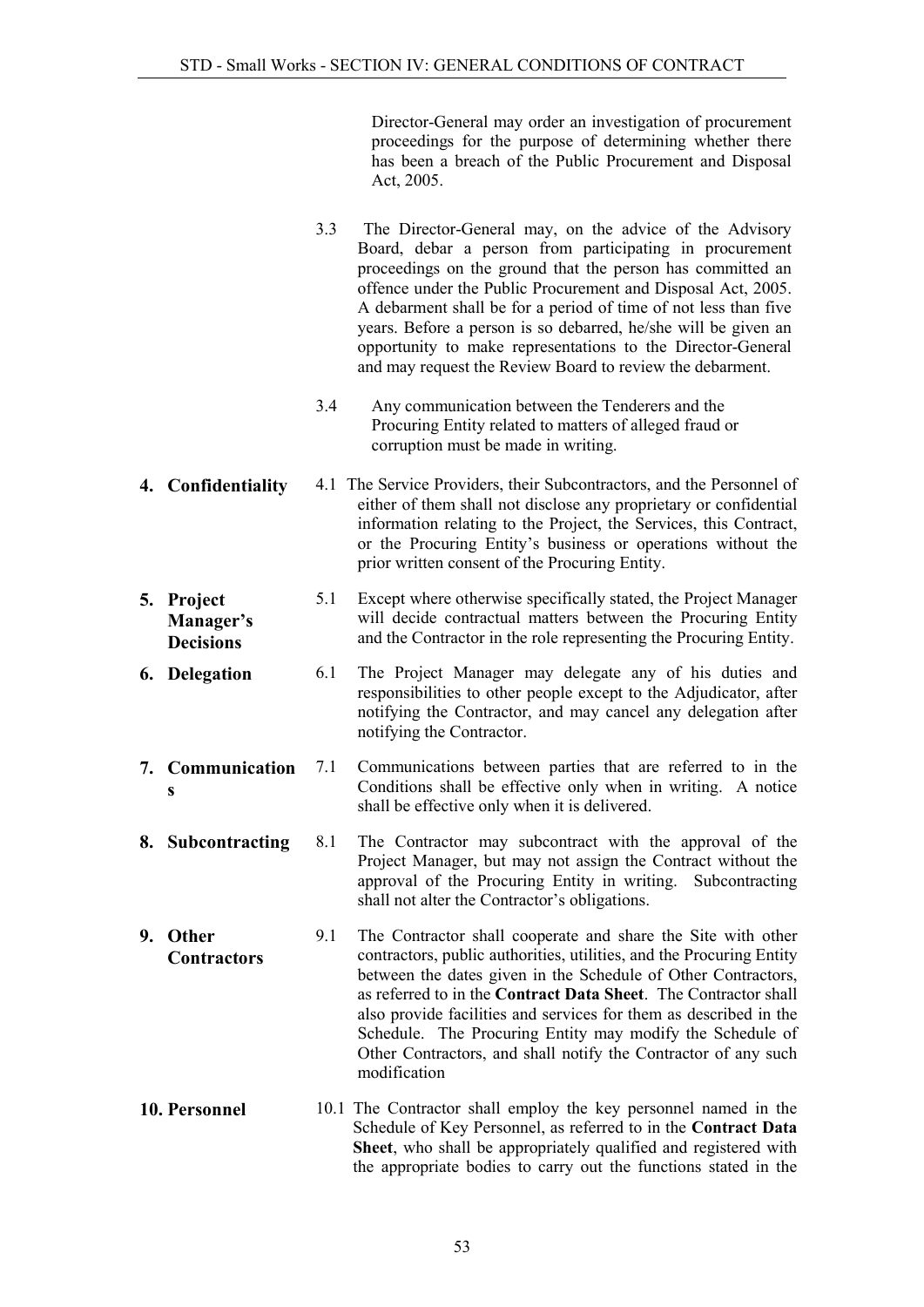Director-General may order an investigation of procurement proceedings for the purpose of determining whether there has been a breach of the Public Procurement and Disposal Act, 2005.

3.3 The Director-General may, on the advice of the Advisory Board, debar a person from participating in procurement proceedings on the ground that the person has committed an offence under the Public Procurement and Disposal Act, 2005. A debarment shall be for a period of time of not less than five years. Before a person is so debarred, he/she will be given an opportunity to make representations to the Director-General and may request the Review Board to review the debarment.

3.4 Any communication between the Tenderers and the Procuring Entity related to matters of alleged fraud or corruption must be made in writing.

**4. Confidentiality**

4.1 The Service Providers, their Subcontractors, and the Personnel of either of them shall not disclose any proprietary or confidential information relating to the Project, the Services, this Contract, or the Procuring Entity's business or operations without the prior written consent of the Procuring Entity.

**5. Project Manager's Decisions**

5.1 Except where otherwise specifically stated, the Project Manager will decide contractual matters between the Procuring Entity and the Contractor in the role representing the Procuring Entity.

**6. Delegation**

6.1 The Project Manager may delegate any of his duties and responsibilities to other people except to the Adjudicator, after notifying the Contractor, and may cancel any delegation after notifying the Contractor.

**7. Communications**

7.1 Communications between parties that are referred to in the Conditions shall be effective only when in writing. A notice shall be effective only when it is delivered.

**8. Subcontracting**

8.1 The Contractor may subcontract with the approval of the Project Manager, but may not assign the Contract without the approval of the Procuring Entity in writing. Subcontracting shall not alter the Contractor's obligations.

**9. Other Contractors**

9.1 The Contractor shall cooperate and share the Site with other contractors, public authorities, utilities, and the Procuring Entity between the dates given in the Schedule of Other Contractors, as referred to in the **Contract Data Sheet**. The Contractor shall also provide facilities and services for them as described in the Schedule. The Procuring Entity may modify the Schedule of Other Contractors, and shall notify the Contractor of any such modification

**10. Personnel**

10.1 The Contractor shall employ the key personnel named in the Schedule of Key Personnel, as referred to in the **Contract Data Sheet**, who shall be appropriately qualified and registered with the appropriate bodies to carry out the functions stated in the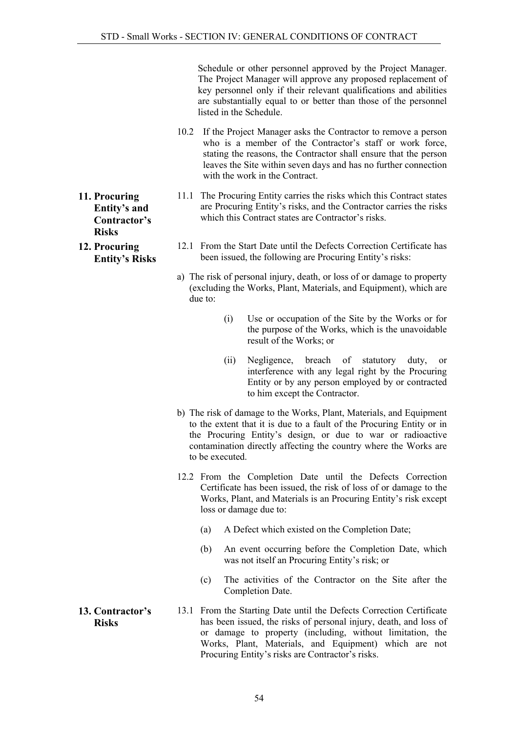Schedule or other personnel approved by the Project Manager. The Project Manager will approve any proposed replacement of key personnel only if their relevant qualifications and abilities are substantially equal to or better than those of the personnel listed in the Schedule.

10.2 If the Project Manager asks the Contractor to remove a person who is a member of the Contractor's staff or work force, stating the reasons, the Contractor shall ensure that the person leaves the Site within seven days and has no further connection with the work in the Contract.

**11. Procuring Entity's and Contractor's Risks**

11.1 The Procuring Entity carries the risks which this Contract states are Procuring Entity's risks, and the Contractor carries the risks which this Contract states are Contractor's risks.

**12. Procuring Entity's Risks**

12.1 From the Start Date until the Defects Correction Certificate has been issued, the following are Procuring Entity's risks:

a) The risk of personal injury, death, or loss of or damage to property (excluding the Works, Plant, Materials, and Equipment), which are due to:

   (i) Use or occupation of the Site by the Works or for the purpose of the Works, which is the unavoidable result of the Works; or

   (ii) Negligence, breach of statutory duty, or interference with any legal right by the Procuring Entity or by any person employed by or contracted to him except the Contractor.

b) The risk of damage to the Works, Plant, Materials, and Equipment to the extent that it is due to a fault of the Procuring Entity or in the Procuring Entity's design, or due to war or radioactive contamination directly affecting the country where the Works are to be executed.

12.2 From the Completion Date until the Defects Correction Certificate has been issued, the risk of loss of or damage to the Works, Plant, and Materials is an Procuring Entity's risk except loss or damage due to:

   (a) A Defect which existed on the Completion Date;

   (b) An event occurring before the Completion Date, which was not itself an Procuring Entity's risk; or

   (c) The activities of the Contractor on the Site after the Completion Date.

**13. Contractor's Risks**

13.1 From the Starting Date until the Defects Correction Certificate has been issued, the risks of personal injury, death, and loss of or damage to property (including, without limitation, the Works, Plant, Materials, and Equipment) which are not Procuring Entity's risks are Contractor's risks.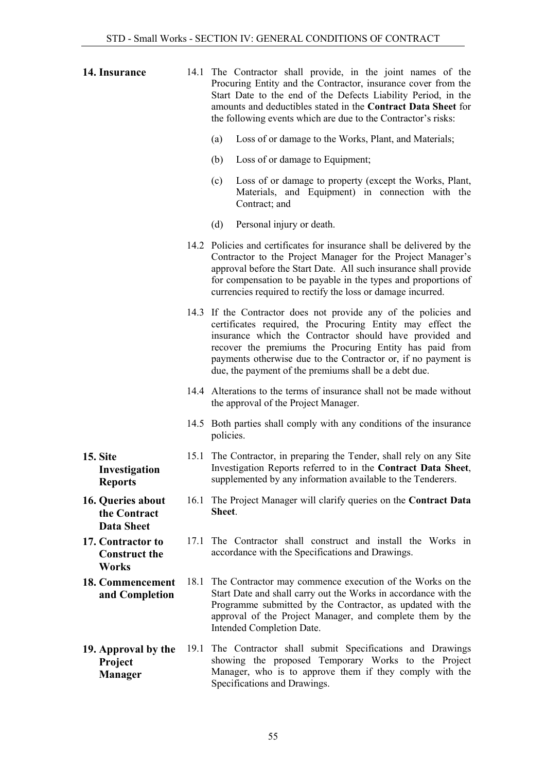### 14. Insurance

14.1 The Contractor shall provide, in the joint names of the Procuring Entity and the Contractor, insurance cover from the Start Date to the end of the Defects Liability Period, in the amounts and deductibles stated in the **Contract Data Sheet** for the following events which are due to the Contractor's risks:

(a) Loss of or damage to the Works, Plant, and Materials;

(b) Loss of or damage to Equipment;

(c) Loss of or damage to property (except the Works, Plant, Materials, and Equipment) in connection with the Contract; and

(d) Personal injury or death.

14.2 Policies and certificates for insurance shall be delivered by the Contractor to the Project Manager for the Project Manager's approval before the Start Date. All such insurance shall provide for compensation to be payable in the types and proportions of currencies required to rectify the loss or damage incurred.

14.3 If the Contractor does not provide any of the policies and certificates required, the Procuring Entity may effect the insurance which the Contractor should have provided and recover the premiums the Procuring Entity has paid from payments otherwise due to the Contractor or, if no payment is due, the payment of the premiums shall be a debt due.

14.4 Alterations to the terms of insurance shall not be made without the approval of the Project Manager.

14.5 Both parties shall comply with any conditions of the insurance policies.

### 15. Site Investigation Reports

15.1 The Contractor, in preparing the Tender, shall rely on any Site Investigation Reports referred to in the **Contract Data Sheet**, supplemented by any information available to the Tenderers.

### 16. Queries about the Contract Data Sheet

16.1 The Project Manager will clarify queries on the **Contract Data Sheet**.

### 17. Contractor to Construct the Works

17.1 The Contractor shall construct and install the Works in accordance with the Specifications and Drawings.

### 18. Commencement and Completion

18.1 The Contractor may commence execution of the Works on the Start Date and shall carry out the Works in accordance with the Programme submitted by the Contractor, as updated with the approval of the Project Manager, and complete them by the Intended Completion Date.

### 19. Approval by the Project Manager

19.1 The Contractor shall submit Specifications and Drawings showing the proposed Temporary Works to the Project Manager, who is to approve them if they comply with the Specifications and Drawings.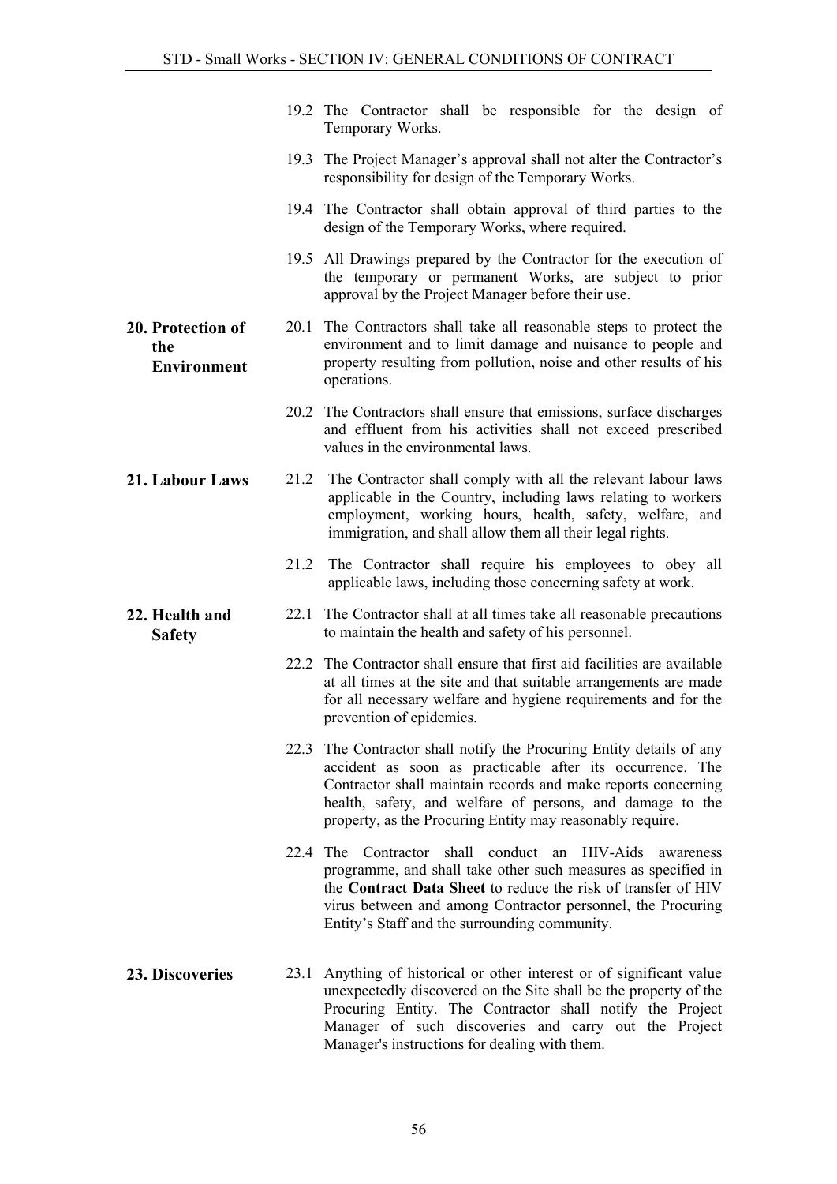19.2 The Contractor shall be responsible for the design of Temporary Works.

19.3 The Project Manager's approval shall not alter the Contractor's responsibility for design of the Temporary Works.

19.4 The Contractor shall obtain approval of third parties to the design of the Temporary Works, where required.

19.5 All Drawings prepared by the Contractor for the execution of the temporary or permanent Works, are subject to prior approval by the Project Manager before their use.

**20. Protection of the Environment**

20.1 The Contractors shall take all reasonable steps to protect the environment and to limit damage and nuisance to people and property resulting from pollution, noise and other results of his operations.

20.2 The Contractors shall ensure that emissions, surface discharges and effluent from his activities shall not exceed prescribed values in the environmental laws.

**21. Labour Laws**

21.2 The Contractor shall comply with all the relevant labour laws applicable in the Country, including laws relating to workers employment, working hours, health, safety, welfare, and immigration, and shall allow them all their legal rights.

21.2 The Contractor shall require his employees to obey all applicable laws, including those concerning safety at work.

**22. Health and Safety**

22.1 The Contractor shall at all times take all reasonable precautions to maintain the health and safety of his personnel.

22.2 The Contractor shall ensure that first aid facilities are available at all times at the site and that suitable arrangements are made for all necessary welfare and hygiene requirements and for the prevention of epidemics.

22.3 The Contractor shall notify the Procuring Entity details of any accident as soon as practicable after its occurrence. The Contractor shall maintain records and make reports concerning health, safety, and welfare of persons, and damage to the property, as the Procuring Entity may reasonably require.

22.4 The Contractor shall conduct an HIV-Aids awareness programme, and shall take other such measures as specified in the **Contract Data Sheet** to reduce the risk of transfer of HIV virus between and among Contractor personnel, the Procuring Entity's Staff and the surrounding community.

**23. Discoveries**

23.1 Anything of historical or other interest or of significant value unexpectedly discovered on the Site shall be the property of the Procuring Entity. The Contractor shall notify the Project Manager of such discoveries and carry out the Project Manager's instructions for dealing with them.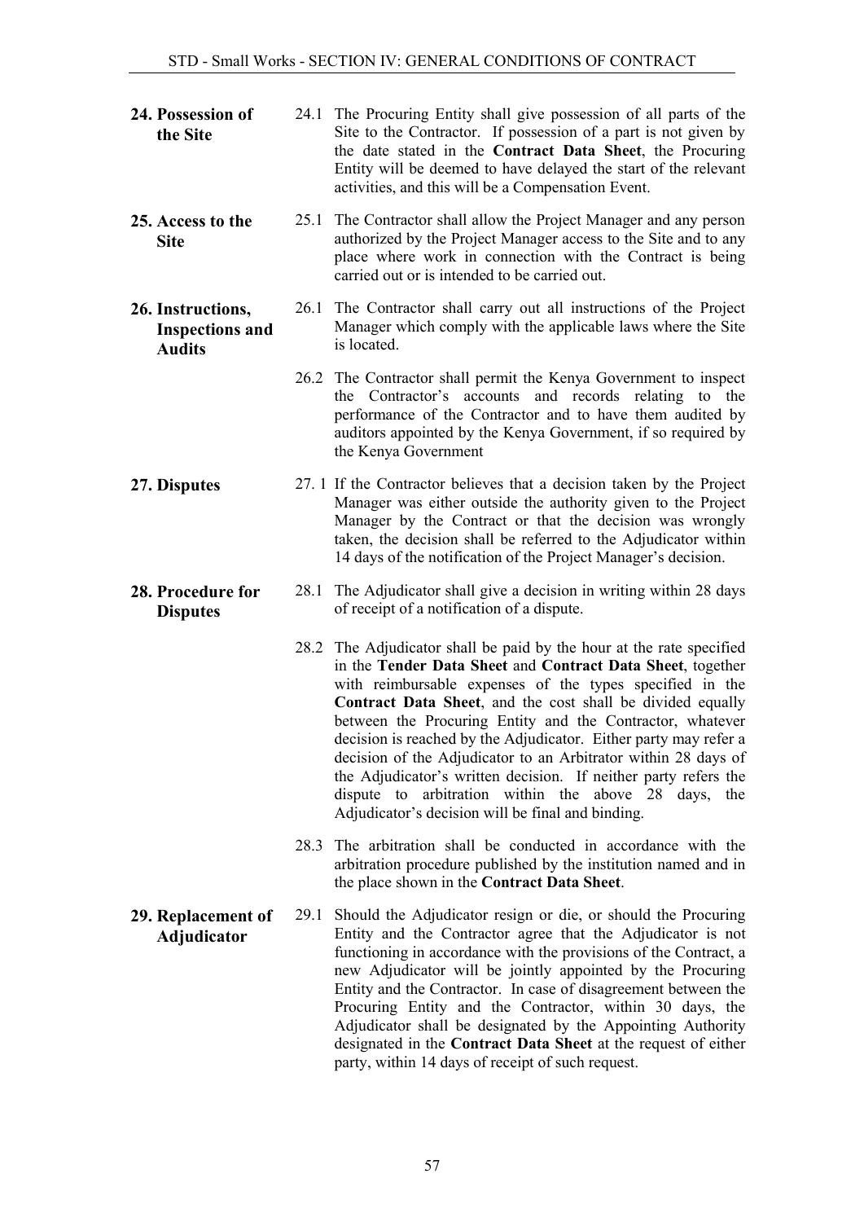**24. Possession of the Site**

24.1 The Procuring Entity shall give possession of all parts of the Site to the Contractor. If possession of a part is not given by the date stated in the **Contract Data Sheet**, the Procuring Entity will be deemed to have delayed the start of the relevant activities, and this will be a Compensation Event.

**25. Access to the Site**

25.1 The Contractor shall allow the Project Manager and any person authorized by the Project Manager access to the Site and to any place where work in connection with the Contract is being carried out or is intended to be carried out.

**26. Instructions, Inspections and Audits**

26.1 The Contractor shall carry out all instructions of the Project Manager which comply with the applicable laws where the Site is located.

26.2 The Contractor shall permit the Kenya Government to inspect the Contractor's accounts and records relating to the performance of the Contractor and to have them audited by auditors appointed by the Kenya Government, if so required by the Kenya Government

**27. Disputes**

27. 1 If the Contractor believes that a decision taken by the Project Manager was either outside the authority given to the Project Manager by the Contract or that the decision was wrongly taken, the decision shall be referred to the Adjudicator within 14 days of the notification of the Project Manager's decision.

**28. Procedure for Disputes**

28.1 The Adjudicator shall give a decision in writing within 28 days of receipt of a notification of a dispute.

28.2 The Adjudicator shall be paid by the hour at the rate specified in the **Tender Data Sheet** and **Contract Data Sheet**, together with reimbursable expenses of the types specified in the **Contract Data Sheet**, and the cost shall be divided equally between the Procuring Entity and the Contractor, whatever decision is reached by the Adjudicator. Either party may refer a decision of the Adjudicator to an Arbitrator within 28 days of the Adjudicator's written decision. If neither party refers the dispute to arbitration within the above 28 days, the Adjudicator's decision will be final and binding.

28.3 The arbitration shall be conducted in accordance with the arbitration procedure published by the institution named and in the place shown in the **Contract Data Sheet**.

**29. Replacement of Adjudicator**

29.1 Should the Adjudicator resign or die, or should the Procuring Entity and the Contractor agree that the Adjudicator is not functioning in accordance with the provisions of the Contract, a new Adjudicator will be jointly appointed by the Procuring Entity and the Contractor. In case of disagreement between the Procuring Entity and the Contractor, within 30 days, the Adjudicator shall be designated by the Appointing Authority designated in the **Contract Data Sheet** at the request of either party, within 14 days of receipt of such request.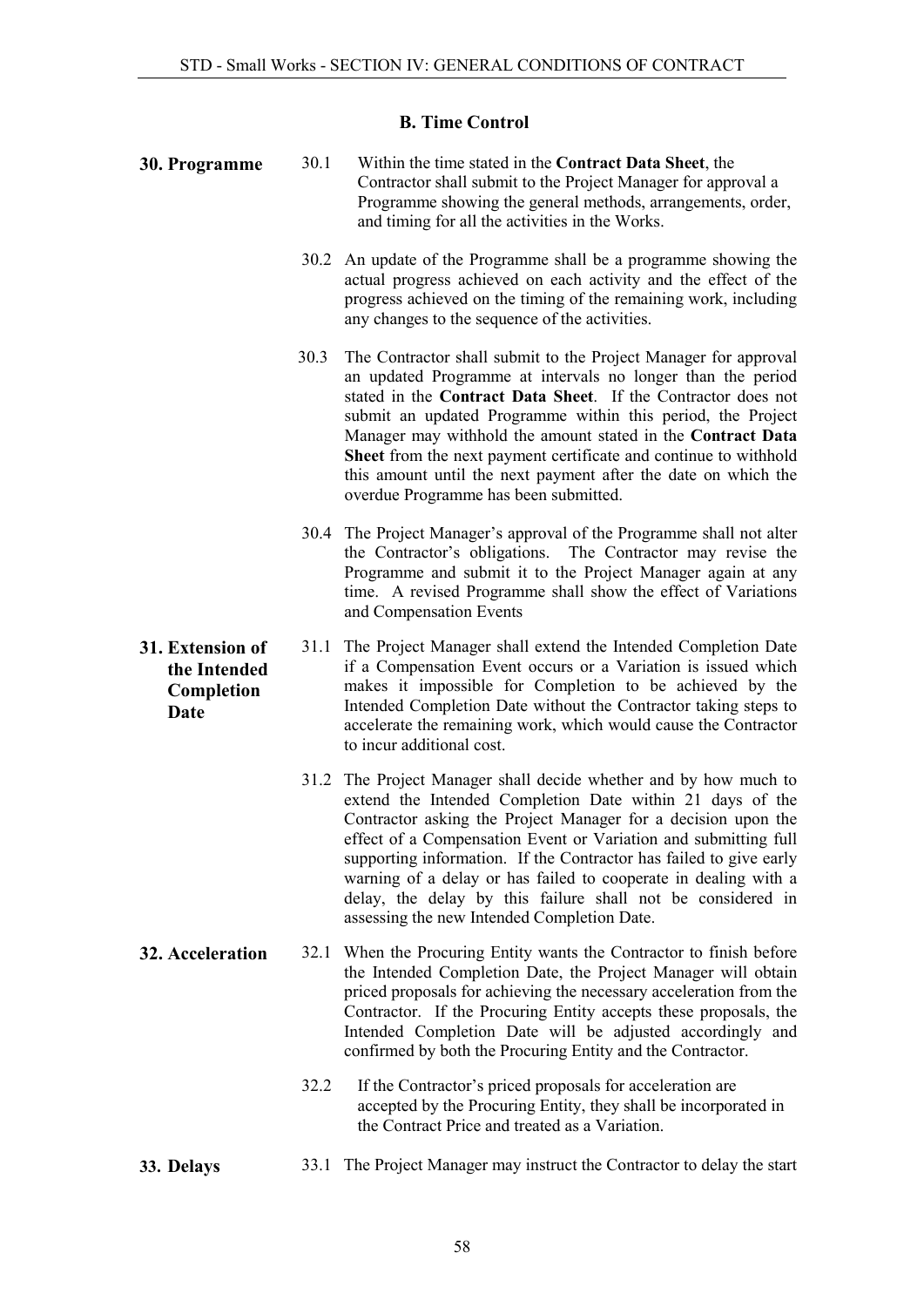## B. Time Control

**30. Programme**

30.1 Within the time stated in the **Contract Data Sheet**, the Contractor shall submit to the Project Manager for approval a Programme showing the general methods, arrangements, order, and timing for all the activities in the Works.

30.2 An update of the Programme shall be a programme showing the actual progress achieved on each activity and the effect of the progress achieved on the timing of the remaining work, including any changes to the sequence of the activities.

30.3 The Contractor shall submit to the Project Manager for approval an updated Programme at intervals no longer than the period stated in the **Contract Data Sheet**. If the Contractor does not submit an updated Programme within this period, the Project Manager may withhold the amount stated in the **Contract Data Sheet** from the next payment certificate and continue to withhold this amount until the next payment after the date on which the overdue Programme has been submitted.

30.4 The Project Manager's approval of the Programme shall not alter the Contractor's obligations. The Contractor may revise the Programme and submit it to the Project Manager again at any time. A revised Programme shall show the effect of Variations and Compensation Events

**31. Extension of the Intended Completion Date**

31.1 The Project Manager shall extend the Intended Completion Date if a Compensation Event occurs or a Variation is issued which makes it impossible for Completion to be achieved by the Intended Completion Date without the Contractor taking steps to accelerate the remaining work, which would cause the Contractor to incur additional cost.

31.2 The Project Manager shall decide whether and by how much to extend the Intended Completion Date within 21 days of the Contractor asking the Project Manager for a decision upon the effect of a Compensation Event or Variation and submitting full supporting information. If the Contractor has failed to give early warning of a delay or has failed to cooperate in dealing with a delay, the delay by this failure shall not be considered in assessing the new Intended Completion Date.

**32. Acceleration**

32.1 When the Procuring Entity wants the Contractor to finish before the Intended Completion Date, the Project Manager will obtain priced proposals for achieving the necessary acceleration from the Contractor. If the Procuring Entity accepts these proposals, the Intended Completion Date will be adjusted accordingly and confirmed by both the Procuring Entity and the Contractor.

32.2 If the Contractor's priced proposals for acceleration are accepted by the Procuring Entity, they shall be incorporated in the Contract Price and treated as a Variation.

**33. Delays**

33.1 The Project Manager may instruct the Contractor to delay the start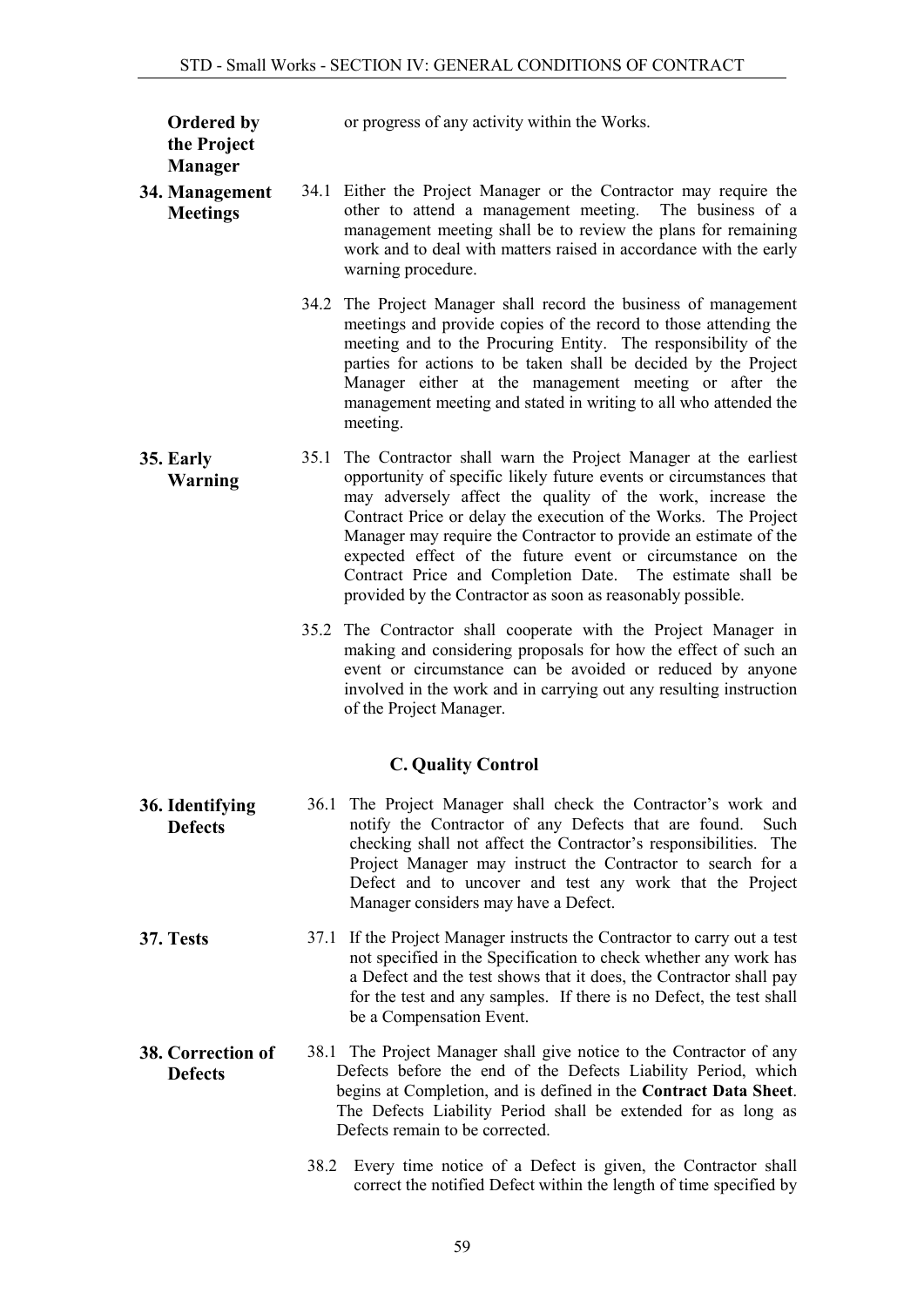**Ordered by the Project Manager**

or progress of any activity within the Works.

**34. Management Meetings**

34.1 Either the Project Manager or the Contractor may require the other to attend a management meeting. The business of a management meeting shall be to review the plans for remaining work and to deal with matters raised in accordance with the early warning procedure.

34.2 The Project Manager shall record the business of management meetings and provide copies of the record to those attending the meeting and to the Procuring Entity. The responsibility of the parties for actions to be taken shall be decided by the Project Manager either at the management meeting or after the management meeting and stated in writing to all who attended the meeting.

**35. Early Warning**

35.1 The Contractor shall warn the Project Manager at the earliest opportunity of specific likely future events or circumstances that may adversely affect the quality of the work, increase the Contract Price or delay the execution of the Works. The Project Manager may require the Contractor to provide an estimate of the expected effect of the future event or circumstance on the Contract Price and Completion Date. The estimate shall be provided by the Contractor as soon as reasonably possible.

35.2 The Contractor shall cooperate with the Project Manager in making and considering proposals for how the effect of such an event or circumstance can be avoided or reduced by anyone involved in the work and in carrying out any resulting instruction of the Project Manager.

## C. Quality Control

**36. Identifying Defects**

36.1 The Project Manager shall check the Contractor's work and notify the Contractor of any Defects that are found. Such checking shall not affect the Contractor's responsibilities. The Project Manager may instruct the Contractor to search for a Defect and to uncover and test any work that the Project Manager considers may have a Defect.

**37. Tests**

37.1 If the Project Manager instructs the Contractor to carry out a test not specified in the Specification to check whether any work has a Defect and the test shows that it does, the Contractor shall pay for the test and any samples. If there is no Defect, the test shall be a Compensation Event.

**38. Correction of Defects**

38.1 The Project Manager shall give notice to the Contractor of any Defects before the end of the Defects Liability Period, which begins at Completion, and is defined in the **Contract Data Sheet**. The Defects Liability Period shall be extended for as long as Defects remain to be corrected.

38.2 Every time notice of a Defect is given, the Contractor shall correct the notified Defect within the length of time specified by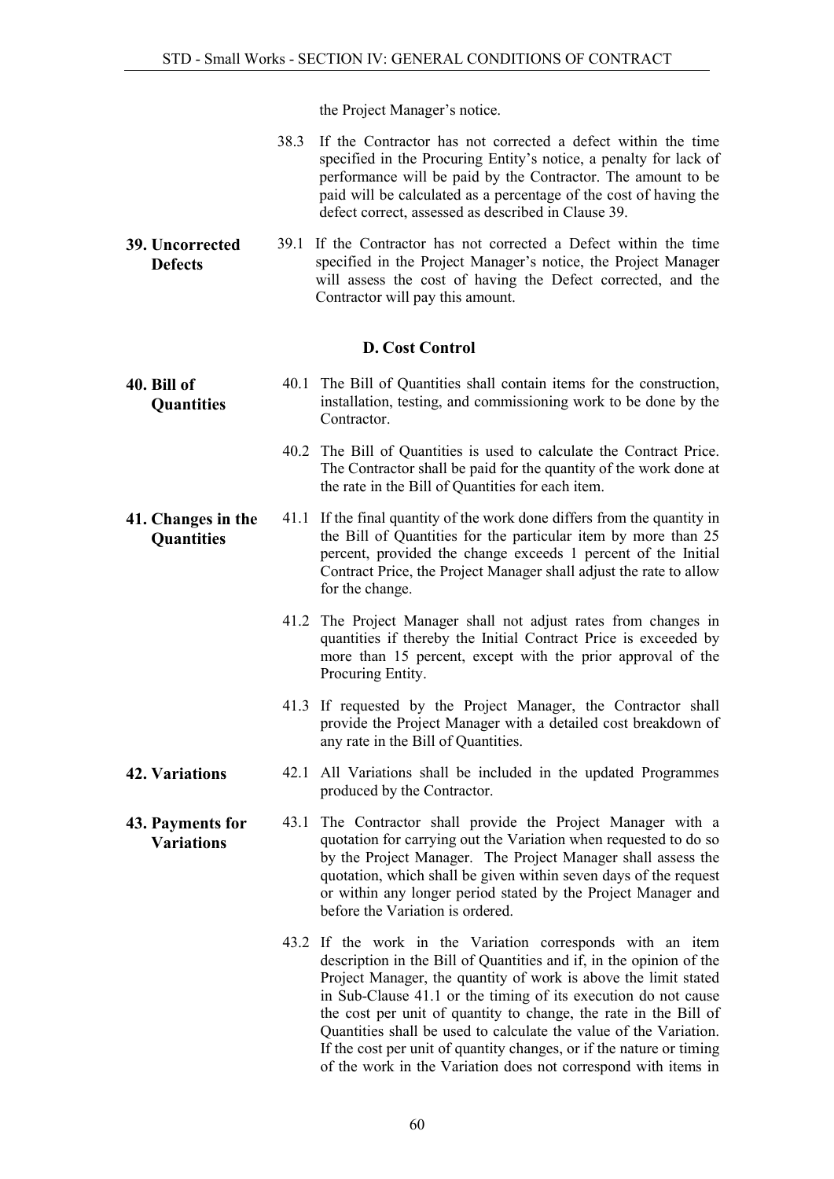the Project Manager's notice.

38.3 If the Contractor has not corrected a defect within the time specified in the Procuring Entity's notice, a penalty for lack of performance will be paid by the Contractor. The amount to be paid will be calculated as a percentage of the cost of having the defect correct, assessed as described in Clause 39.

**39. Uncorrected Defects**

39.1 If the Contractor has not corrected a Defect within the time specified in the Project Manager's notice, the Project Manager will assess the cost of having the Defect corrected, and the Contractor will pay this amount.

## D. Cost Control

**40. Bill of Quantities**

40.1 The Bill of Quantities shall contain items for the construction, installation, testing, and commissioning work to be done by the Contractor.

40.2 The Bill of Quantities is used to calculate the Contract Price. The Contractor shall be paid for the quantity of the work done at the rate in the Bill of Quantities for each item.

**41. Changes in the Quantities**

41.1 If the final quantity of the work done differs from the quantity in the Bill of Quantities for the particular item by more than 25 percent, provided the change exceeds 1 percent of the Initial Contract Price, the Project Manager shall adjust the rate to allow for the change.

41.2 The Project Manager shall not adjust rates from changes in quantities if thereby the Initial Contract Price is exceeded by more than 15 percent, except with the prior approval of the Procuring Entity.

41.3 If requested by the Project Manager, the Contractor shall provide the Project Manager with a detailed cost breakdown of any rate in the Bill of Quantities.

**42. Variations**

42.1 All Variations shall be included in the updated Programmes produced by the Contractor.

**43. Payments for Variations**

43.1 The Contractor shall provide the Project Manager with a quotation for carrying out the Variation when requested to do so by the Project Manager. The Project Manager shall assess the quotation, which shall be given within seven days of the request or within any longer period stated by the Project Manager and before the Variation is ordered.

43.2 If the work in the Variation corresponds with an item description in the Bill of Quantities and if, in the opinion of the Project Manager, the quantity of work is above the limit stated in Sub-Clause 41.1 or the timing of its execution do not cause the cost per unit of quantity to change, the rate in the Bill of Quantities shall be used to calculate the value of the Variation. If the cost per unit of quantity changes, or if the nature or timing of the work in the Variation does not correspond with items in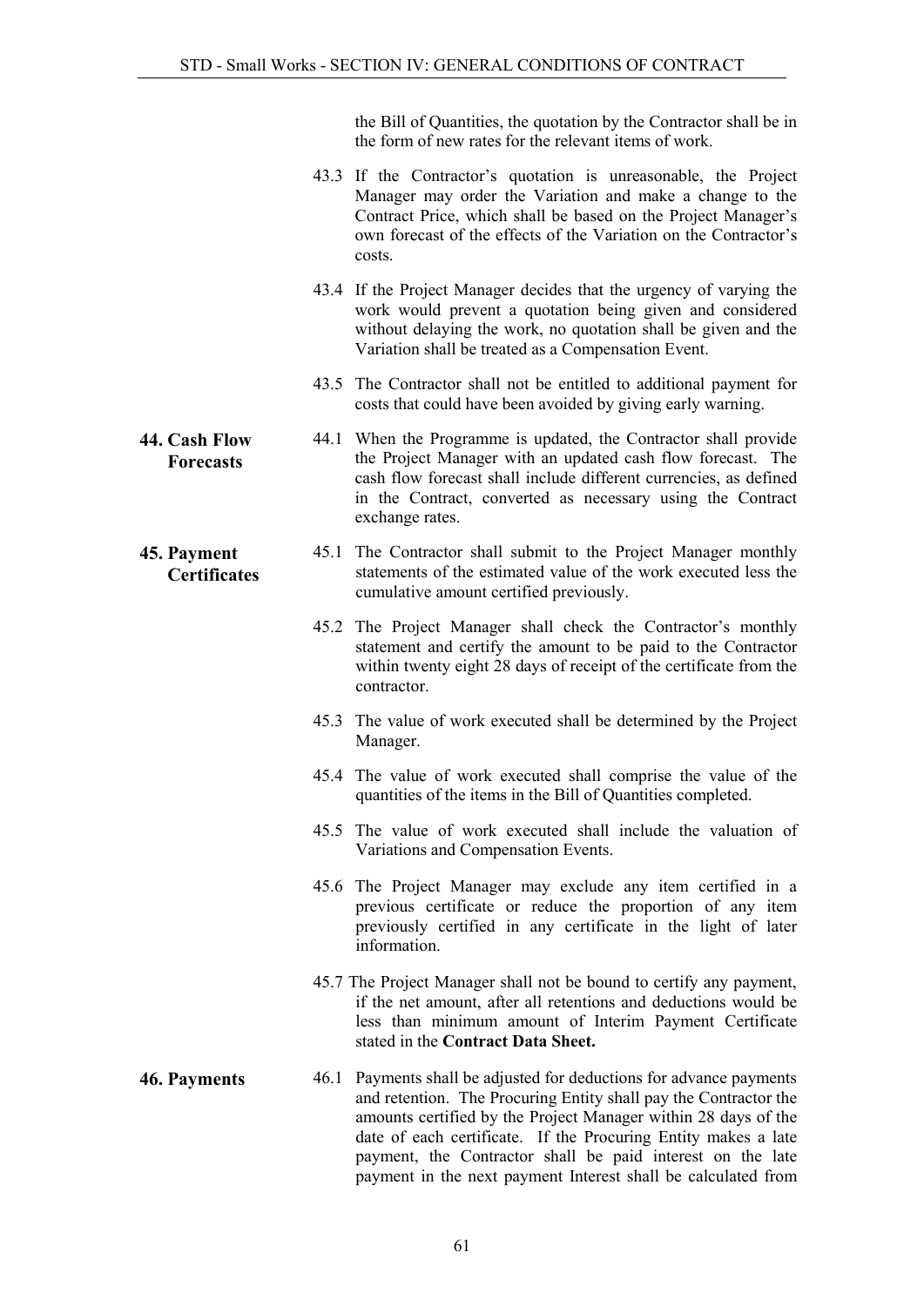the Bill of Quantities, the quotation by the Contractor shall be in the form of new rates for the relevant items of work.

43.3 If the Contractor's quotation is unreasonable, the Project Manager may order the Variation and make a change to the Contract Price, which shall be based on the Project Manager's own forecast of the effects of the Variation on the Contractor's costs.

43.4 If the Project Manager decides that the urgency of varying the work would prevent a quotation being given and considered without delaying the work, no quotation shall be given and the Variation shall be treated as a Compensation Event.

43.5 The Contractor shall not be entitled to additional payment for costs that could have been avoided by giving early warning.

**44. Cash Flow Forecasts**

44.1 When the Programme is updated, the Contractor shall provide the Project Manager with an updated cash flow forecast. The cash flow forecast shall include different currencies, as defined in the Contract, converted as necessary using the Contract exchange rates.

**45. Payment Certificates**

45.1 The Contractor shall submit to the Project Manager monthly statements of the estimated value of the work executed less the cumulative amount certified previously.

45.2 The Project Manager shall check the Contractor's monthly statement and certify the amount to be paid to the Contractor within twenty eight 28 days of receipt of the certificate from the contractor.

45.3 The value of work executed shall be determined by the Project Manager.

45.4 The value of work executed shall comprise the value of the quantities of the items in the Bill of Quantities completed.

45.5 The value of work executed shall include the valuation of Variations and Compensation Events.

45.6 The Project Manager may exclude any item certified in a previous certificate or reduce the proportion of any item previously certified in any certificate in the light of later information.

45.7 The Project Manager shall not be bound to certify any payment, if the net amount, after all retentions and deductions would be less than minimum amount of Interim Payment Certificate stated in the **Contract Data Sheet.**

**46. Payments**

46.1 Payments shall be adjusted for deductions for advance payments and retention. The Procuring Entity shall pay the Contractor the amounts certified by the Project Manager within 28 days of the date of each certificate. If the Procuring Entity makes a late payment, the Contractor shall be paid interest on the late payment in the next payment Interest shall be calculated from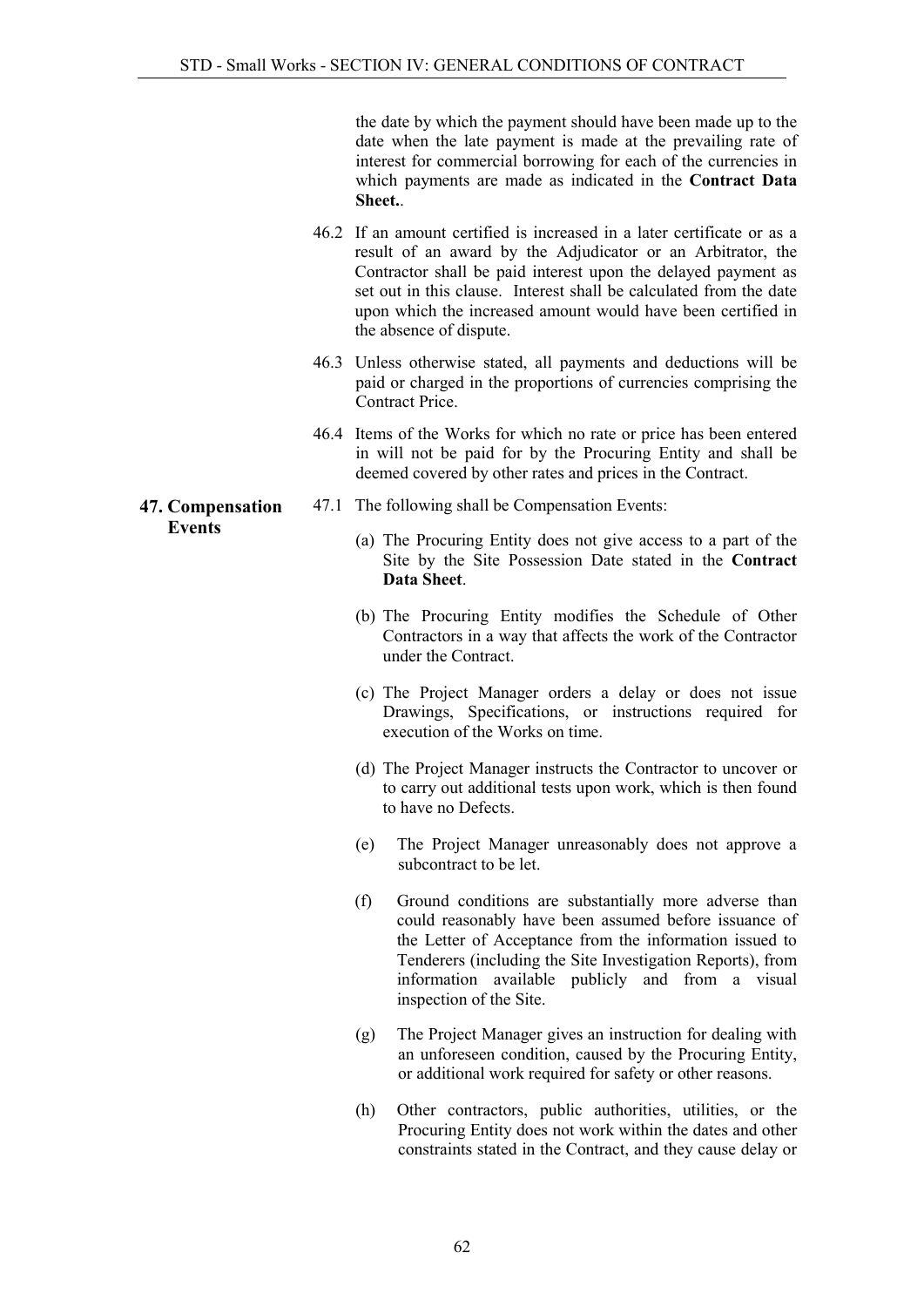the date by which the payment should have been made up to the date when the late payment is made at the prevailing rate of interest for commercial borrowing for each of the currencies in which payments are made as indicated in the **Contract Data Sheet.**.

46.2 If an amount certified is increased in a later certificate or as a result of an award by the Adjudicator or an Arbitrator, the Contractor shall be paid interest upon the delayed payment as set out in this clause. Interest shall be calculated from the date upon which the increased amount would have been certified in the absence of dispute.

46.3 Unless otherwise stated, all payments and deductions will be paid or charged in the proportions of currencies comprising the Contract Price.

46.4 Items of the Works for which no rate or price has been entered in will not be paid for by the Procuring Entity and shall be deemed covered by other rates and prices in the Contract.

**47. Compensation Events**

47.1 The following shall be Compensation Events:

(a) The Procuring Entity does not give access to a part of the Site by the Site Possession Date stated in the **Contract Data Sheet**.

(b) The Procuring Entity modifies the Schedule of Other Contractors in a way that affects the work of the Contractor under the Contract.

(c) The Project Manager orders a delay or does not issue Drawings, Specifications, or instructions required for execution of the Works on time.

(d) The Project Manager instructs the Contractor to uncover or to carry out additional tests upon work, which is then found to have no Defects.

(e) The Project Manager unreasonably does not approve a subcontract to be let.

(f) Ground conditions are substantially more adverse than could reasonably have been assumed before issuance of the Letter of Acceptance from the information issued to Tenderers (including the Site Investigation Reports), from information available publicly and from a visual inspection of the Site.

(g) The Project Manager gives an instruction for dealing with an unforeseen condition, caused by the Procuring Entity, or additional work required for safety or other reasons.

(h) Other contractors, public authorities, utilities, or the Procuring Entity does not work within the dates and other constraints stated in the Contract, and they cause delay or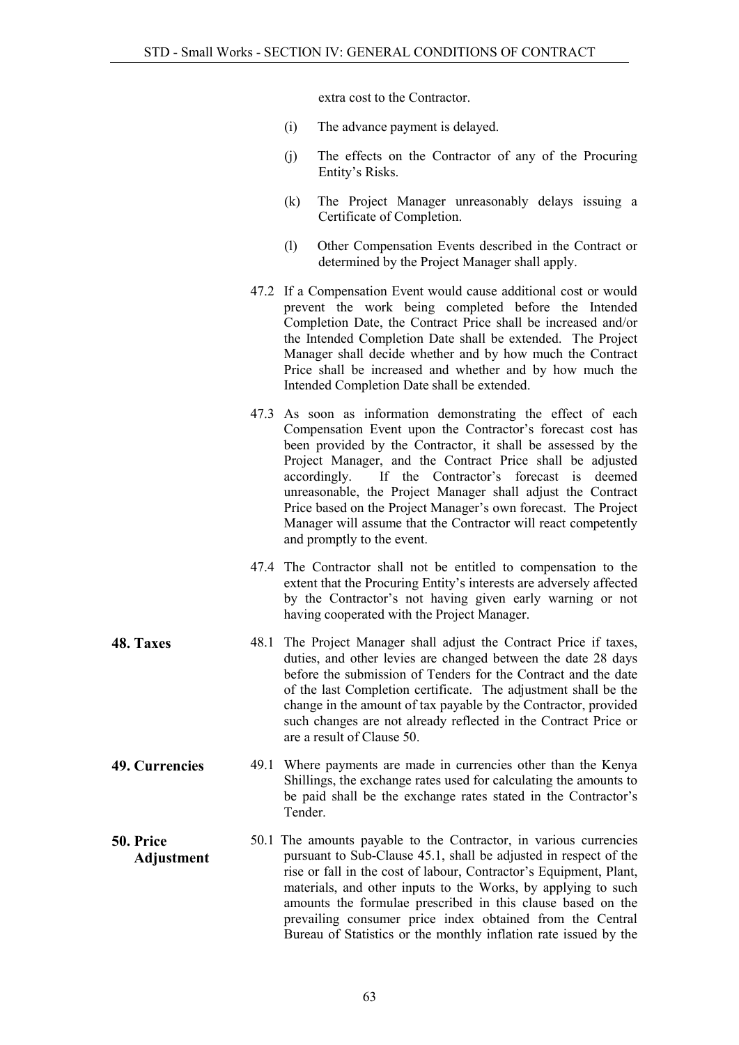extra cost to the Contractor.

(i) The advance payment is delayed.

(j) The effects on the Contractor of any of the Procuring Entity's Risks.

(k) The Project Manager unreasonably delays issuing a Certificate of Completion.

(l) Other Compensation Events described in the Contract or determined by the Project Manager shall apply.

47.2 If a Compensation Event would cause additional cost or would prevent the work being completed before the Intended Completion Date, the Contract Price shall be increased and/or the Intended Completion Date shall be extended. The Project Manager shall decide whether and by how much the Contract Price shall be increased and whether and by how much the Intended Completion Date shall be extended.

47.3 As soon as information demonstrating the effect of each Compensation Event upon the Contractor's forecast cost has been provided by the Contractor, it shall be assessed by the Project Manager, and the Contract Price shall be adjusted accordingly. If the Contractor's forecast is deemed unreasonable, the Project Manager shall adjust the Contract Price based on the Project Manager's own forecast. The Project Manager will assume that the Contractor will react competently and promptly to the event.

47.4 The Contractor shall not be entitled to compensation to the extent that the Procuring Entity's interests are adversely affected by the Contractor's not having given early warning or not having cooperated with the Project Manager.

**48. Taxes**

48.1 The Project Manager shall adjust the Contract Price if taxes, duties, and other levies are changed between the date 28 days before the submission of Tenders for the Contract and the date of the last Completion certificate. The adjustment shall be the change in the amount of tax payable by the Contractor, provided such changes are not already reflected in the Contract Price or are a result of Clause 50.

**49. Currencies**

49.1 Where payments are made in currencies other than the Kenya Shillings, the exchange rates used for calculating the amounts to be paid shall be the exchange rates stated in the Contractor's Tender.

**50. Price Adjustment**

50.1 The amounts payable to the Contractor, in various currencies pursuant to Sub-Clause 45.1, shall be adjusted in respect of the rise or fall in the cost of labour, Contractor's Equipment, Plant, materials, and other inputs to the Works, by applying to such amounts the formulae prescribed in this clause based on the prevailing consumer price index obtained from the Central Bureau of Statistics or the monthly inflation rate issued by the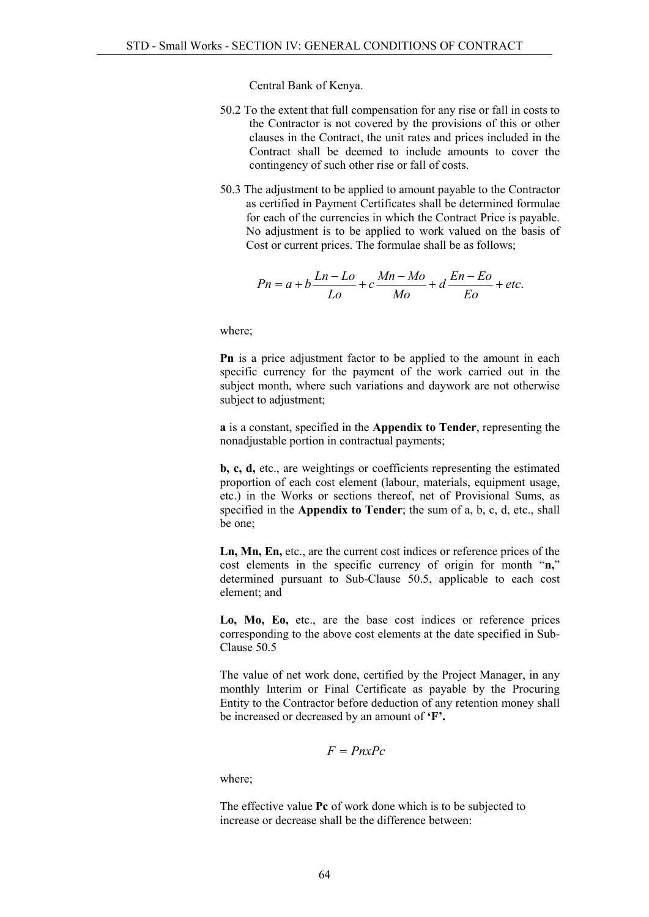Central Bank of Kenya.

50.2 To the extent that full compensation for any rise or fall in costs to the Contractor is not covered by the provisions of this or other clauses in the Contract, the unit rates and prices included in the Contract shall be deemed to include amounts to cover the contingency of such other rise or fall of costs.

50.3 The adjustment to be applied to amount payable to the Contractor as certified in Payment Certificates shall be determined formulae for each of the currencies in which the Contract Price is payable. No adjustment is to be applied to work valued on the basis of Cost or current prices. The formulae shall be as follows;

$$Pn = a + b\frac{Ln - Lo}{Lo} + c\frac{Mn - Mo}{Mo} + d\frac{En - Eo}{Eo} + etc.$$

where;

**Pn** is a price adjustment factor to be applied to the amount in each specific currency for the payment of the work carried out in the subject month, where such variations and daywork are not otherwise subject to adjustment;

**a** is a constant, specified in the **Appendix to Tender**, representing the nonadjustable portion in contractual payments;

**b, c, d,** etc., are weightings or coefficients representing the estimated proportion of each cost element (labour, materials, equipment usage, etc.) in the Works or sections thereof, net of Provisional Sums, as specified in the **Appendix to Tender**; the sum of a, b, c, d, etc., shall be one;

**Ln, Mn, En,** etc., are the current cost indices or reference prices of the cost elements in the specific currency of origin for month "**n,**" determined pursuant to Sub-Clause 50.5, applicable to each cost element; and

**Lo, Mo, Eo,** etc., are the base cost indices or reference prices corresponding to the above cost elements at the date specified in Sub-Clause 50.5

The value of net work done, certified by the Project Manager, in any monthly Interim or Final Certificate as payable by the Procuring Entity to the Contractor before deduction of any retention money shall be increased or decreased by an amount of **'F'.**

$$F = PnxPc$$

where;

The effective value **Pc** of work done which is to be subjected to increase or decrease shall be the difference between: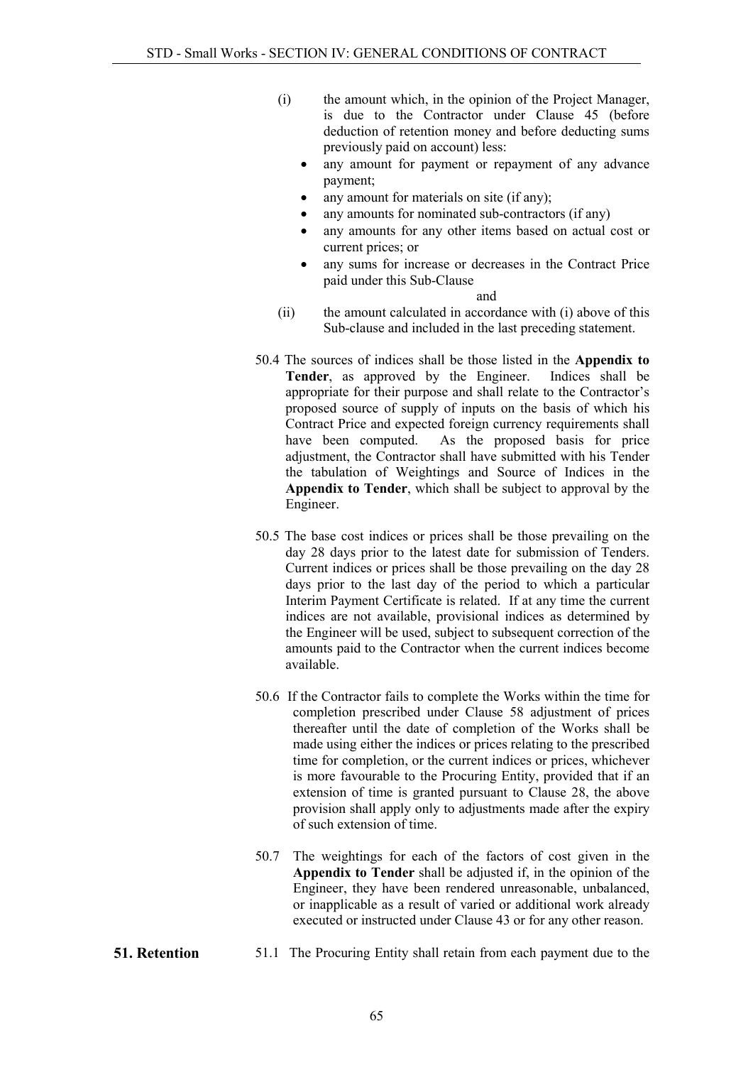(i) the amount which, in the opinion of the Project Manager, is due to the Contractor under Clause 45 (before deduction of retention money and before deducting sums previously paid on account) less:

- any amount for payment or repayment of any advance payment;
- any amount for materials on site (if any);
- any amounts for nominated sub-contractors (if any)
- any amounts for any other items based on actual cost or current prices; or
- any sums for increase or decreases in the Contract Price paid under this Sub-Clause

and

(ii) the amount calculated in accordance with (i) above of this Sub-clause and included in the last preceding statement.

50.4 The sources of indices shall be those listed in the **Appendix to Tender**, as approved by the Engineer. Indices shall be appropriate for their purpose and shall relate to the Contractor's proposed source of supply of inputs on the basis of which his Contract Price and expected foreign currency requirements shall have been computed. As the proposed basis for price adjustment, the Contractor shall have submitted with his Tender the tabulation of Weightings and Source of Indices in the **Appendix to Tender**, which shall be subject to approval by the Engineer.

50.5 The base cost indices or prices shall be those prevailing on the day 28 days prior to the latest date for submission of Tenders. Current indices or prices shall be those prevailing on the day 28 days prior to the last day of the period to which a particular Interim Payment Certificate is related. If at any time the current indices are not available, provisional indices as determined by the Engineer will be used, subject to subsequent correction of the amounts paid to the Contractor when the current indices become available.

50.6 If the Contractor fails to complete the Works within the time for completion prescribed under Clause 58 adjustment of prices thereafter until the date of completion of the Works shall be made using either the indices or prices relating to the prescribed time for completion, or the current indices or prices, whichever is more favourable to the Procuring Entity, provided that if an extension of time is granted pursuant to Clause 28, the above provision shall apply only to adjustments made after the expiry of such extension of time.

50.7 The weightings for each of the factors of cost given in the **Appendix to Tender** shall be adjusted if, in the opinion of the Engineer, they have been rendered unreasonable, unbalanced, or inapplicable as a result of varied or additional work already executed or instructed under Clause 43 or for any other reason.

## 51. Retention

51.1 The Procuring Entity shall retain from each payment due to the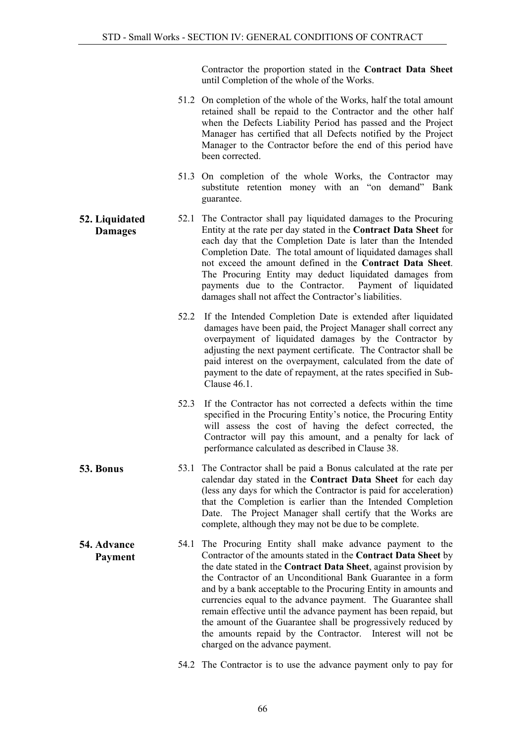Contractor the proportion stated in the **Contract Data Sheet** until Completion of the whole of the Works.

51.2 On completion of the whole of the Works, half the total amount retained shall be repaid to the Contractor and the other half when the Defects Liability Period has passed and the Project Manager has certified that all Defects notified by the Project Manager to the Contractor before the end of this period have been corrected.

51.3 On completion of the whole Works, the Contractor may substitute retention money with an "on demand" Bank guarantee.

## 52. Liquidated Damages

52.1 The Contractor shall pay liquidated damages to the Procuring Entity at the rate per day stated in the **Contract Data Sheet** for each day that the Completion Date is later than the Intended Completion Date. The total amount of liquidated damages shall not exceed the amount defined in the **Contract Data Sheet**. The Procuring Entity may deduct liquidated damages from payments due to the Contractor. Payment of liquidated damages shall not affect the Contractor's liabilities.

52.2 If the Intended Completion Date is extended after liquidated damages have been paid, the Project Manager shall correct any overpayment of liquidated damages by the Contractor by adjusting the next payment certificate. The Contractor shall be paid interest on the overpayment, calculated from the date of payment to the date of repayment, at the rates specified in Sub-Clause 46.1.

52.3 If the Contractor has not corrected a defects within the time specified in the Procuring Entity's notice, the Procuring Entity will assess the cost of having the defect corrected, the Contractor will pay this amount, and a penalty for lack of performance calculated as described in Clause 38.

## 53. Bonus

53.1 The Contractor shall be paid a Bonus calculated at the rate per calendar day stated in the **Contract Data Sheet** for each day (less any days for which the Contractor is paid for acceleration) that the Completion is earlier than the Intended Completion Date. The Project Manager shall certify that the Works are complete, although they may not be due to be complete.

## 54. Advance Payment

54.1 The Procuring Entity shall make advance payment to the Contractor of the amounts stated in the **Contract Data Sheet** by the date stated in the **Contract Data Sheet**, against provision by the Contractor of an Unconditional Bank Guarantee in a form and by a bank acceptable to the Procuring Entity in amounts and currencies equal to the advance payment. The Guarantee shall remain effective until the advance payment has been repaid, but the amount of the Guarantee shall be progressively reduced by the amounts repaid by the Contractor. Interest will not be charged on the advance payment.

54.2 The Contractor is to use the advance payment only to pay for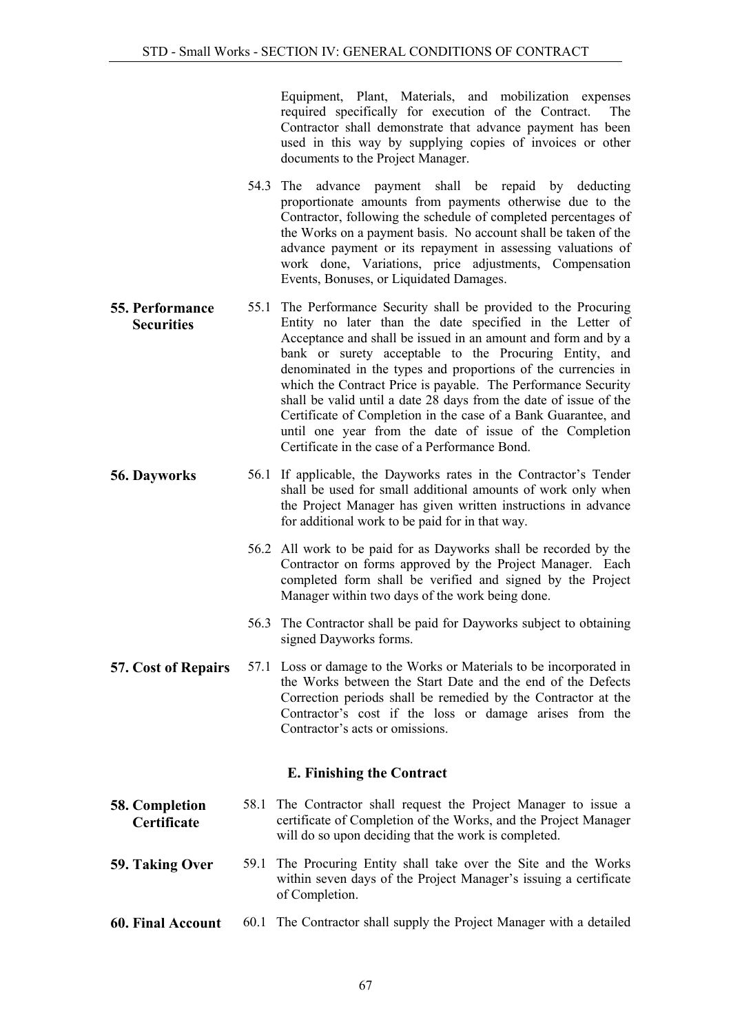Equipment, Plant, Materials, and mobilization expenses required specifically for execution of the Contract. The Contractor shall demonstrate that advance payment has been used in this way by supplying copies of invoices or other documents to the Project Manager.

54.3 The advance payment shall be repaid by deducting proportionate amounts from payments otherwise due to the Contractor, following the schedule of completed percentages of the Works on a payment basis. No account shall be taken of the advance payment or its repayment in assessing valuations of work done, Variations, price adjustments, Compensation Events, Bonuses, or Liquidated Damages.

**55. Performance Securities**

55.1 The Performance Security shall be provided to the Procuring Entity no later than the date specified in the Letter of Acceptance and shall be issued in an amount and form and by a bank or surety acceptable to the Procuring Entity, and denominated in the types and proportions of the currencies in which the Contract Price is payable. The Performance Security shall be valid until a date 28 days from the date of issue of the Certificate of Completion in the case of a Bank Guarantee, and until one year from the date of issue of the Completion Certificate in the case of a Performance Bond.

**56. Dayworks**

56.1 If applicable, the Dayworks rates in the Contractor's Tender shall be used for small additional amounts of work only when the Project Manager has given written instructions in advance for additional work to be paid for in that way.

56.2 All work to be paid for as Dayworks shall be recorded by the Contractor on forms approved by the Project Manager. Each completed form shall be verified and signed by the Project Manager within two days of the work being done.

56.3 The Contractor shall be paid for Dayworks subject to obtaining signed Dayworks forms.

**57. Cost of Repairs**

57.1 Loss or damage to the Works or Materials to be incorporated in the Works between the Start Date and the end of the Defects Correction periods shall be remedied by the Contractor at the Contractor's cost if the loss or damage arises from the Contractor's acts or omissions.

## E. Finishing the Contract

**58. Completion Certificate**

58.1 The Contractor shall request the Project Manager to issue a certificate of Completion of the Works, and the Project Manager will do so upon deciding that the work is completed.

**59. Taking Over**

59.1 The Procuring Entity shall take over the Site and the Works within seven days of the Project Manager's issuing a certificate of Completion.

**60. Final Account**

60.1 The Contractor shall supply the Project Manager with a detailed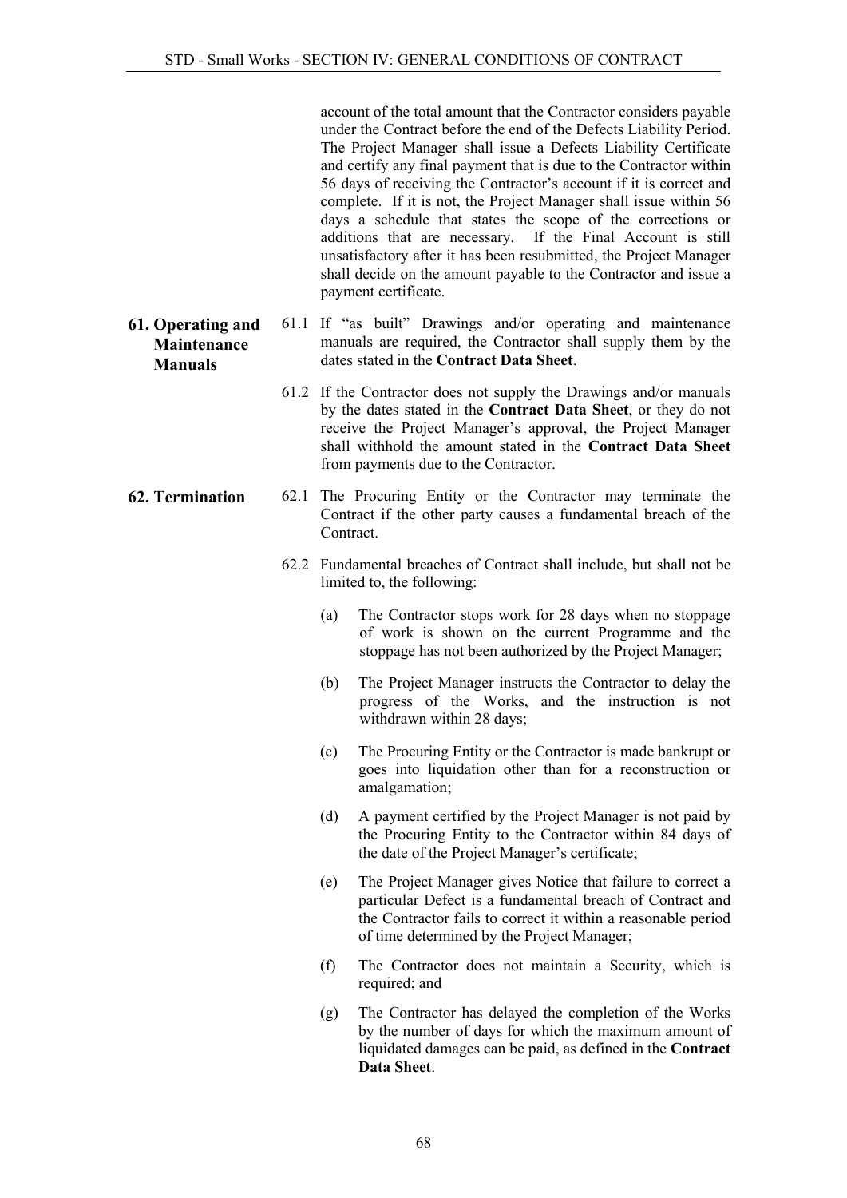account of the total amount that the Contractor considers payable under the Contract before the end of the Defects Liability Period. The Project Manager shall issue a Defects Liability Certificate and certify any final payment that is due to the Contractor within 56 days of receiving the Contractor's account if it is correct and complete. If it is not, the Project Manager shall issue within 56 days a schedule that states the scope of the corrections or additions that are necessary. If the Final Account is still unsatisfactory after it has been resubmitted, the Project Manager shall decide on the amount payable to the Contractor and issue a payment certificate.

**61. Operating and Maintenance Manuals**

61.1 If "as built" Drawings and/or operating and maintenance manuals are required, the Contractor shall supply them by the dates stated in the **Contract Data Sheet**.

61.2 If the Contractor does not supply the Drawings and/or manuals by the dates stated in the **Contract Data Sheet**, or they do not receive the Project Manager's approval, the Project Manager shall withhold the amount stated in the **Contract Data Sheet** from payments due to the Contractor.

**62. Termination**

62.1 The Procuring Entity or the Contractor may terminate the Contract if the other party causes a fundamental breach of the Contract.

62.2 Fundamental breaches of Contract shall include, but shall not be limited to, the following:

(a) The Contractor stops work for 28 days when no stoppage of work is shown on the current Programme and the stoppage has not been authorized by the Project Manager;

(b) The Project Manager instructs the Contractor to delay the progress of the Works, and the instruction is not withdrawn within 28 days;

(c) The Procuring Entity or the Contractor is made bankrupt or goes into liquidation other than for a reconstruction or amalgamation;

(d) A payment certified by the Project Manager is not paid by the Procuring Entity to the Contractor within 84 days of the date of the Project Manager's certificate;

(e) The Project Manager gives Notice that failure to correct a particular Defect is a fundamental breach of Contract and the Contractor fails to correct it within a reasonable period of time determined by the Project Manager;

(f) The Contractor does not maintain a Security, which is required; and

(g) The Contractor has delayed the completion of the Works by the number of days for which the maximum amount of liquidated damages can be paid, as defined in the **Contract Data Sheet**.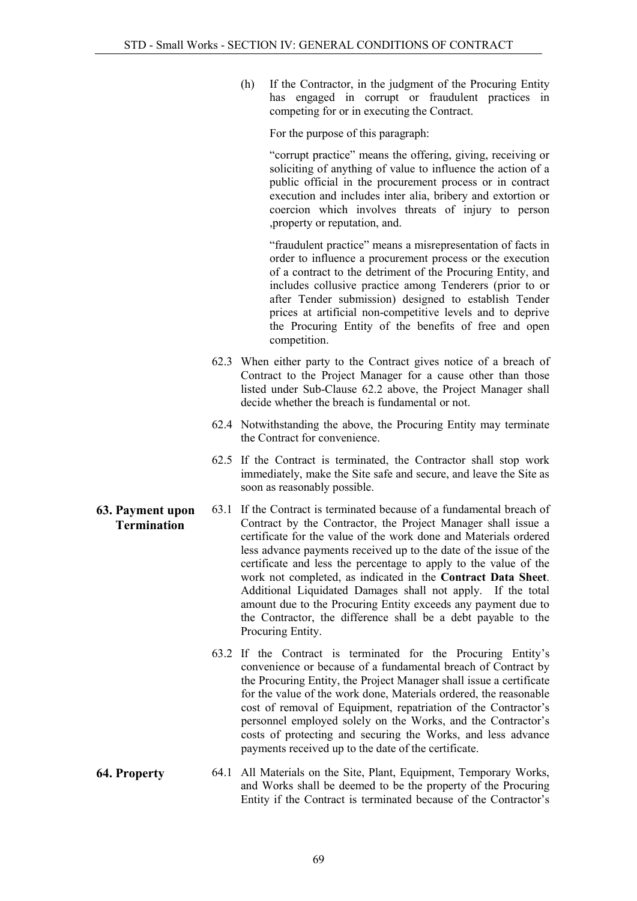(h) If the Contractor, in the judgment of the Procuring Entity has engaged in corrupt or fraudulent practices in competing for or in executing the Contract.

For the purpose of this paragraph:

"corrupt practice" means the offering, giving, receiving or soliciting of anything of value to influence the action of a public official in the procurement process or in contract execution and includes inter alia, bribery and extortion or coercion which involves threats of injury to person ,property or reputation, and.

"fraudulent practice" means a misrepresentation of facts in order to influence a procurement process or the execution of a contract to the detriment of the Procuring Entity, and includes collusive practice among Tenderers (prior to or after Tender submission) designed to establish Tender prices at artificial non-competitive levels and to deprive the Procuring Entity of the benefits of free and open competition.

62.3 When either party to the Contract gives notice of a breach of Contract to the Project Manager for a cause other than those listed under Sub-Clause 62.2 above, the Project Manager shall decide whether the breach is fundamental or not.

62.4 Notwithstanding the above, the Procuring Entity may terminate the Contract for convenience.

62.5 If the Contract is terminated, the Contractor shall stop work immediately, make the Site safe and secure, and leave the Site as soon as reasonably possible.

**63. Payment upon Termination**

63.1 If the Contract is terminated because of a fundamental breach of Contract by the Contractor, the Project Manager shall issue a certificate for the value of the work done and Materials ordered less advance payments received up to the date of the issue of the certificate and less the percentage to apply to the value of the work not completed, as indicated in the **Contract Data Sheet**. Additional Liquidated Damages shall not apply. If the total amount due to the Procuring Entity exceeds any payment due to the Contractor, the difference shall be a debt payable to the Procuring Entity.

63.2 If the Contract is terminated for the Procuring Entity's convenience or because of a fundamental breach of Contract by the Procuring Entity, the Project Manager shall issue a certificate for the value of the work done, Materials ordered, the reasonable cost of removal of Equipment, repatriation of the Contractor's personnel employed solely on the Works, and the Contractor's costs of protecting and securing the Works, and less advance payments received up to the date of the certificate.

**64. Property**

64.1 All Materials on the Site, Plant, Equipment, Temporary Works, and Works shall be deemed to be the property of the Procuring Entity if the Contract is terminated because of the Contractor's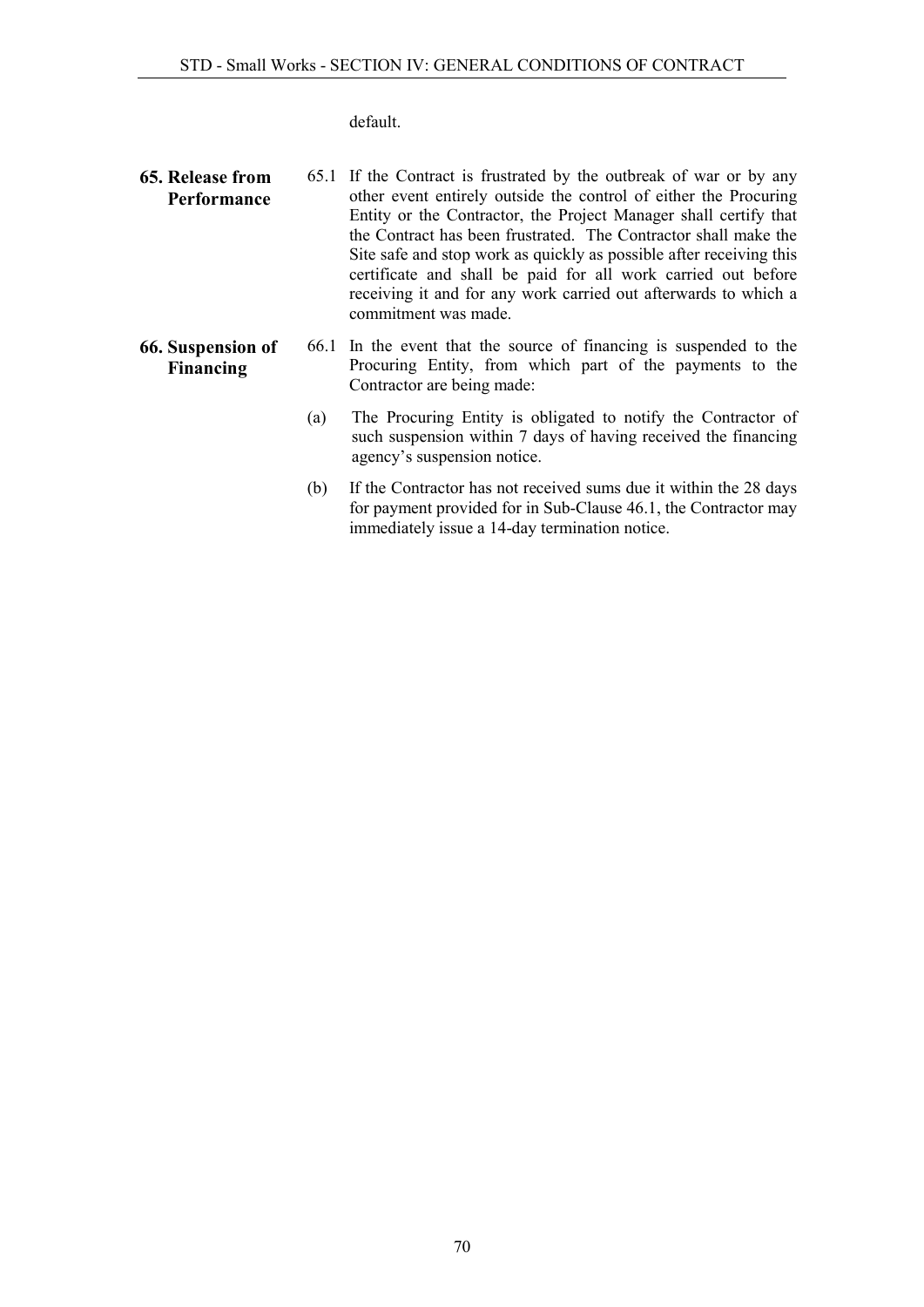default.

**65. Release from Performance**

65.1 If the Contract is frustrated by the outbreak of war or by any other event entirely outside the control of either the Procuring Entity or the Contractor, the Project Manager shall certify that the Contract has been frustrated. The Contractor shall make the Site safe and stop work as quickly as possible after receiving this certificate and shall be paid for all work carried out before receiving it and for any work carried out afterwards to which a commitment was made.

**66. Suspension of Financing**

66.1 In the event that the source of financing is suspended to the Procuring Entity, from which part of the payments to the Contractor are being made:

(a) The Procuring Entity is obligated to notify the Contractor of such suspension within 7 days of having received the financing agency's suspension notice.

(b) If the Contractor has not received sums due it within the 28 days for payment provided for in Sub-Clause 46.1, the Contractor may immediately issue a 14-day termination notice.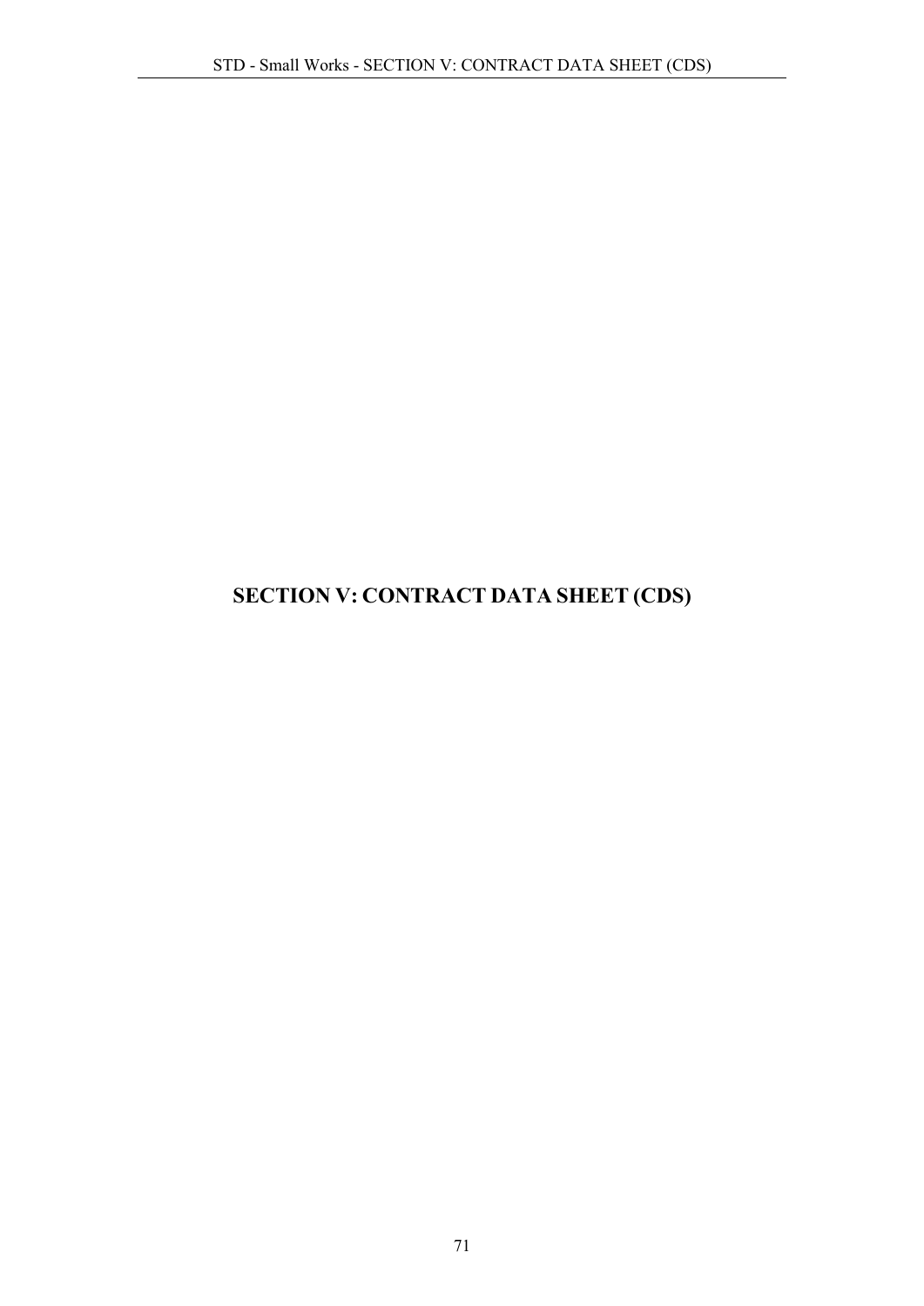# SECTION V: CONTRACT DATA SHEET (CDS)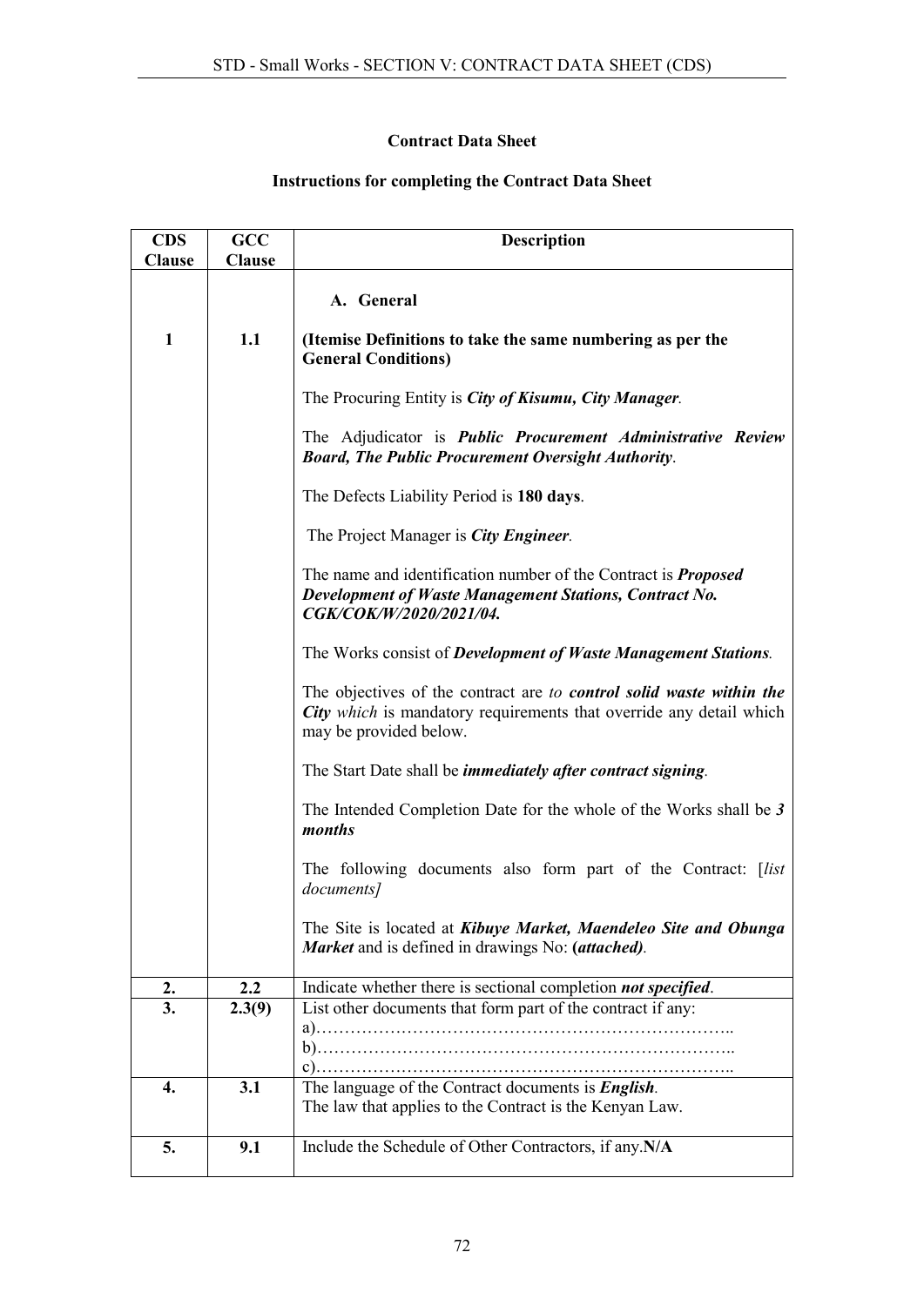**Contract Data Sheet**

**Instructions for completing the Contract Data Sheet**

| CDS Clause | GCC Clause | Description |
|---|---|---|
| | | **A. General** |
| **1** | **1.1** | **(Itemise Definitions to take the same numbering as per the General Conditions)**<br><br>The Procuring Entity is ***City of Kisumu, City Manager****.*<br><br>The Adjudicator is ***Public Procurement Administrative Review Board, The Public Procurement Oversight Authority***.<br><br>The Defects Liability Period is **180 days**.<br><br>The Project Manager is ***City Engineer****.*<br><br>The name and identification number of the Contract is ***Proposed Development of Waste Management Stations, Contract No. CGK/COK/W/2020/2021/04.***<br><br>The Works consist of ***Development of Waste Management Stations****.*<br><br>The objectives of the contract are *to* ***control solid waste within the City*** *which* is mandatory requirements that override any detail which may be provided below.<br><br>The Start Date shall be ***immediately after contract signing****.*<br><br>The Intended Completion Date for the whole of the Works shall be ***3 months***<br><br>The following documents also form part of the Contract: [*list documents]*<br><br>The Site is located at ***Kibuye Market, Maendeleo Site and Obunga Market*** and is defined in drawings No: **(*attached)****.* |
| **2.** | **2.2** | Indicate whether there is sectional completion ***not specified***. |
| **3.** | **2.3(9)** | List other documents that form part of the contract if any:<br>a)……………………………………………………………..<br>b)……………………………………………………………..<br>c)…………………………………………………………….. |
| **4.** | **3.1** | The language of the Contract documents is ***English****.*<br>The law that applies to the Contract is the Kenyan Law. |
| **5.** | **9.1** | Include the Schedule of Other Contractors, if any.**N/A** |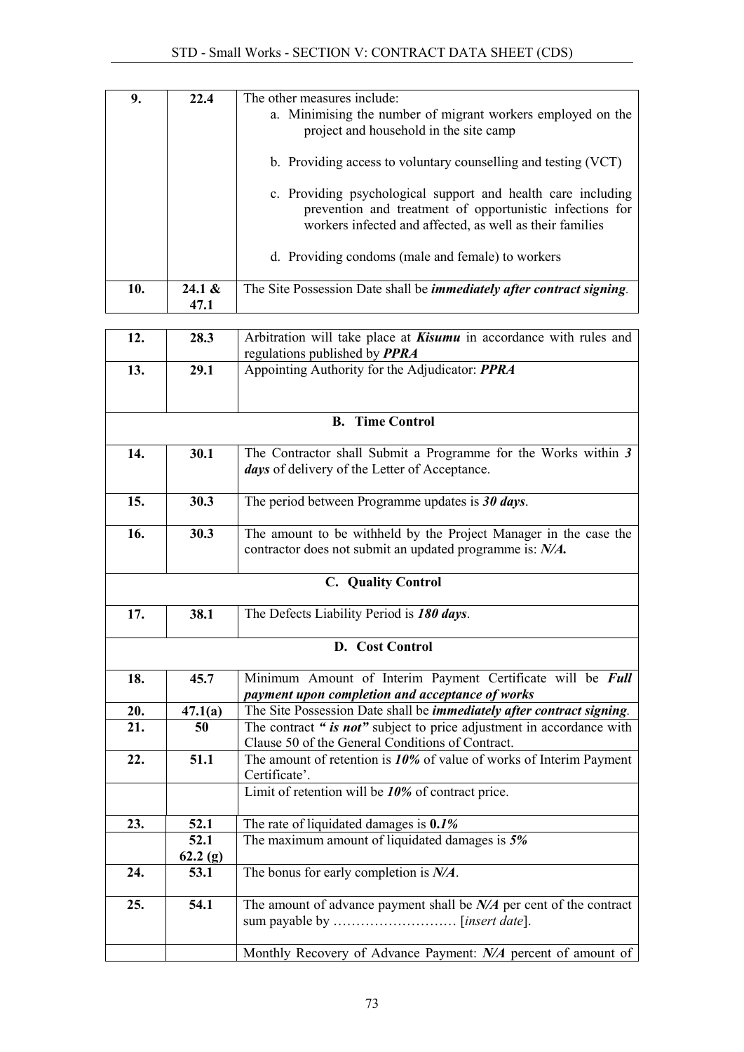| | | |
|---|---|---|
| **9.** | **22.4** | The other measures include:<br>a. Minimising the number of migrant workers employed on the project and household in the site camp<br>b. Providing access to voluntary counselling and testing (VCT)<br>c. Providing psychological support and health care including prevention and treatment of opportunistic infections for workers infected and affected, as well as their families<br>d. Providing condoms (male and female) to workers |
| **10.** | **24.1 & 47.1** | The Site Possession Date shall be ***immediately after contract signing***. |

| | | |
|---|---|---|
| **12.** | **28.3** | Arbitration will take place at ***Kisumu*** in accordance with rules and regulations published by ***PPRA*** |
| **13.** | **29.1** | Appointing Authority for the Adjudicator: ***PPRA*** |
| | | **B. Time Control** |
| **14.** | **30.1** | The Contractor shall Submit a Programme for the Works within ***3 days*** of delivery of the Letter of Acceptance. |
| **15.** | **30.3** | The period between Programme updates is ***30 days***. |
| **16.** | **30.3** | The amount to be withheld by the Project Manager in the case the contractor does not submit an updated programme is: ***N/A.*** |
| | | **C. Quality Control** |
| **17.** | **38.1** | The Defects Liability Period is ***180 days***. |
| | | **D. Cost Control** |
| **18.** | **45.7** | Minimum Amount of Interim Payment Certificate will be ***Full payment upon completion and acceptance of works*** |
| **20.** | **47.1(a)** | The Site Possession Date shall be ***immediately after contract signing***. |
| **21.** | **50** | The contract ***" is not"*** subject to price adjustment in accordance with Clause 50 of the General Conditions of Contract. |
| **22.** | **51.1** | The amount of retention is ***10%*** of value of works of Interim Payment Certificate'. |
| | | Limit of retention will be ***10%*** of contract price. |
| **23.** | **52.1** | The rate of liquidated damages is **0.*1%*** |
| | **52.1 62.2 (g)** | The maximum amount of liquidated damages is ***5%*** |
| **24.** | **53.1** | The bonus for early completion is ***N/A***. |
| **25.** | **54.1** | The amount of advance payment shall be ***N/A*** per cent of the contract sum payable by ……………………… [*insert date*]. |
| | | Monthly Recovery of Advance Payment: ***N/A*** percent of amount of |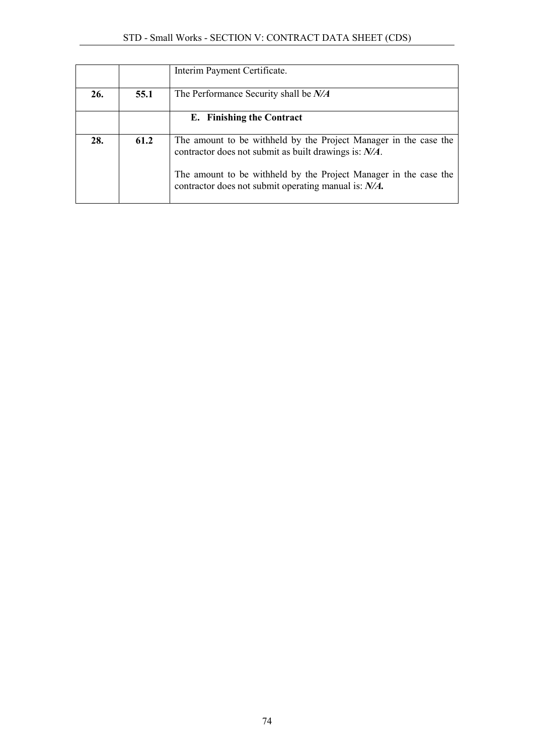| | | |
|---|---|---|
| | | Interim Payment Certificate. |
| **26.** | **55.1** | The Performance Security shall be ***N/A*** |
| | | **E. Finishing the Contract** |
| **28.** | **61.2** | The amount to be withheld by the Project Manager in the case the contractor does not submit as built drawings is: ***N/A***.<br><br>The amount to be withheld by the Project Manager in the case the contractor does not submit operating manual is: ***N/A.*** |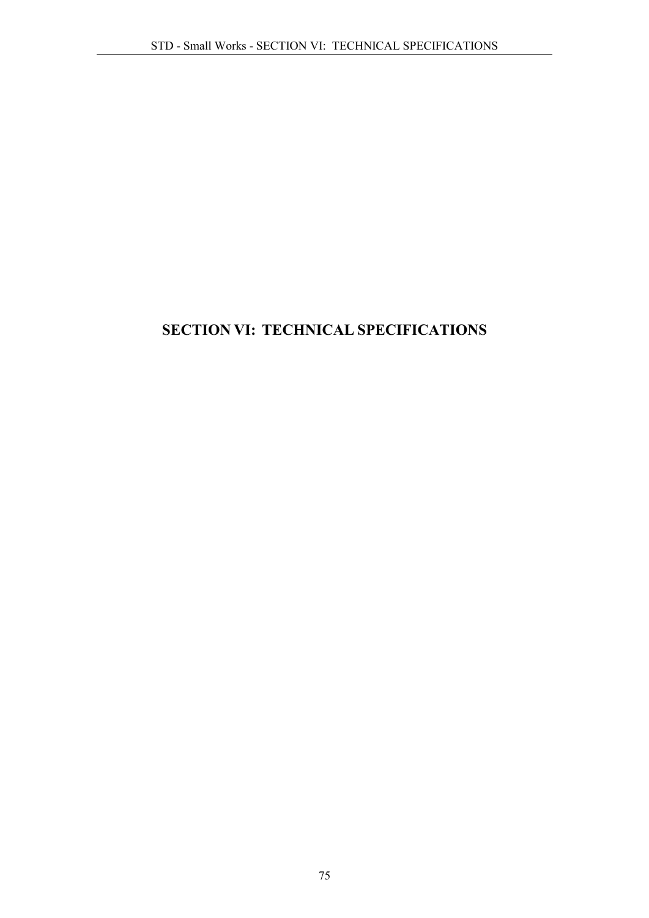# SECTION VI: TECHNICAL SPECIFICATIONS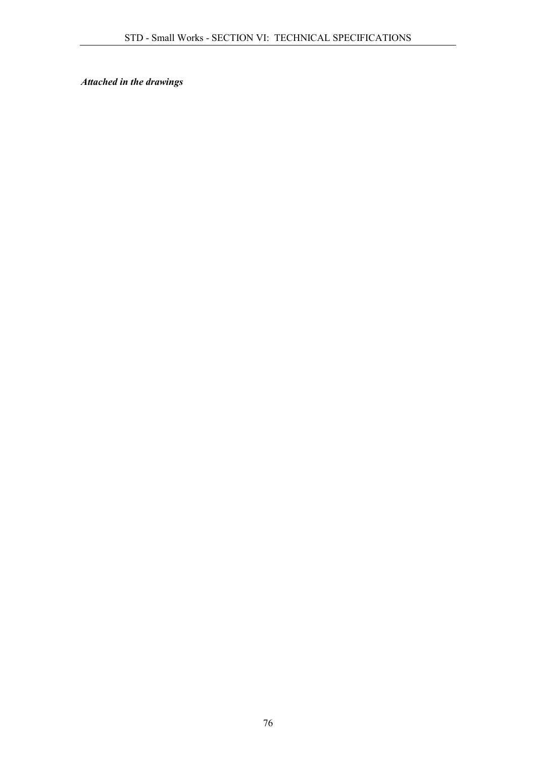***Attached in the drawings***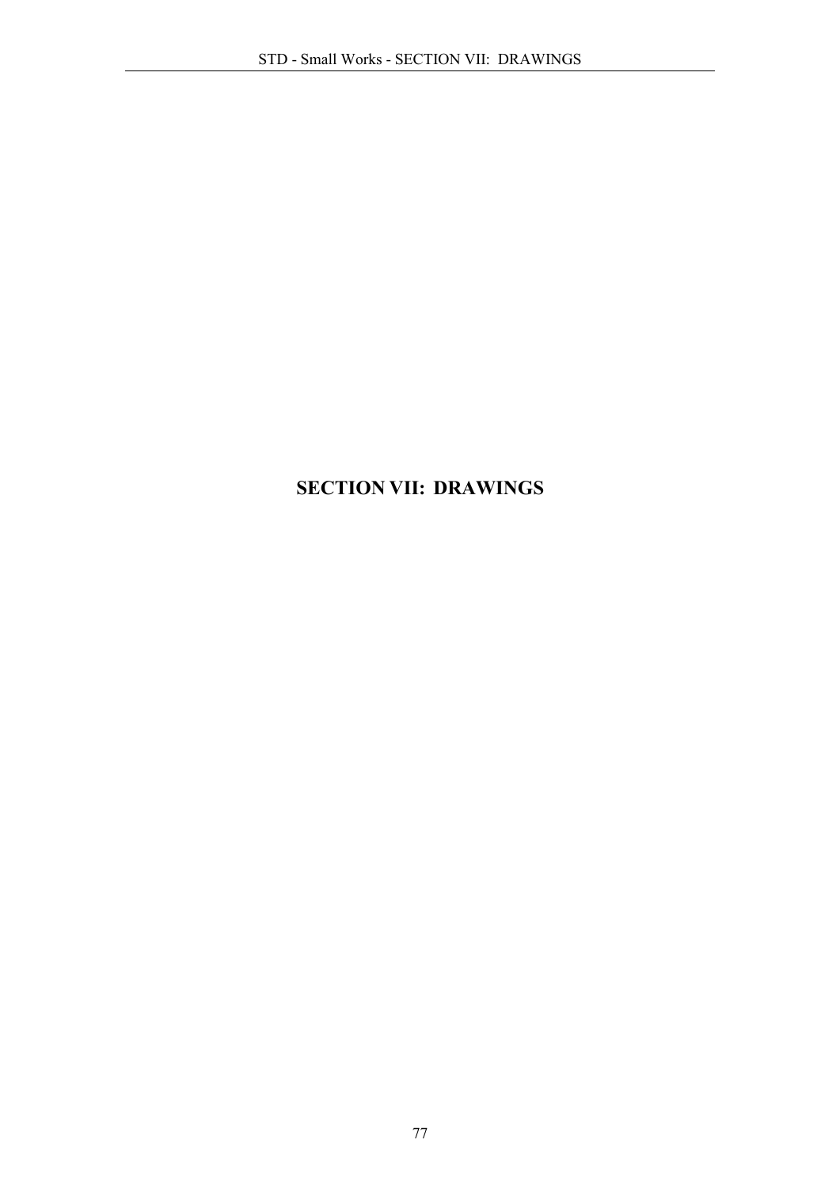# SECTION VII: DRAWINGS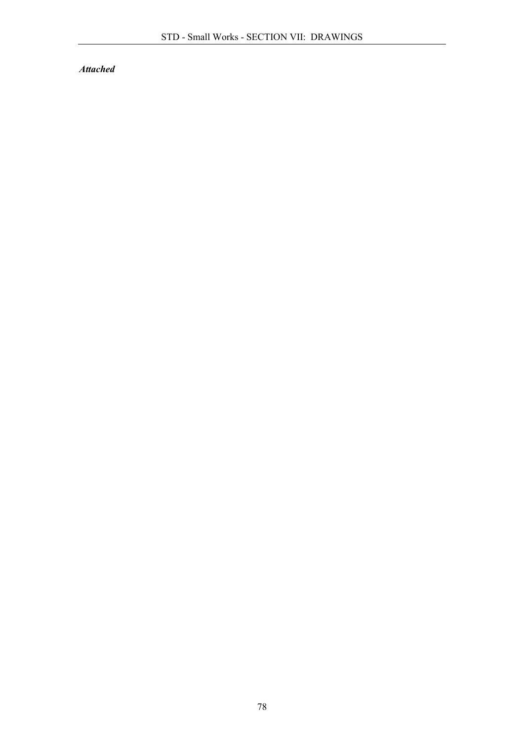***Attached***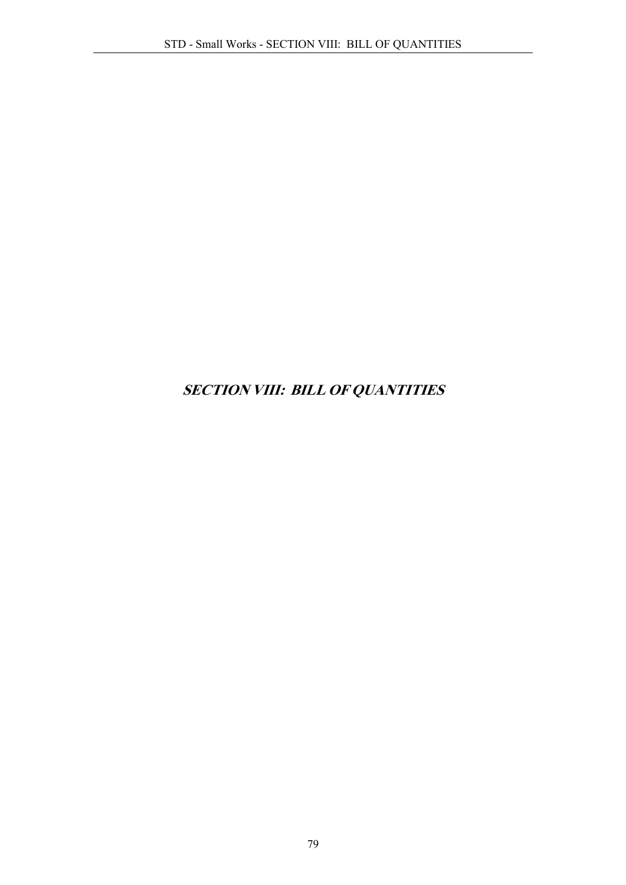# ***SECTION VIII: BILL OF QUANTITIES***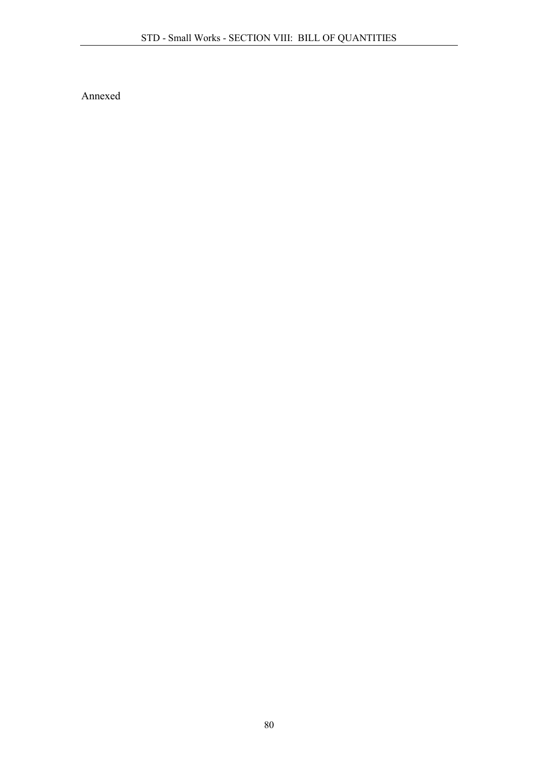Annexed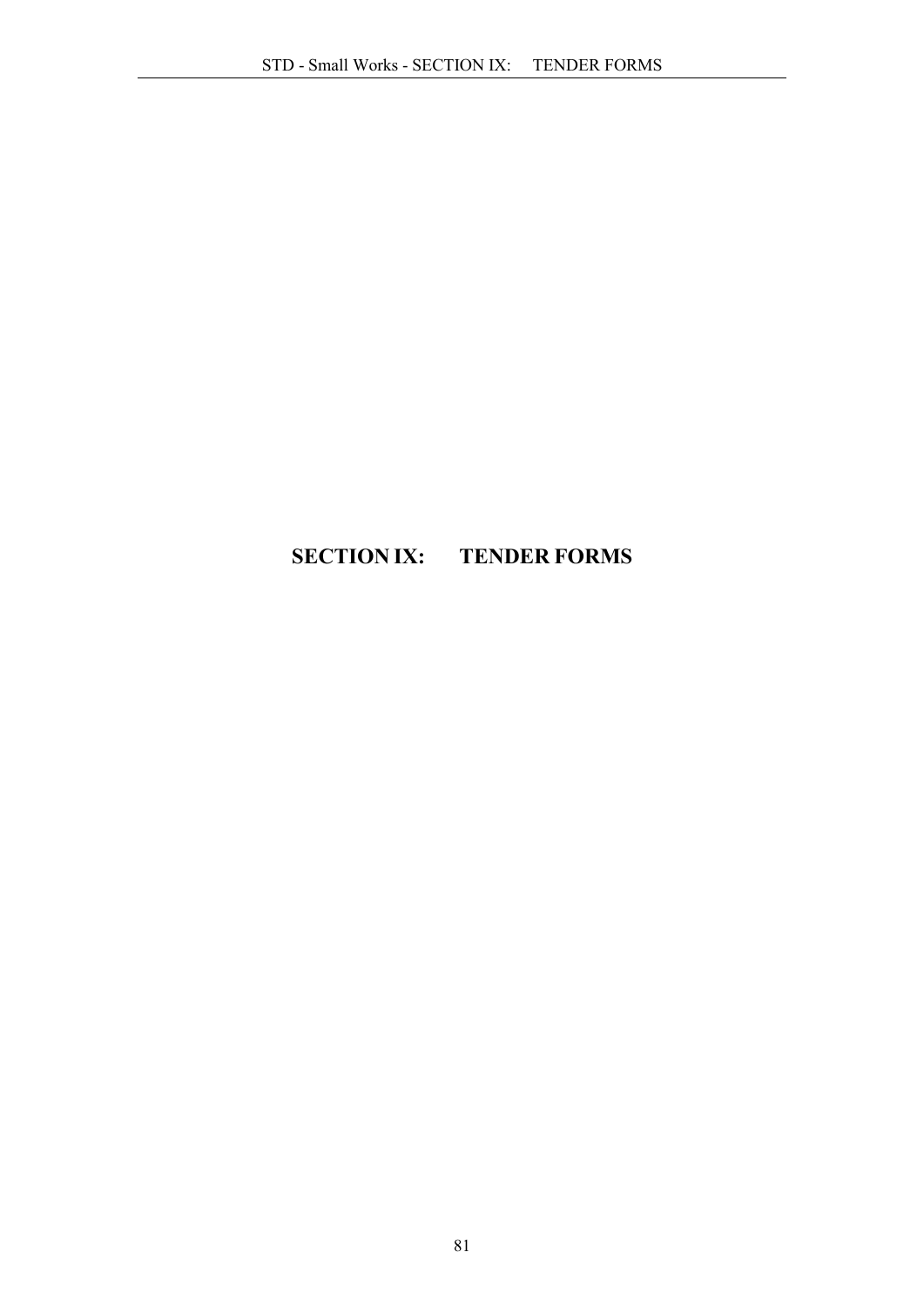# SECTION IX: TENDER FORMS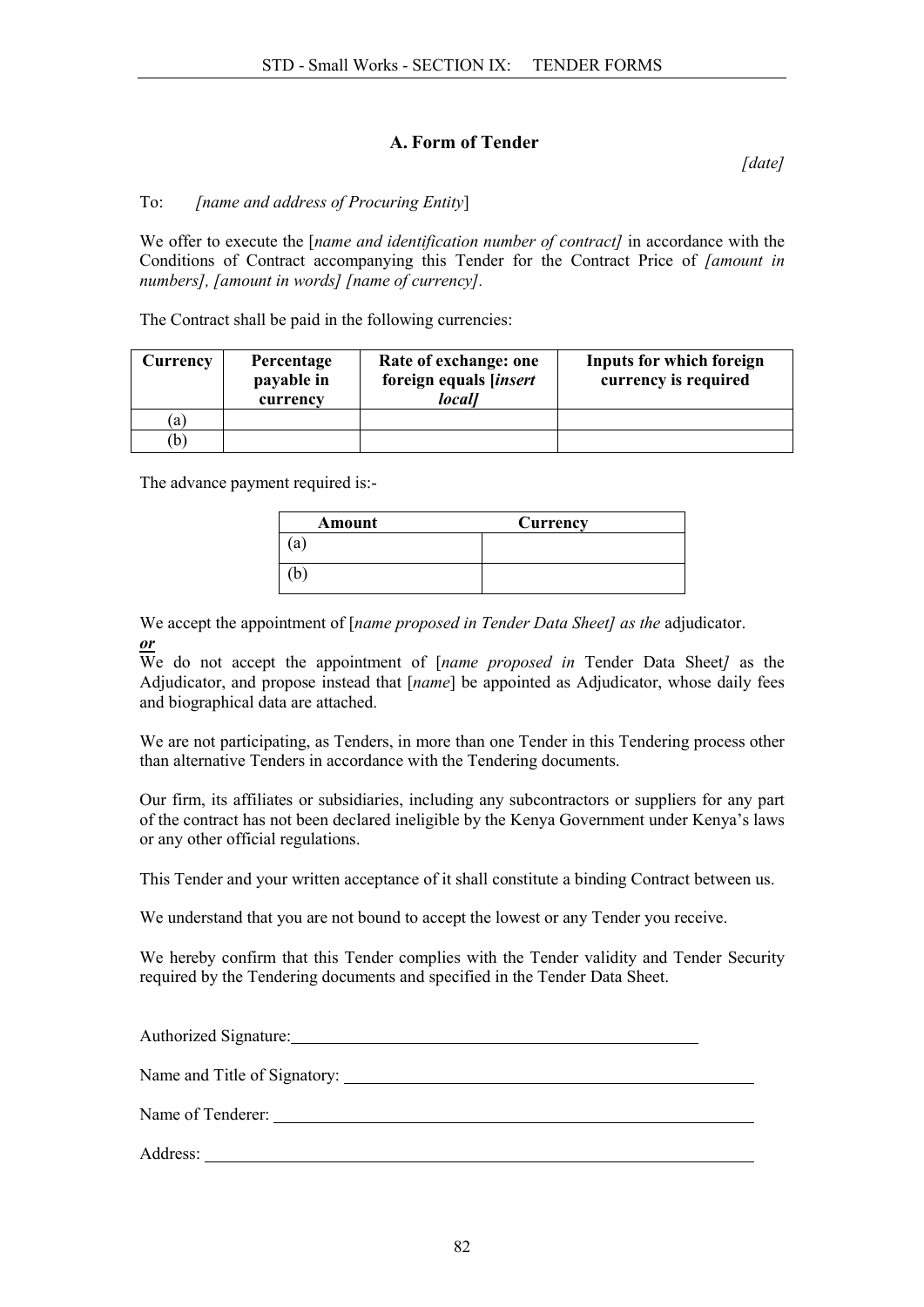## A. Form of Tender

*[date]*

To: *[name and address of Procuring Entity*]

We offer to execute the [*name and identification number of contract]* in accordance with the Conditions of Contract accompanying this Tender for the Contract Price of *[amount in numbers], [amount in words] [name of currency].*

The Contract shall be paid in the following currencies:

| Currency | Percentage payable in currency | Rate of exchange: one foreign equals [*insert local]* | Inputs for which foreign currency is required |
|---|---|---|---|
| (a) | | | |
| (b) | | | |

The advance payment required is:-

| Amount | Currency |
|---|---|
| (a) | |
| (b) | |

We accept the appointment of [*name proposed in Tender Data Sheet] as the* adjudicator.

***or***

We do not accept the appointment of [*name proposed in* Tender Data Sheet*]* as the Adjudicator, and propose instead that [*name*] be appointed as Adjudicator, whose daily fees and biographical data are attached.

We are not participating, as Tenders, in more than one Tender in this Tendering process other than alternative Tenders in accordance with the Tendering documents.

Our firm, its affiliates or subsidiaries, including any subcontractors or suppliers for any part of the contract has not been declared ineligible by the Kenya Government under Kenya's laws or any other official regulations.

This Tender and your written acceptance of it shall constitute a binding Contract between us.

We understand that you are not bound to accept the lowest or any Tender you receive.

We hereby confirm that this Tender complies with the Tender validity and Tender Security required by the Tendering documents and specified in the Tender Data Sheet.

Authorized Signature: ____________________________________________

Name and Title of Signatory: ____________________________________________

Name of Tenderer: ____________________________________________

Address: ____________________________________________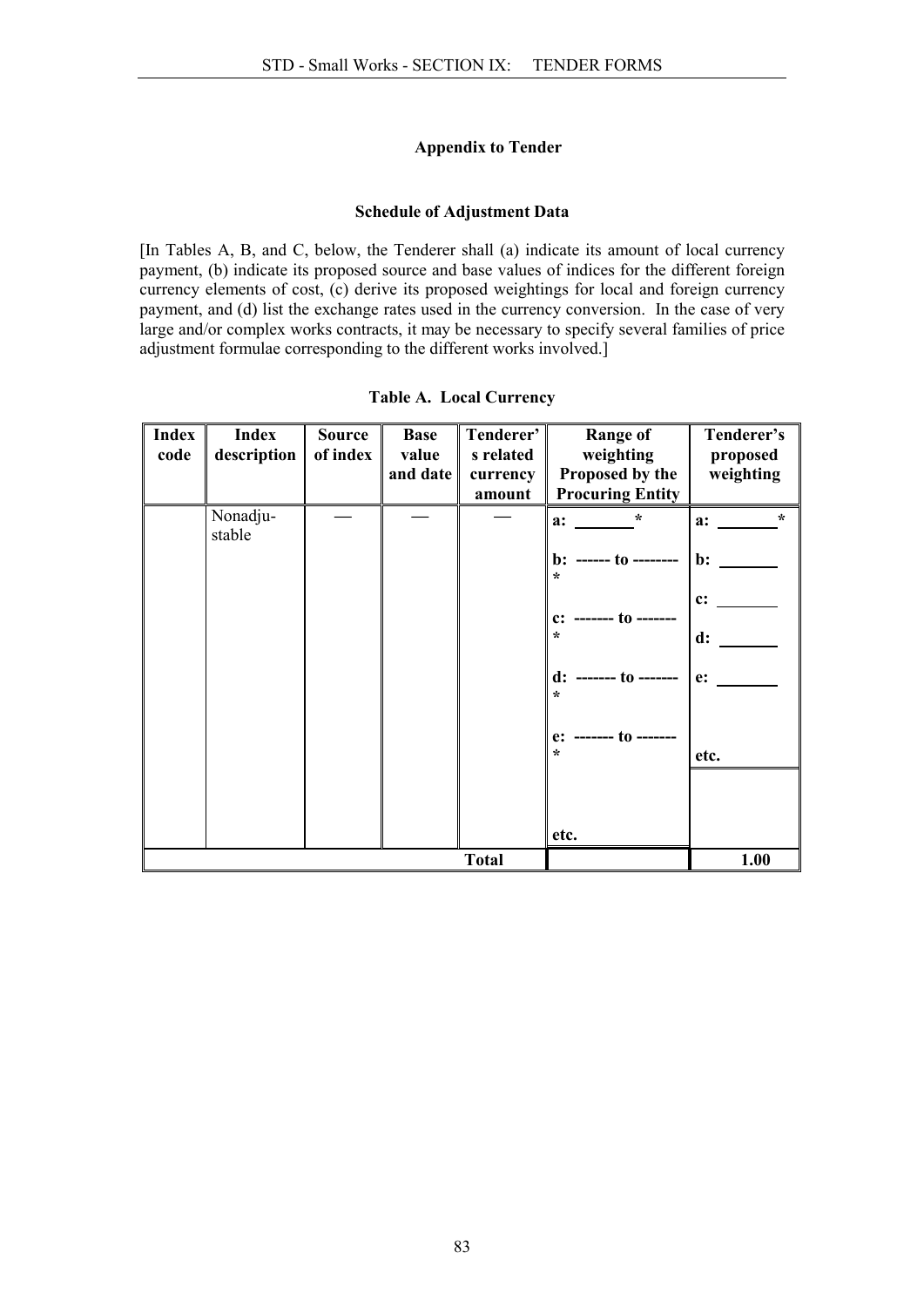### Appendix to Tender

#### Schedule of Adjustment Data

[In Tables A, B, and C, below, the Tenderer shall (a) indicate its amount of local currency payment, (b) indicate its proposed source and base values of indices for the different foreign currency elements of cost, (c) derive its proposed weightings for local and foreign currency payment, and (d) list the exchange rates used in the currency conversion. In the case of very large and/or complex works contracts, it may be necessary to specify several families of price adjustment formulae corresponding to the different works involved.]

**Table A. Local Currency**

| Index code | Index description | Source of index | Base value and date | Tenderer's related currency amount | Range of weighting Proposed by the Procuring Entity | Tenderer's proposed weighting |
|---|---|---|---|---|---|---|
| | Nonadju-stable | — | — | — | a: _______* | a: _______* |
| | | | | | b: ------ to -------- * | b: _______ |
| | | | | | c: ------- to ------- * | c: _______ |
| | | | | | d: ------- to ------- * | d: _______ |
| | | | | | e: ------- to ------- * | e: _______ |
| | | | | | etc. | etc. |
| | | | | **Total** | | **1.00** |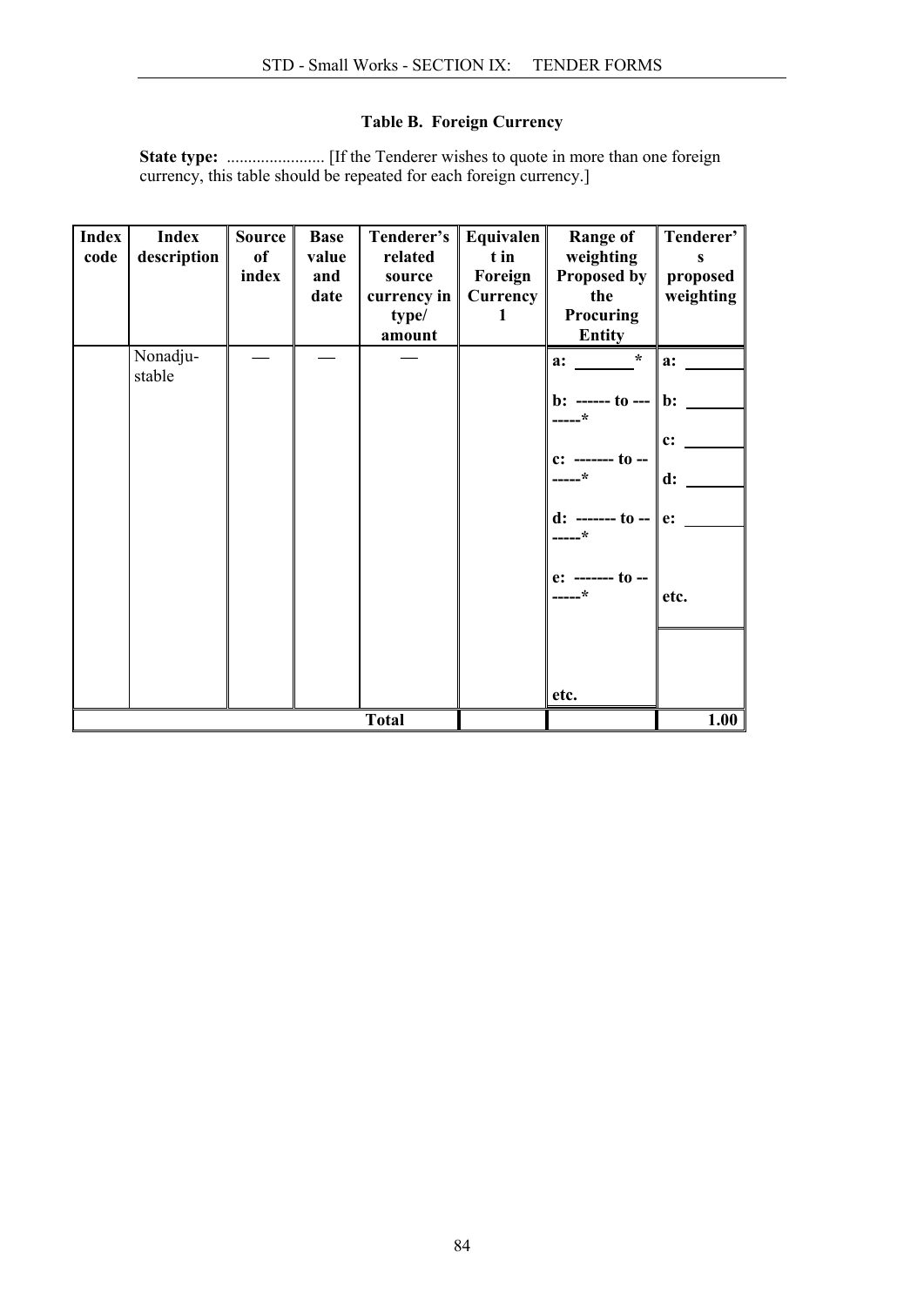### Table B. Foreign Currency

**State type:** ....................... [If the Tenderer wishes to quote in more than one foreign currency, this table should be repeated for each foreign currency.]

| Index code | Index description | Source of index | Base value and date | Tenderer's related source currency in type/ amount | Equivalent in Foreign Currency 1 | Range of weighting Proposed by the Procuring Entity | Tenderer's proposed weighting |
|---|---|---|---|---|---|---|---|
| | Nonadju-stable | — | — | — | | **a: \_\_\_\_\_\_\_ *** <br> **b: ------ to --------*** <br> **c: ------- to -------*** <br> **d: ------- to -------*** <br> **e: ------- to -------*** <br> **etc.** | **a: \_\_\_\_\_\_\_** <br> **b: \_\_\_\_\_\_\_** <br> **c: \_\_\_\_\_\_\_** <br> **d: \_\_\_\_\_\_\_** <br> **e: \_\_\_\_\_\_\_** <br> **etc.** |
| | | | | **Total** | | | **1.00** |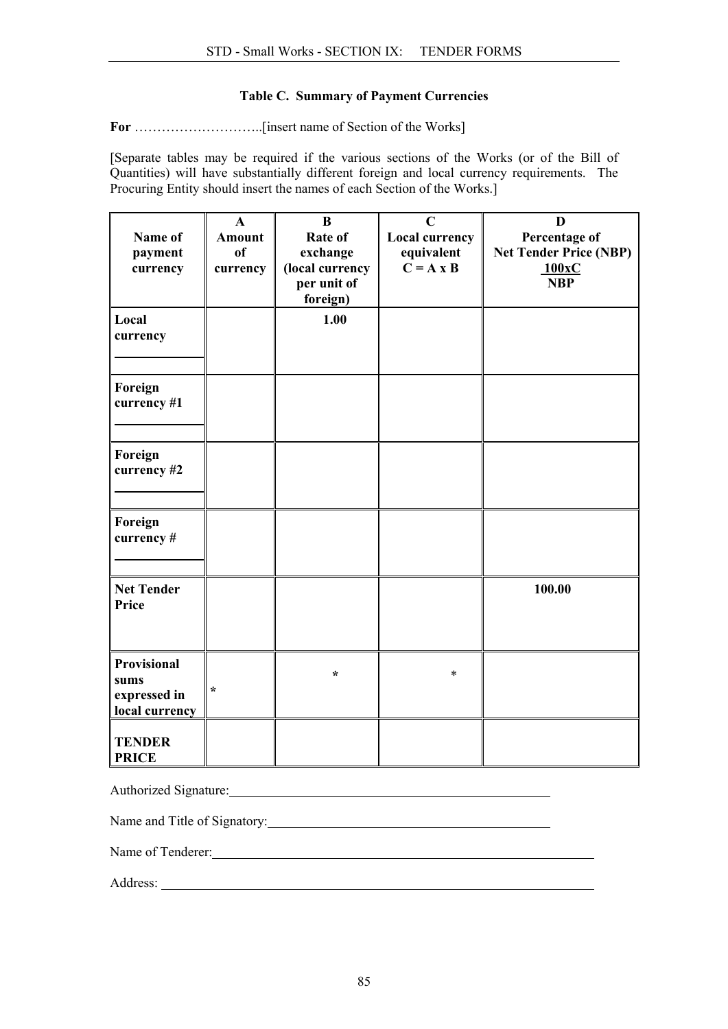### Table C. Summary of Payment Currencies

**For** ………………………..[insert name of Section of the Works]

[Separate tables may be required if the various sections of the Works (or of the Bill of Quantities) will have substantially different foreign and local currency requirements. The Procuring Entity should insert the names of each Section of the Works.]

| Name of payment currency | A<br>Amount of currency | B<br>Rate of exchange (local currency per unit of foreign) | C<br>Local currency equivalent<br>C = A x B | D<br>Percentage of Net Tender Price (NBP)<br>100xC / NBP |
|---|---|---|---|---|
| **Local currency** ______ | | **1.00** | | |
| **Foreign currency #1** ______ | | | | |
| **Foreign currency #2** ______ | | | | |
| **Foreign currency #** ______ | | | | |
| **Net Tender Price** | | | | **100.00** |
| **Provisional sums expressed in local currency** | * | * | * | |
| **TENDER PRICE** | | | | |

Authorized Signature: ______________________________

Name and Title of Signatory: ______________________________

Name of Tenderer: ______________________________

Address: ______________________________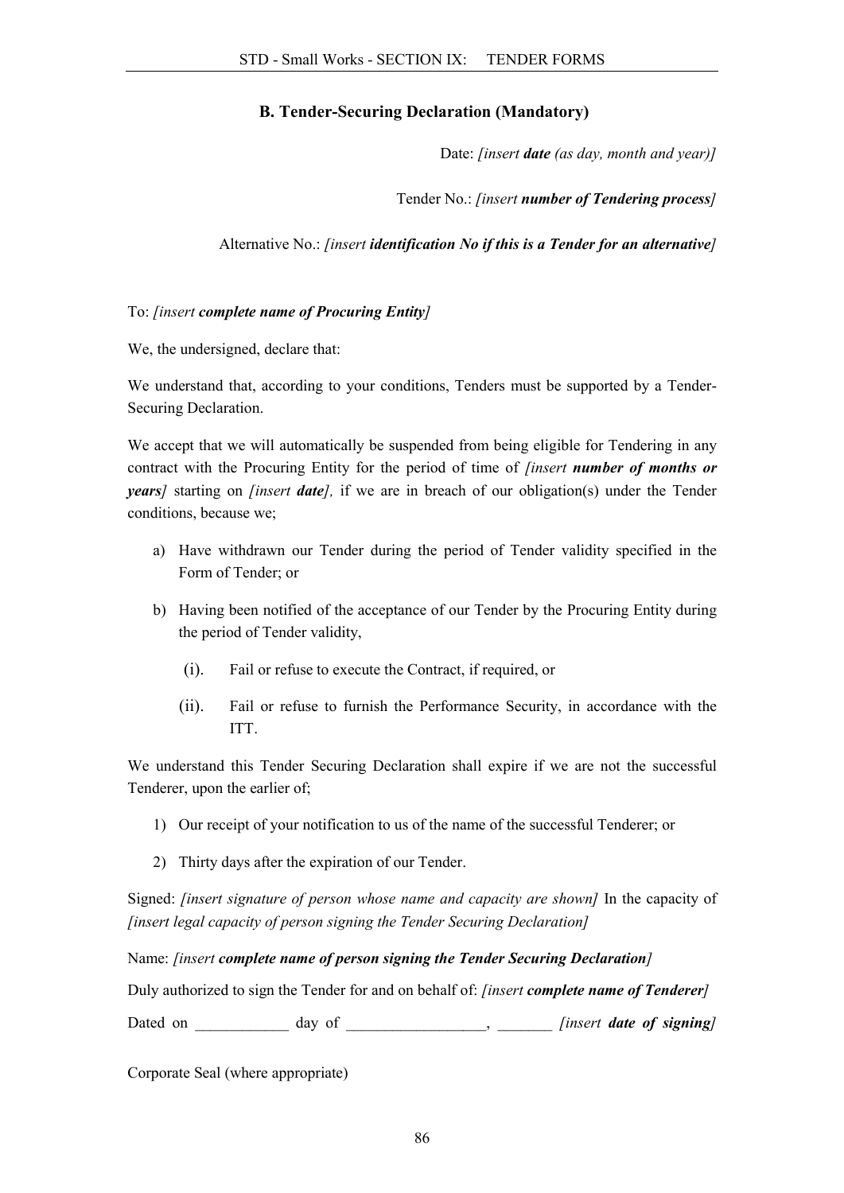## B. Tender-Securing Declaration (Mandatory)

Date: *[insert **date** (as day, month and year)]*

Tender No.: *[insert **number of Tendering process**]*

Alternative No.: *[insert **identification No if this is a Tender for an alternative**]*

To: *[insert **complete name of Procuring Entity**]*

We, the undersigned, declare that:

We understand that, according to your conditions, Tenders must be supported by a Tender-Securing Declaration.

We accept that we will automatically be suspended from being eligible for Tendering in any contract with the Procuring Entity for the period of time of *[insert **number of months or years**]* starting on *[insert **date**],* if we are in breach of our obligation(s) under the Tender conditions, because we;

a) Have withdrawn our Tender during the period of Tender validity specified in the Form of Tender; or

b) Having been notified of the acceptance of our Tender by the Procuring Entity during the period of Tender validity,

   (i). Fail or refuse to execute the Contract, if required, or

   (ii). Fail or refuse to furnish the Performance Security, in accordance with the ITT.

We understand this Tender Securing Declaration shall expire if we are not the successful Tenderer, upon the earlier of;

1) Our receipt of your notification to us of the name of the successful Tenderer; or

2) Thirty days after the expiration of our Tender.

Signed: *[insert signature of person whose name and capacity are shown]* In the capacity of *[insert legal capacity of person signing the Tender Securing Declaration]*

Name: *[insert **complete name of person signing the Tender Securing Declaration**]*

Duly authorized to sign the Tender for and on behalf of: *[insert **complete name of Tenderer**]*

Dated on ____________ day of __________________, _______ *[insert **date of signing**]*

Corporate Seal (where appropriate)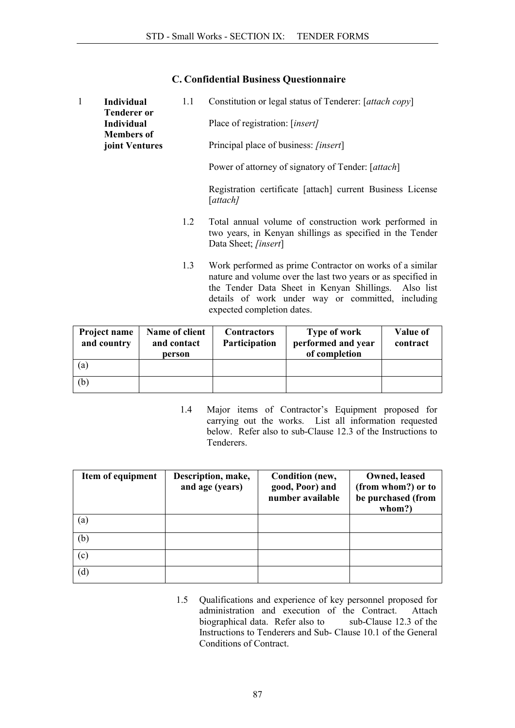## C. Confidential Business Questionnaire

1 **Individual Tenderer or Individual Members of joint Ventures**

1.1 Constitution or legal status of Tenderer: [*attach copy*]

Place of registration: [*insert]*

Principal place of business: *[insert*]

Power of attorney of signatory of Tender: [*attach*]

Registration certificate [attach] current Business License [*attach]*

1.2 Total annual volume of construction work performed in two years, in Kenyan shillings as specified in the Tender Data Sheet; *[insert*]

1.3 Work performed as prime Contractor on works of a similar nature and volume over the last two years or as specified in the Tender Data Sheet in Kenyan Shillings. Also list details of work under way or committed, including expected completion dates.

| Project name and country | Name of client and contact person | Contractors Participation | Type of work performed and year of completion | Value of contract |
|---|---|---|---|---|
| (a) | | | | |
| (b) | | | | |

1.4 Major items of Contractor's Equipment proposed for carrying out the works. List all information requested below. Refer also to sub-Clause 12.3 of the Instructions to Tenderers.

| Item of equipment | Description, make, and age (years) | Condition (new, good, Poor) and number available | Owned, leased (from whom?) or to be purchased (from whom?) |
|---|---|---|---|
| (a) | | | |
| (b) | | | |
| (c) | | | |
| (d) | | | |

1.5 Qualifications and experience of key personnel proposed for administration and execution of the Contract. Attach biographical data. Refer also to sub-Clause 12.3 of the Instructions to Tenderers and Sub- Clause 10.1 of the General Conditions of Contract.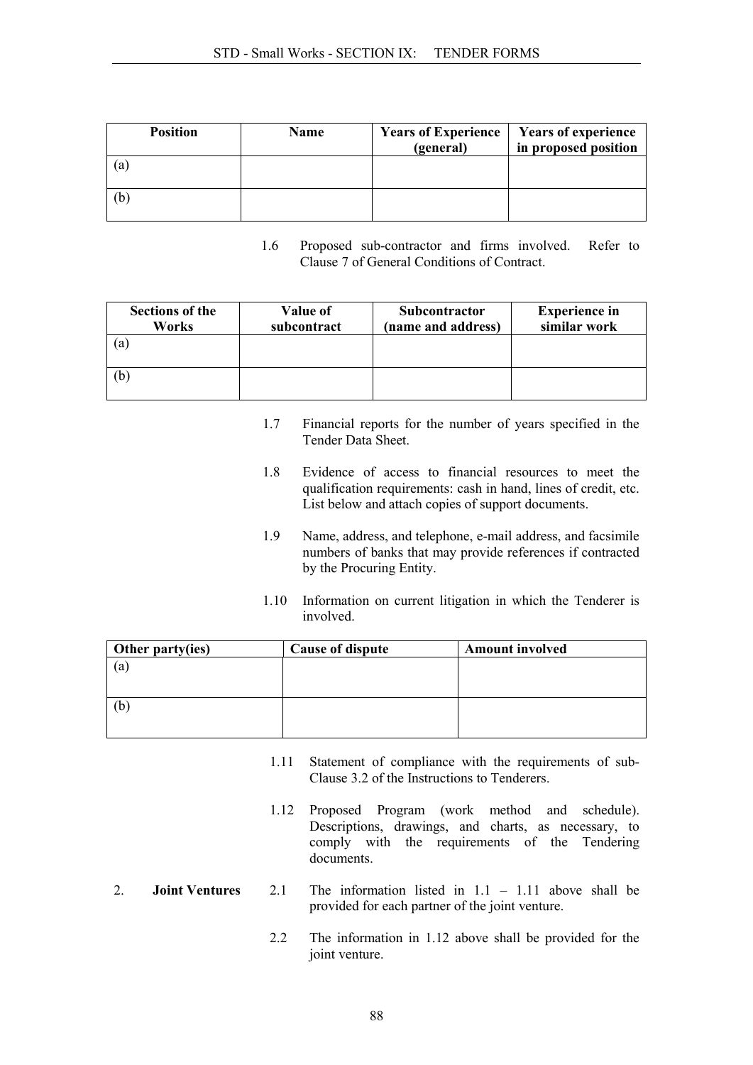| Position | Name | Years of Experience (general) | Years of experience in proposed position |
| --- | --- | --- | --- |
| (a) | | | |
| (b) | | | |

1.6 Proposed sub-contractor and firms involved. Refer to Clause 7 of General Conditions of Contract.

| Sections of the Works | Value of subcontract | Subcontractor (name and address) | Experience in similar work |
| --- | --- | --- | --- |
| (a) | | | |
| (b) | | | |

1.7 Financial reports for the number of years specified in the Tender Data Sheet.

1.8 Evidence of access to financial resources to meet the qualification requirements: cash in hand, lines of credit, etc. List below and attach copies of support documents.

1.9 Name, address, and telephone, e-mail address, and facsimile numbers of banks that may provide references if contracted by the Procuring Entity.

1.10 Information on current litigation in which the Tenderer is involved.

| Other party(ies) | Cause of dispute | Amount involved |
| --- | --- | --- |
| (a) | | |
| (b) | | |

1.11 Statement of compliance with the requirements of sub-Clause 3.2 of the Instructions to Tenderers.

1.12 Proposed Program (work method and schedule). Descriptions, drawings, and charts, as necessary, to comply with the requirements of the Tendering documents.

2. **Joint Ventures**

2.1 The information listed in 1.1 – 1.11 above shall be provided for each partner of the joint venture.

2.2 The information in 1.12 above shall be provided for the joint venture.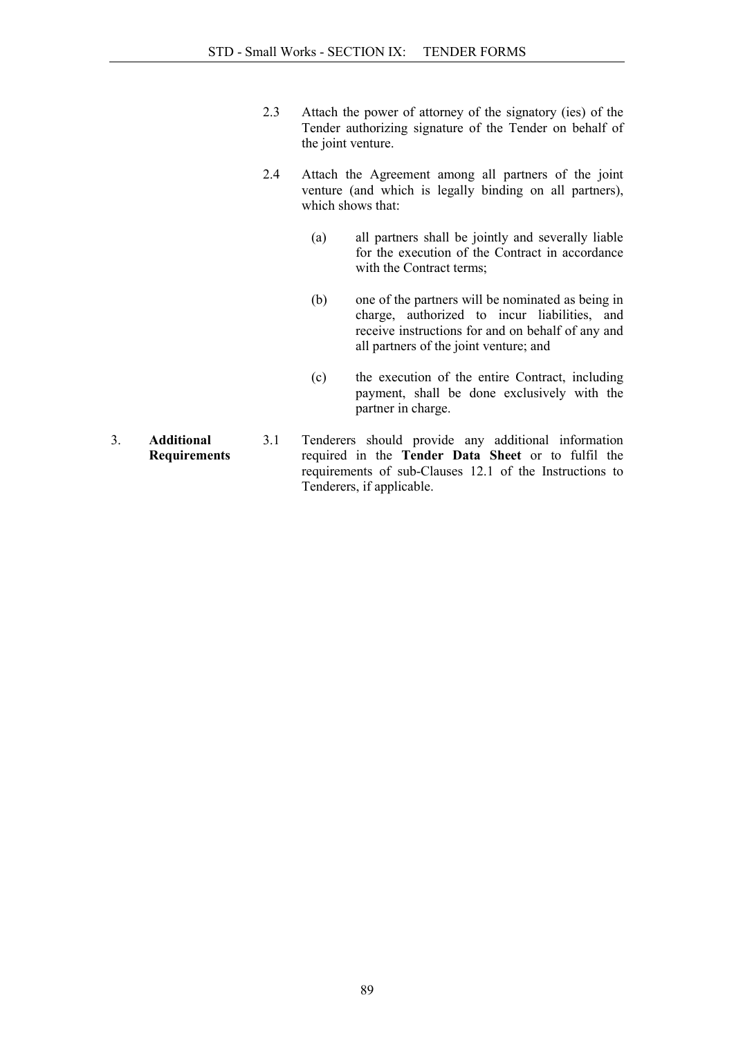2.3 Attach the power of attorney of the signatory (ies) of the Tender authorizing signature of the Tender on behalf of the joint venture.

2.4 Attach the Agreement among all partners of the joint venture (and which is legally binding on all partners), which shows that:

(a) all partners shall be jointly and severally liable for the execution of the Contract in accordance with the Contract terms;

(b) one of the partners will be nominated as being in charge, authorized to incur liabilities, and receive instructions for and on behalf of any and all partners of the joint venture; and

(c) the execution of the entire Contract, including payment, shall be done exclusively with the partner in charge.

3. **Additional Requirements**

3.1 Tenderers should provide any additional information required in the **Tender Data Sheet** or to fulfil the requirements of sub-Clauses 12.1 of the Instructions to Tenderers, if applicable.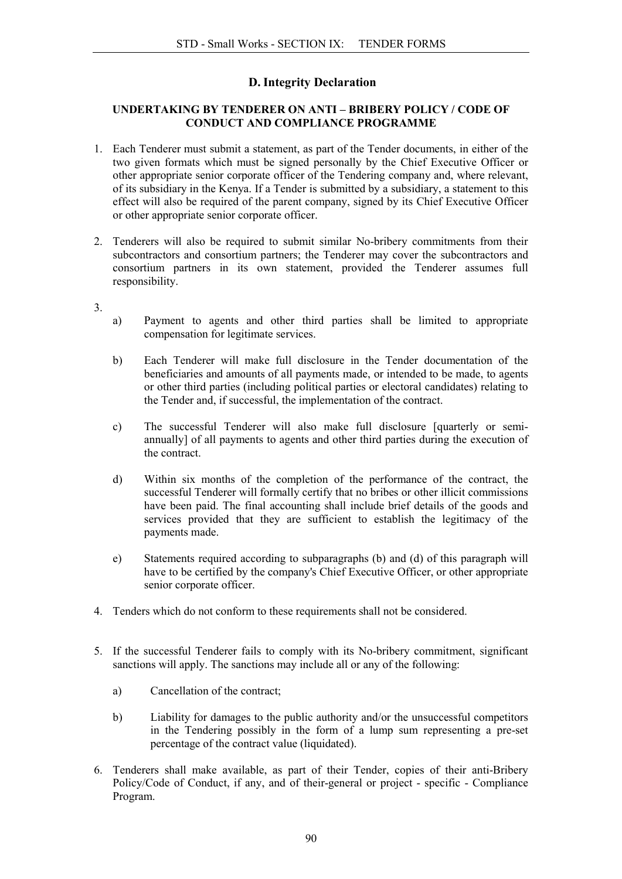## D. Integrity Declaration

### UNDERTAKING BY TENDERER ON ANTI – BRIBERY POLICY / CODE OF CONDUCT AND COMPLIANCE PROGRAMME

1. Each Tenderer must submit a statement, as part of the Tender documents, in either of the two given formats which must be signed personally by the Chief Executive Officer or other appropriate senior corporate officer of the Tendering company and, where relevant, of its subsidiary in the Kenya. If a Tender is submitted by a subsidiary, a statement to this effect will also be required of the parent company, signed by its Chief Executive Officer or other appropriate senior corporate officer.

2. Tenderers will also be required to submit similar No-bribery commitments from their subcontractors and consortium partners; the Tenderer may cover the subcontractors and consortium partners in its own statement, provided the Tenderer assumes full responsibility.

3.
   a) Payment to agents and other third parties shall be limited to appropriate compensation for legitimate services.

   b) Each Tenderer will make full disclosure in the Tender documentation of the beneficiaries and amounts of all payments made, or intended to be made, to agents or other third parties (including political parties or electoral candidates) relating to the Tender and, if successful, the implementation of the contract.

   c) The successful Tenderer will also make full disclosure [quarterly or semi-annually] of all payments to agents and other third parties during the execution of the contract.

   d) Within six months of the completion of the performance of the contract, the successful Tenderer will formally certify that no bribes or other illicit commissions have been paid. The final accounting shall include brief details of the goods and services provided that they are sufficient to establish the legitimacy of the payments made.

   e) Statements required according to subparagraphs (b) and (d) of this paragraph will have to be certified by the company's Chief Executive Officer, or other appropriate senior corporate officer.

4. Tenders which do not conform to these requirements shall not be considered.

5. If the successful Tenderer fails to comply with its No-bribery commitment, significant sanctions will apply. The sanctions may include all or any of the following:

   a) Cancellation of the contract;

   b) Liability for damages to the public authority and/or the unsuccessful competitors in the Tendering possibly in the form of a lump sum representing a pre-set percentage of the contract value (liquidated).

6. Tenderers shall make available, as part of their Tender, copies of their anti-Bribery Policy/Code of Conduct, if any, and of their-general or project - specific - Compliance Program.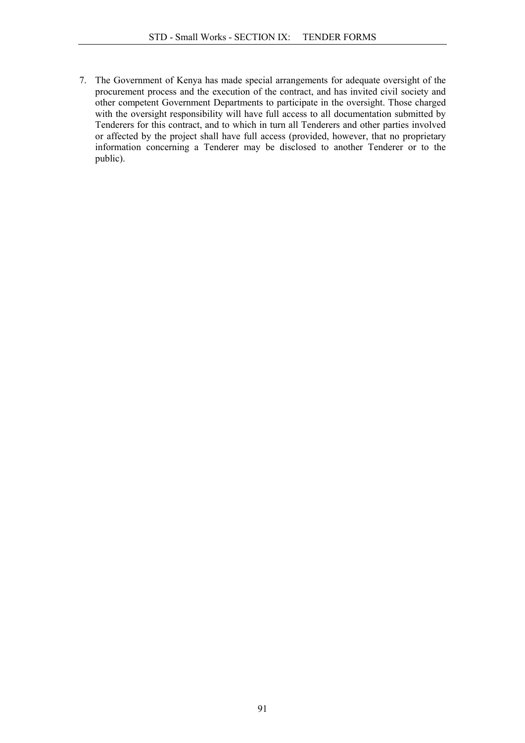7. The Government of Kenya has made special arrangements for adequate oversight of the procurement process and the execution of the contract, and has invited civil society and other competent Government Departments to participate in the oversight. Those charged with the oversight responsibility will have full access to all documentation submitted by Tenderers for this contract, and to which in turn all Tenderers and other parties involved or affected by the project shall have full access (provided, however, that no proprietary information concerning a Tenderer may be disclosed to another Tenderer or to the public).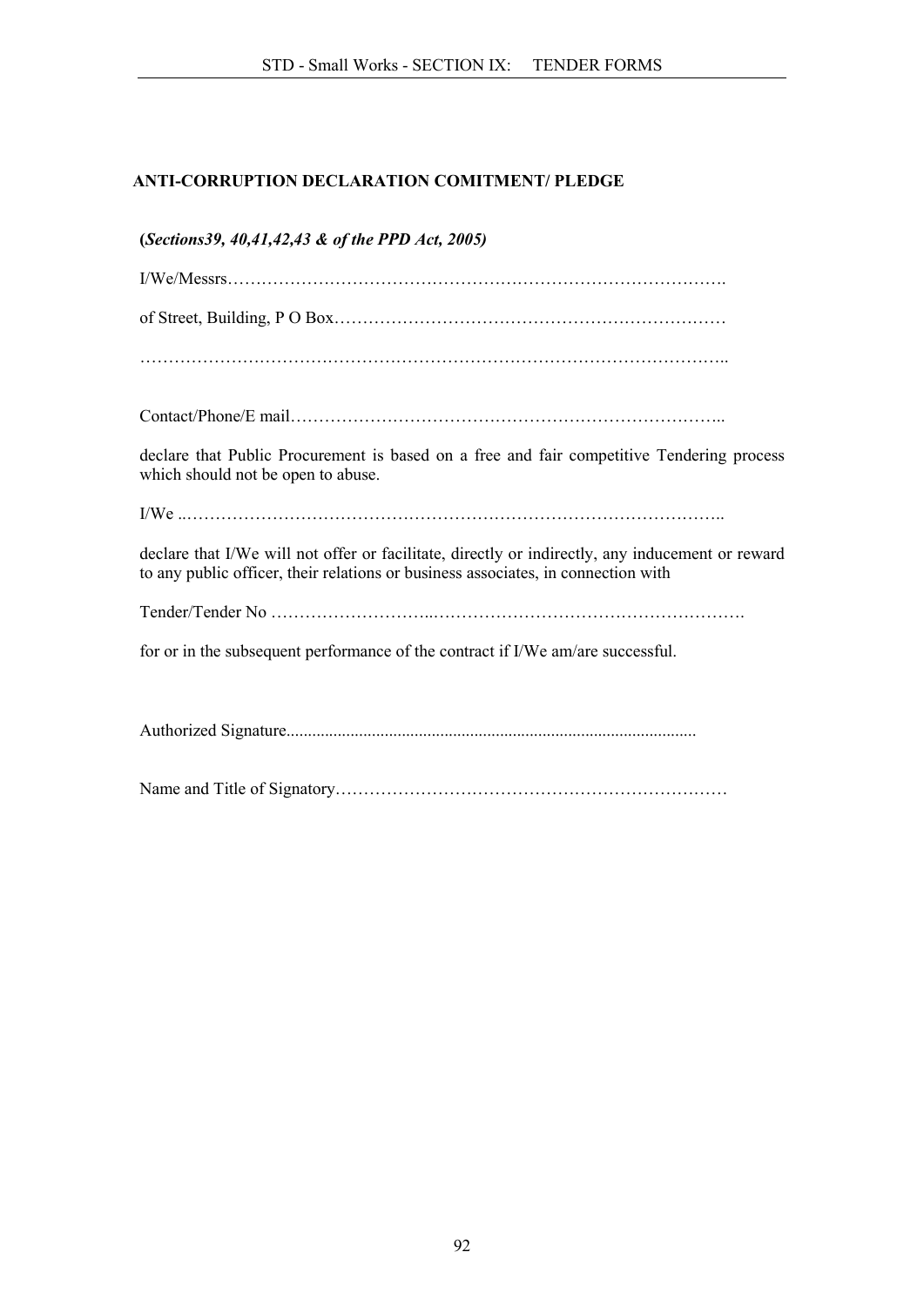## ANTI-CORRUPTION DECLARATION COMITMENT/ PLEDGE

**(*Sections39, 40,41,42,43 & of the PPD Act, 2005)***

I/We/Messrs…………………………………………………………………………….

of Street, Building, P O Box……………………………………………………………

…………………………………………………………………………………………..

Contact/Phone/E mail…………………………………………………………………..

declare that Public Procurement is based on a free and fair competitive Tendering process which should not be open to abuse.

I/We ..…………………………………………………………………………………..

declare that I/We will not offer or facilitate, directly or indirectly, any inducement or reward to any public officer, their relations or business associates, in connection with

Tender/Tender No ……………………...……………………………………………….

for or in the subsequent performance of the contract if I/We am/are successful.

Authorized Signature..............................................................................................

Name and Title of Signatory……………………………………………………………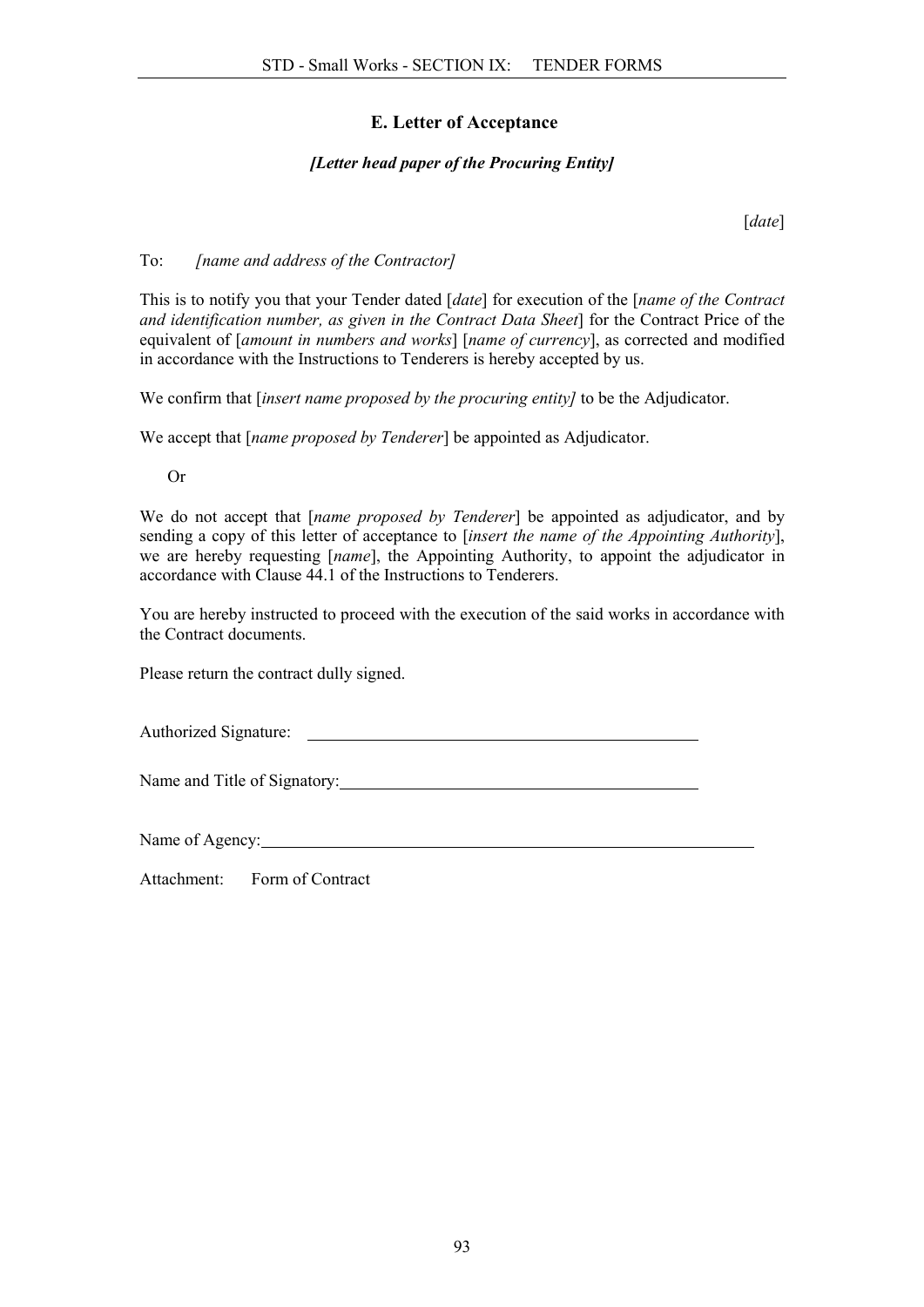## E. Letter of Acceptance

***[Letter head paper of the Procuring Entity]***

[*date*]

To: *[name and address of the Contractor]*

This is to notify you that your Tender dated [*date*] for execution of the [*name of the Contract and identification number, as given in the Contract Data Sheet*] for the Contract Price of the equivalent of [*amount in numbers and works*] [*name of currency*], as corrected and modified in accordance with the Instructions to Tenderers is hereby accepted by us.

We confirm that [*insert name proposed by the procuring entity]* to be the Adjudicator.

We accept that [*name proposed by Tenderer*] be appointed as Adjudicator.

Or

We do not accept that [*name proposed by Tenderer*] be appointed as adjudicator, and by sending a copy of this letter of acceptance to [*insert the name of the Appointing Authority*], we are hereby requesting [*name*], the Appointing Authority, to appoint the adjudicator in accordance with Clause 44.1 of the Instructions to Tenderers.

You are hereby instructed to proceed with the execution of the said works in accordance with the Contract documents.

Please return the contract dully signed.

Authorized Signature: ______________________________________________

Name and Title of Signatory: ______________________________________________

Name of Agency: ____________________________________________________________

Attachment: Form of Contract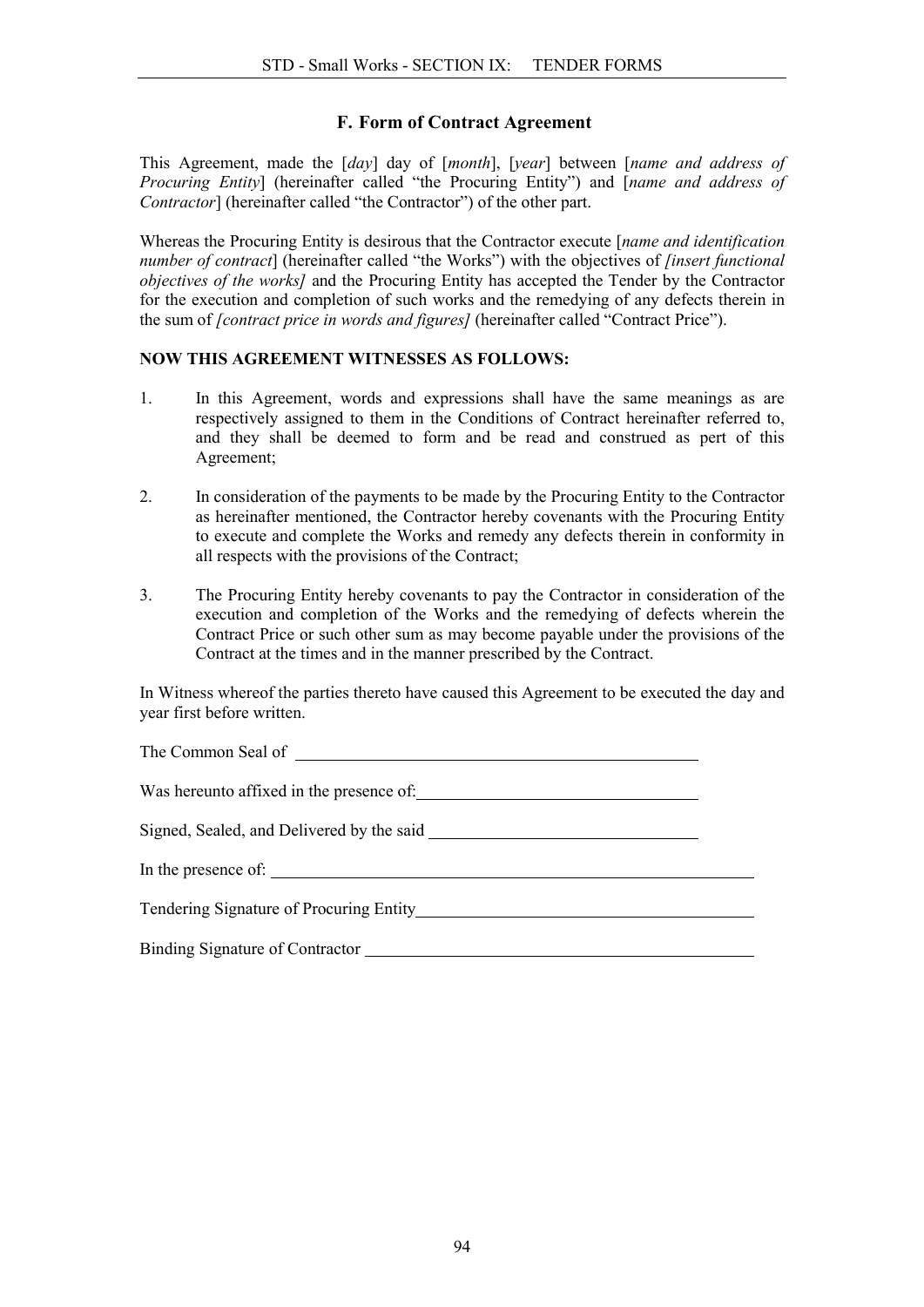## F. Form of Contract Agreement

This Agreement, made the [*day*] day of [*month*], [*year*] between [*name and address of Procuring Entity*] (hereinafter called "the Procuring Entity") and [*name and address of Contractor*] (hereinafter called "the Contractor") of the other part.

Whereas the Procuring Entity is desirous that the Contractor execute [*name and identification number of contract*] (hereinafter called "the Works") with the objectives of *[insert functional objectives of the works]* and the Procuring Entity has accepted the Tender by the Contractor for the execution and completion of such works and the remedying of any defects therein in the sum of *[contract price in words and figures]* (hereinafter called "Contract Price").

**NOW THIS AGREEMENT WITNESSES AS FOLLOWS:**

1. In this Agreement, words and expressions shall have the same meanings as are respectively assigned to them in the Conditions of Contract hereinafter referred to, and they shall be deemed to form and be read and construed as pert of this Agreement;

2. In consideration of the payments to be made by the Procuring Entity to the Contractor as hereinafter mentioned, the Contractor hereby covenants with the Procuring Entity to execute and complete the Works and remedy any defects therein in conformity in all respects with the provisions of the Contract;

3. The Procuring Entity hereby covenants to pay the Contractor in consideration of the execution and completion of the Works and the remedying of defects wherein the Contract Price or such other sum as may become payable under the provisions of the Contract at the times and in the manner prescribed by the Contract.

In Witness whereof the parties thereto have caused this Agreement to be executed the day and year first before written.

The Common Seal of ________________________________

Was hereunto affixed in the presence of: ________________________________

Signed, Sealed, and Delivered by the said ________________________________

In the presence of: ________________________________

Tendering Signature of Procuring Entity ________________________________

Binding Signature of Contractor ________________________________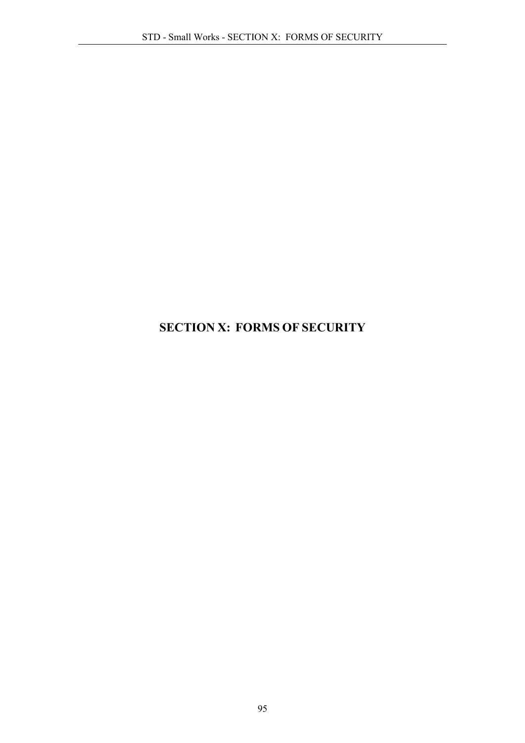# SECTION X: FORMS OF SECURITY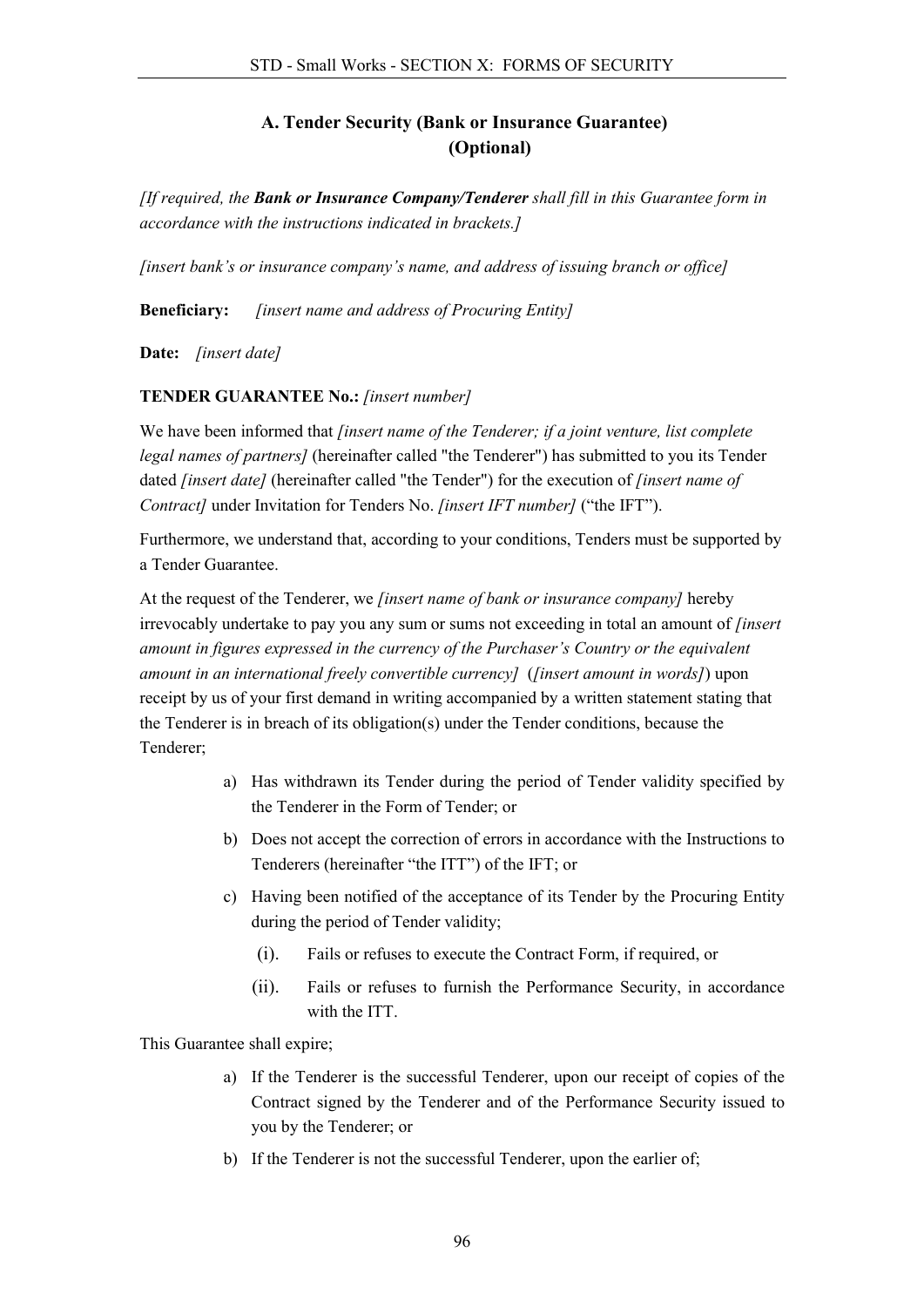## A. Tender Security (Bank or Insurance Guarantee) (Optional)

*[If required, the **Bank or Insurance Company/Tenderer** shall fill in this Guarantee form in accordance with the instructions indicated in brackets.]*

*[insert bank's or insurance company's name, and address of issuing branch or office]*

**Beneficiary:** *[insert name and address of Procuring Entity]*

**Date:** *[insert date]*

**TENDER GUARANTEE No.:** *[insert number]*

We have been informed that *[insert name of the Tenderer; if a joint venture, list complete legal names of partners]* (hereinafter called "the Tenderer") has submitted to you its Tender dated *[insert date]* (hereinafter called "the Tender") for the execution of *[insert name of Contract]* under Invitation for Tenders No. *[insert IFT number]* ("the IFT").

Furthermore, we understand that, according to your conditions, Tenders must be supported by a Tender Guarantee.

At the request of the Tenderer, we *[insert name of bank or insurance company]* hereby irrevocably undertake to pay you any sum or sums not exceeding in total an amount of *[insert amount in figures expressed in the currency of the Purchaser's Country or the equivalent amount in an international freely convertible currency]* (*[insert amount in words]*) upon receipt by us of your first demand in writing accompanied by a written statement stating that the Tenderer is in breach of its obligation(s) under the Tender conditions, because the Tenderer;

a) Has withdrawn its Tender during the period of Tender validity specified by the Tenderer in the Form of Tender; or

b) Does not accept the correction of errors in accordance with the Instructions to Tenderers (hereinafter "the ITT") of the IFT; or

c) Having been notified of the acceptance of its Tender by the Procuring Entity during the period of Tender validity;

   (i). Fails or refuses to execute the Contract Form, if required, or

   (ii). Fails or refuses to furnish the Performance Security, in accordance with the ITT.

This Guarantee shall expire;

a) If the Tenderer is the successful Tenderer, upon our receipt of copies of the Contract signed by the Tenderer and of the Performance Security issued to you by the Tenderer; or

b) If the Tenderer is not the successful Tenderer, upon the earlier of;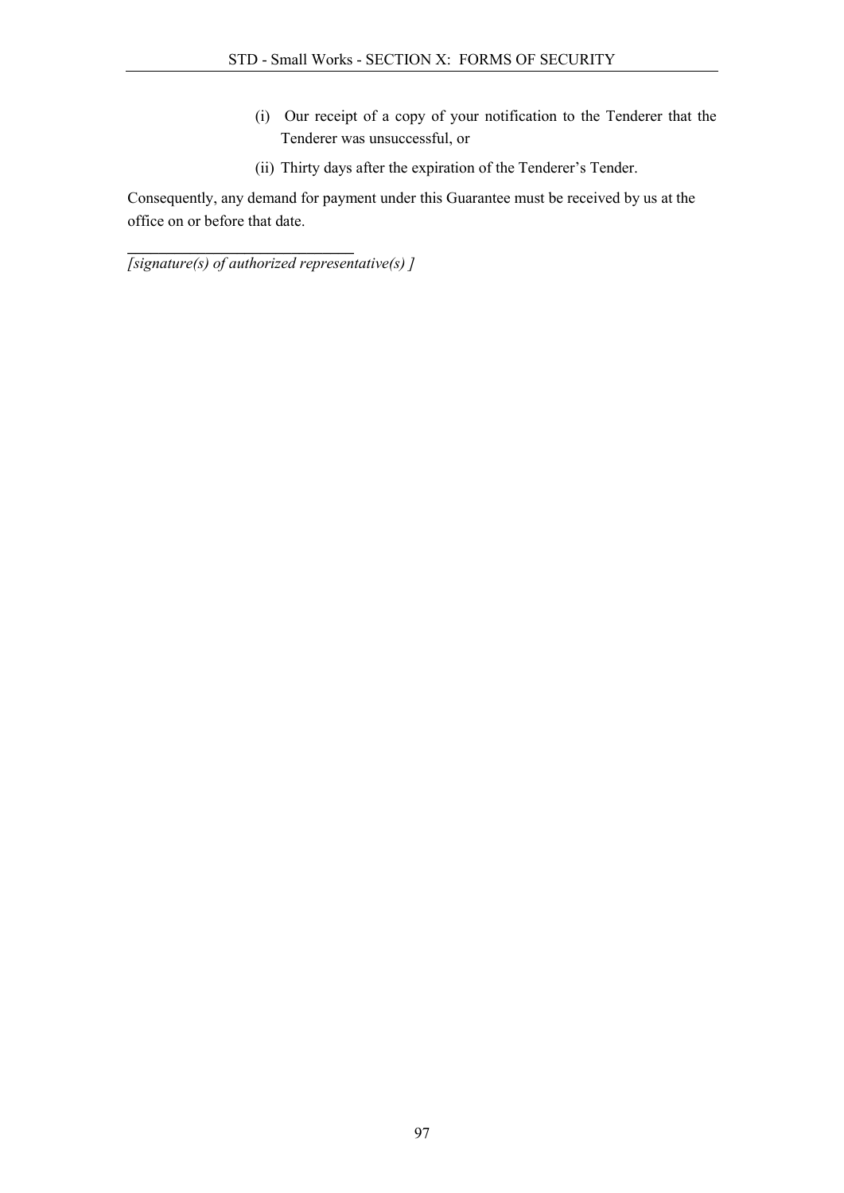(i) Our receipt of a copy of your notification to the Tenderer that the Tenderer was unsuccessful, or

(ii) Thirty days after the expiration of the Tenderer's Tender.

Consequently, any demand for payment under this Guarantee must be received by us at the office on or before that date.

_____________________________

*[signature(s) of authorized representative(s) ]*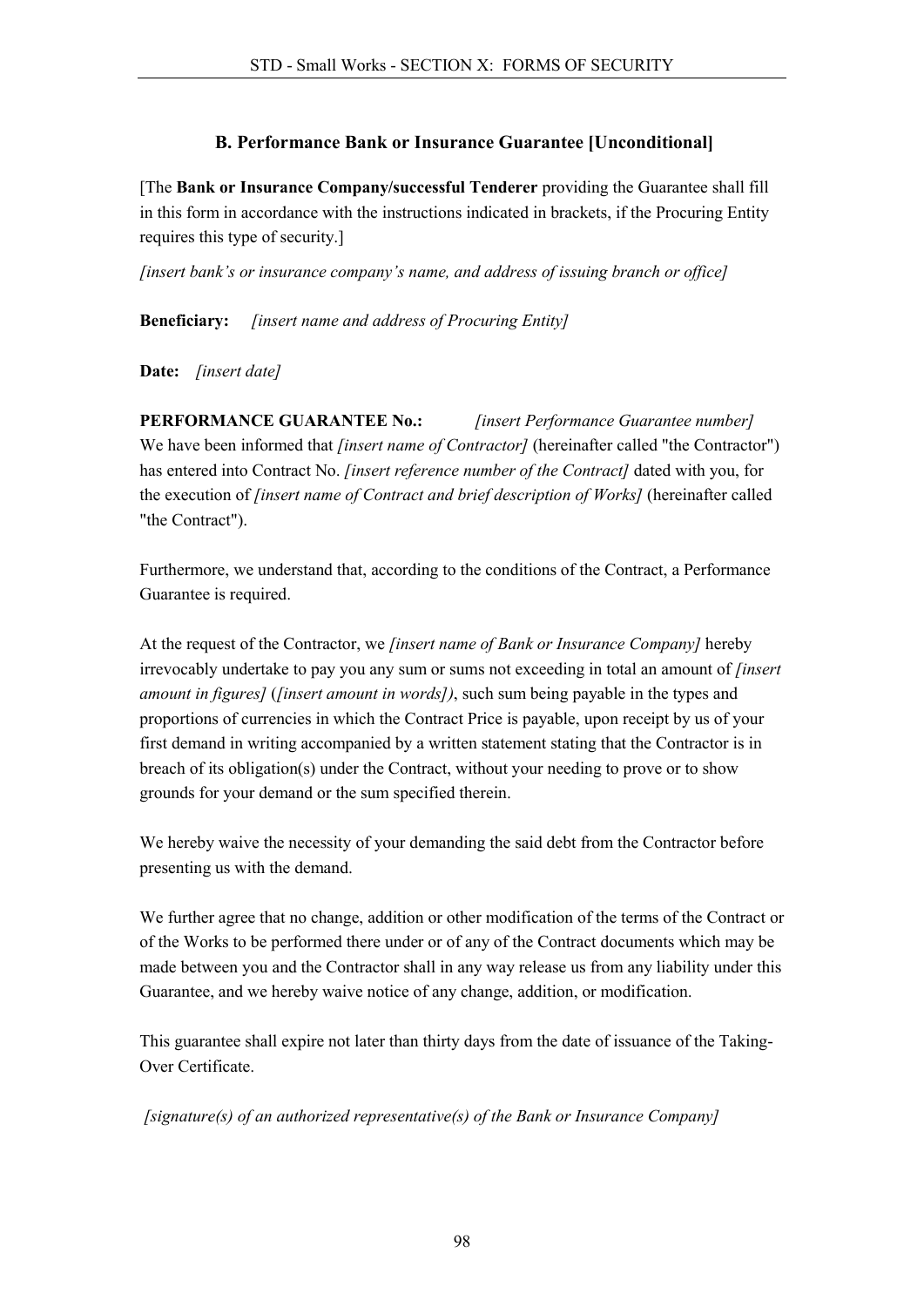## B. Performance Bank or Insurance Guarantee [Unconditional]

[The **Bank or Insurance Company/successful Tenderer** providing the Guarantee shall fill in this form in accordance with the instructions indicated in brackets, if the Procuring Entity requires this type of security.]

*[insert bank's or insurance company's name, and address of issuing branch or office]*

**Beneficiary:** *[insert name and address of Procuring Entity]*

**Date:** *[insert date]*

**PERFORMANCE GUARANTEE No.:** *[insert Performance Guarantee number]*
We have been informed that *[insert name of Contractor]* (hereinafter called "the Contractor") has entered into Contract No. *[insert reference number of the Contract]* dated with you, for the execution of *[insert name of Contract and brief description of Works]* (hereinafter called "the Contract").

Furthermore, we understand that, according to the conditions of the Contract, a Performance Guarantee is required.

At the request of the Contractor, we *[insert name of Bank or Insurance Company]* hereby irrevocably undertake to pay you any sum or sums not exceeding in total an amount of *[insert amount in figures]* (*[insert amount in words]*), such sum being payable in the types and proportions of currencies in which the Contract Price is payable, upon receipt by us of your first demand in writing accompanied by a written statement stating that the Contractor is in breach of its obligation(s) under the Contract, without your needing to prove or to show grounds for your demand or the sum specified therein.

We hereby waive the necessity of your demanding the said debt from the Contractor before presenting us with the demand.

We further agree that no change, addition or other modification of the terms of the Contract or of the Works to be performed there under or of any of the Contract documents which may be made between you and the Contractor shall in any way release us from any liability under this Guarantee, and we hereby waive notice of any change, addition, or modification.

This guarantee shall expire not later than thirty days from the date of issuance of the Taking-Over Certificate.

*[signature(s) of an authorized representative(s) of the Bank or Insurance Company]*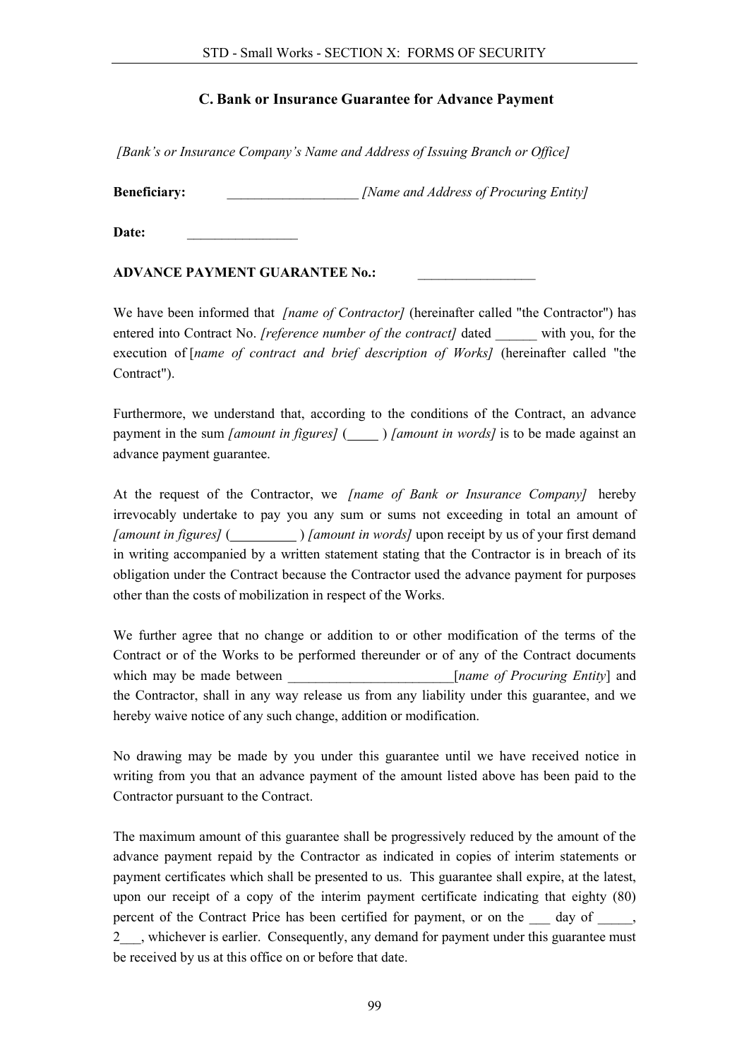## C. Bank or Insurance Guarantee for Advance Payment

*[Bank's or Insurance Company's Name and Address of Issuing Branch or Office]*

**Beneficiary:** ___________________ *[Name and Address of Procuring Entity]*

**Date:** ________________

**ADVANCE PAYMENT GUARANTEE No.:** _________________

We have been informed that *[name of Contractor]* (hereinafter called "the Contractor") has entered into Contract No. *[reference number of the contract]* dated ______ with you, for the execution of *[name of contract and brief description of Works]* (hereinafter called "the Contract").

Furthermore, we understand that, according to the conditions of the Contract, an advance payment in the sum *[amount in figures]* (_____ ) *[amount in words]* is to be made against an advance payment guarantee.

At the request of the Contractor, we *[name of Bank or Insurance Company]* hereby irrevocably undertake to pay you any sum or sums not exceeding in total an amount of *[amount in figures]* (__________ ) *[amount in words]* upon receipt by us of your first demand in writing accompanied by a written statement stating that the Contractor is in breach of its obligation under the Contract because the Contractor used the advance payment for purposes other than the costs of mobilization in respect of the Works.

We further agree that no change or addition to or other modification of the terms of the Contract or of the Works to be performed thereunder or of any of the Contract documents which may be made between ________________________[*name of Procuring Entity*] and the Contractor, shall in any way release us from any liability under this guarantee, and we hereby waive notice of any such change, addition or modification.

No drawing may be made by you under this guarantee until we have received notice in writing from you that an advance payment of the amount listed above has been paid to the Contractor pursuant to the Contract.

The maximum amount of this guarantee shall be progressively reduced by the amount of the advance payment repaid by the Contractor as indicated in copies of interim statements or payment certificates which shall be presented to us. This guarantee shall expire, at the latest, upon our receipt of a copy of the interim payment certificate indicating that eighty (80) percent of the Contract Price has been certified for payment, or on the ___ day of _____, 2___, whichever is earlier. Consequently, any demand for payment under this guarantee must be received by us at this office on or before that date.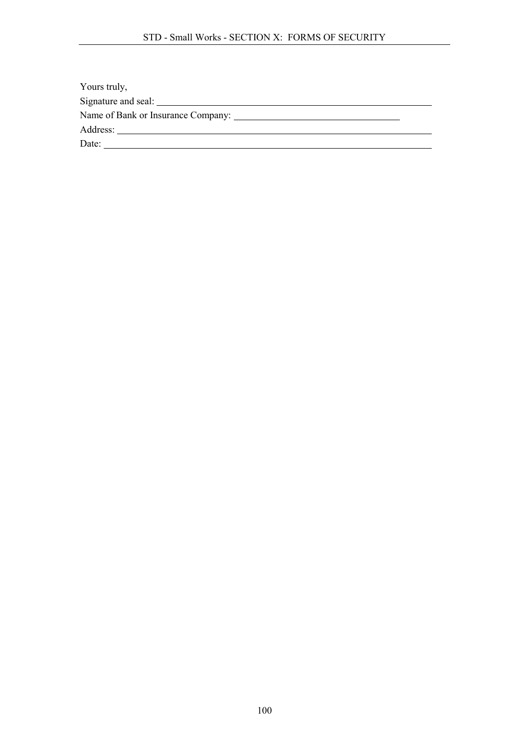Yours truly,

Signature and seal: \_\_\_\_\_\_\_\_\_\_\_\_\_\_\_\_\_\_\_\_\_\_\_\_\_\_\_\_\_\_\_\_\_\_\_\_\_\_\_\_\_\_\_\_\_\_\_\_\_\_

Name of Bank or Insurance Company: \_\_\_\_\_\_\_\_\_\_\_\_\_\_\_\_\_\_\_\_\_\_\_\_\_\_\_\_\_\_\_\_

Address: \_\_\_\_\_\_\_\_\_\_\_\_\_\_\_\_\_\_\_\_\_\_\_\_\_\_\_\_\_\_\_\_\_\_\_\_\_\_\_\_\_\_\_\_\_\_\_\_\_\_\_\_\_\_\_\_\_\_

Date: \_\_\_\_\_\_\_\_\_\_\_\_\_\_\_\_\_\_\_\_\_\_\_\_\_\_\_\_\_\_\_\_\_\_\_\_\_\_\_\_\_\_\_\_\_\_\_\_\_\_\_\_\_\_\_\_\_\_\_\_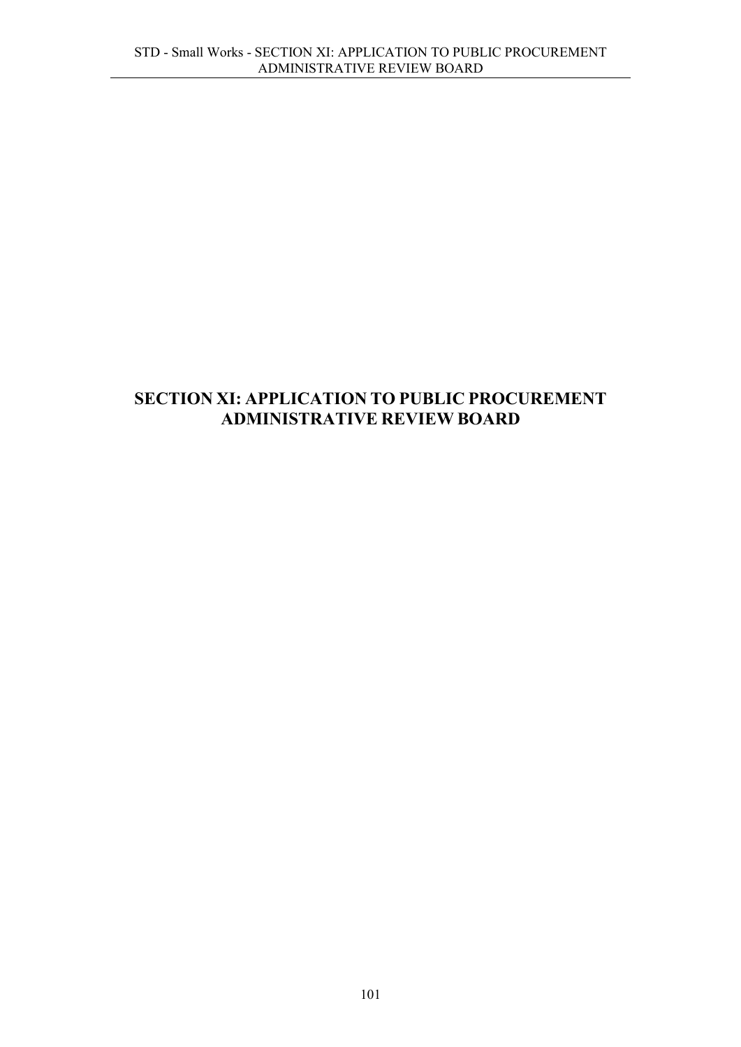# SECTION XI: APPLICATION TO PUBLIC PROCUREMENT ADMINISTRATIVE REVIEW BOARD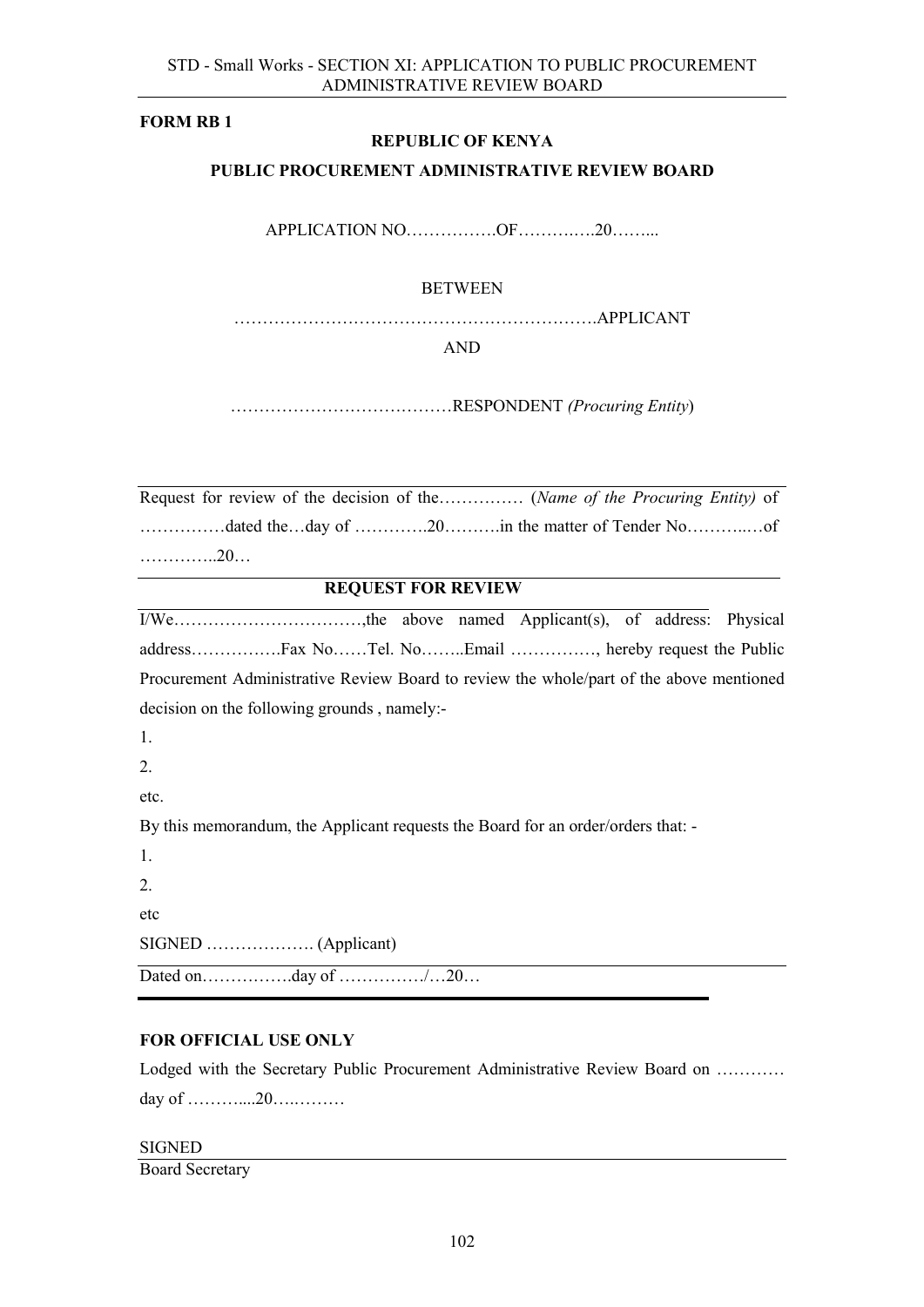**FORM RB 1**

**REPUBLIC OF KENYA**

**PUBLIC PROCUREMENT ADMINISTRATIVE REVIEW BOARD**

APPLICATION NO…………….OF……….….20……...

BETWEEN

…………………………………………………………APPLICANT

AND

…………………………………RESPONDENT *(Procuring Entity*)

Request for review of the decision of the…………… (*Name of the Procuring Entity)* of ……………dated the…day of ………….20……….in the matter of Tender No………..…of …………..20…

**REQUEST FOR REVIEW**

I/We……………………………,the above named Applicant(s), of address: Physical address…………….Fax No……Tel. No……..Email ……………, hereby request the Public Procurement Administrative Review Board to review the whole/part of the above mentioned decision on the following grounds , namely:-

1.

2.

etc.

By this memorandum, the Applicant requests the Board for an order/orders that: -

1.

2.

etc

SIGNED ………………. (Applicant)

Dated on…………….day of ……………/…20…

**FOR OFFICIAL USE ONLY**

Lodged with the Secretary Public Procurement Administrative Review Board on ………… day of ………....20….………

SIGNED

Board Secretary